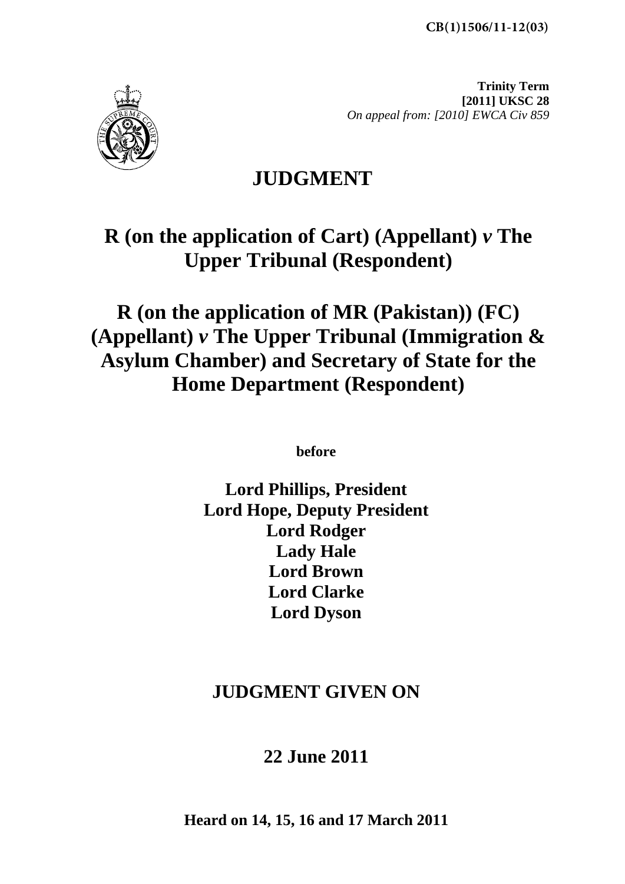**CB(1)1506/11-12(03)**

**Trinity Term**
**[2011] UKSC 28**
*On appeal from: [2010] EWCA Civ 859*

# JUDGMENT

## R (on the application of Cart) (Appellant) *v* The Upper Tribunal (Respondent)

## R (on the application of MR (Pakistan)) (FC) (Appellant) *v* The Upper Tribunal (Immigration & Asylum Chamber) and Secretary of State for the Home Department (Respondent)

**before**

**Lord Phillips, President**
**Lord Hope, Deputy President**
**Lord Rodger**
**Lady Hale**
**Lord Brown**
**Lord Clarke**
**Lord Dyson**

## JUDGMENT GIVEN ON

## 22 June 2011

**Heard on 14, 15, 16 and 17 March 2011**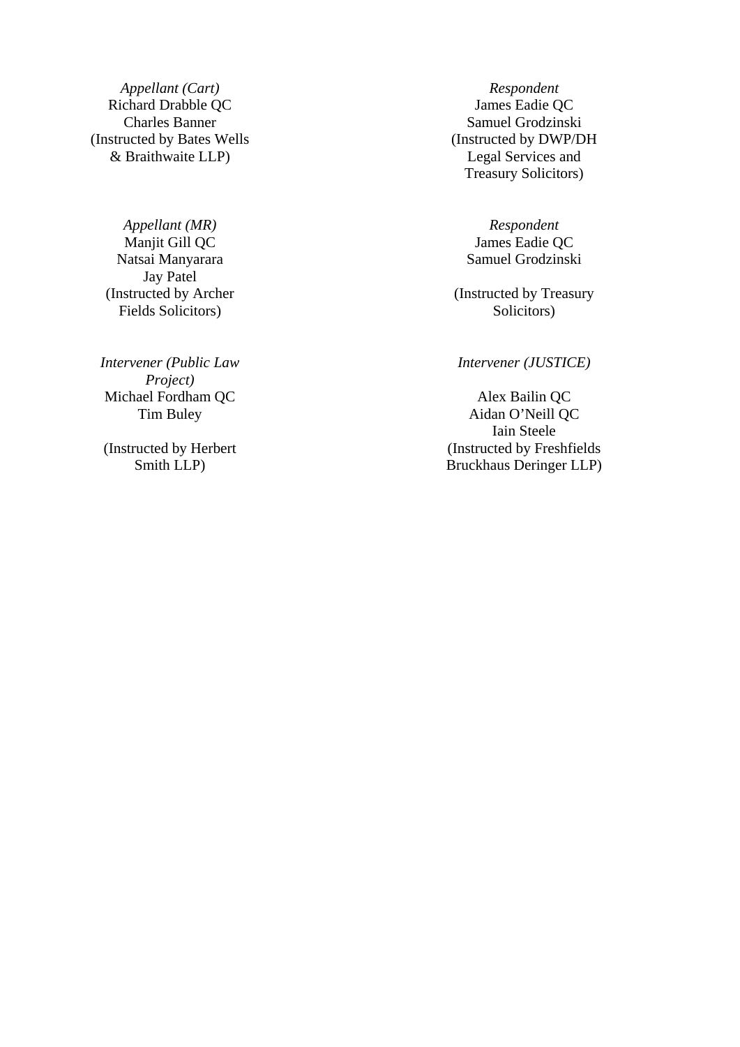| | |
|---|---|
| *Appellant (Cart)*<br>Richard Drabble QC<br>Charles Banner<br>(Instructed by Bates Wells & Braithwaite LLP) | *Respondent*<br>James Eadie QC<br>Samuel Grodzinski<br>(Instructed by DWP/DH Legal Services and Treasury Solicitors) |
| *Appellant (MR)*<br>Manjit Gill QC<br>Natsai Manyarara<br>Jay Patel<br>(Instructed by Archer Fields Solicitors) | *Respondent*<br>James Eadie QC<br>Samuel Grodzinski<br><br>(Instructed by Treasury Solicitors) |
| *Intervener (Public Law Project)*<br>Michael Fordham QC<br>Tim Buley<br><br>(Instructed by Herbert Smith LLP) | *Intervener (JUSTICE)*<br><br>Alex Bailin QC<br>Aidan O'Neill QC<br>Iain Steele<br>(Instructed by Freshfields Bruckhaus Deringer LLP) |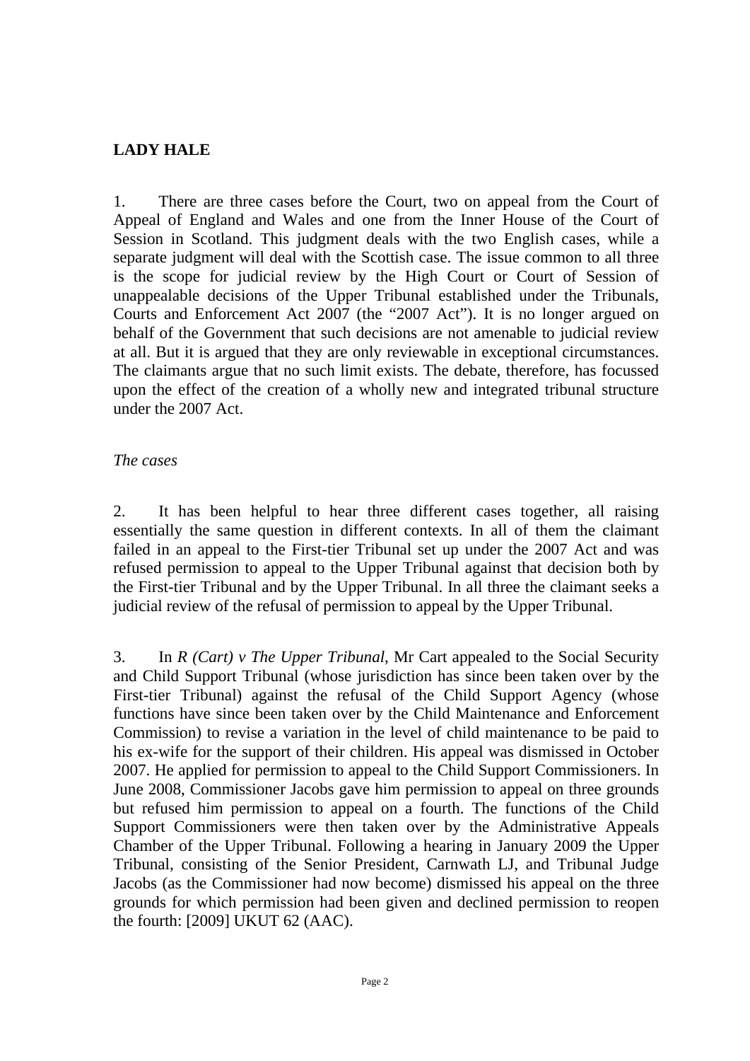**LADY HALE**

1. There are three cases before the Court, two on appeal from the Court of Appeal of England and Wales and one from the Inner House of the Court of Session in Scotland. This judgment deals with the two English cases, while a separate judgment will deal with the Scottish case. The issue common to all three is the scope for judicial review by the High Court or Court of Session of unappealable decisions of the Upper Tribunal established under the Tribunals, Courts and Enforcement Act 2007 (the "2007 Act"). It is no longer argued on behalf of the Government that such decisions are not amenable to judicial review at all. But it is argued that they are only reviewable in exceptional circumstances. The claimants argue that no such limit exists. The debate, therefore, has focussed upon the effect of the creation of a wholly new and integrated tribunal structure under the 2007 Act.

*The cases*

2. It has been helpful to hear three different cases together, all raising essentially the same question in different contexts. In all of them the claimant failed in an appeal to the First-tier Tribunal set up under the 2007 Act and was refused permission to appeal to the Upper Tribunal against that decision both by the First-tier Tribunal and by the Upper Tribunal. In all three the claimant seeks a judicial review of the refusal of permission to appeal by the Upper Tribunal.

3. In *R (Cart) v The Upper Tribunal*, Mr Cart appealed to the Social Security and Child Support Tribunal (whose jurisdiction has since been taken over by the First-tier Tribunal) against the refusal of the Child Support Agency (whose functions have since been taken over by the Child Maintenance and Enforcement Commission) to revise a variation in the level of child maintenance to be paid to his ex-wife for the support of their children. His appeal was dismissed in October 2007. He applied for permission to appeal to the Child Support Commissioners. In June 2008, Commissioner Jacobs gave him permission to appeal on three grounds but refused him permission to appeal on a fourth. The functions of the Child Support Commissioners were then taken over by the Administrative Appeals Chamber of the Upper Tribunal. Following a hearing in January 2009 the Upper Tribunal, consisting of the Senior President, Carnwath LJ, and Tribunal Judge Jacobs (as the Commissioner had now become) dismissed his appeal on the three grounds for which permission had been given and declined permission to reopen the fourth: [2009] UKUT 62 (AAC).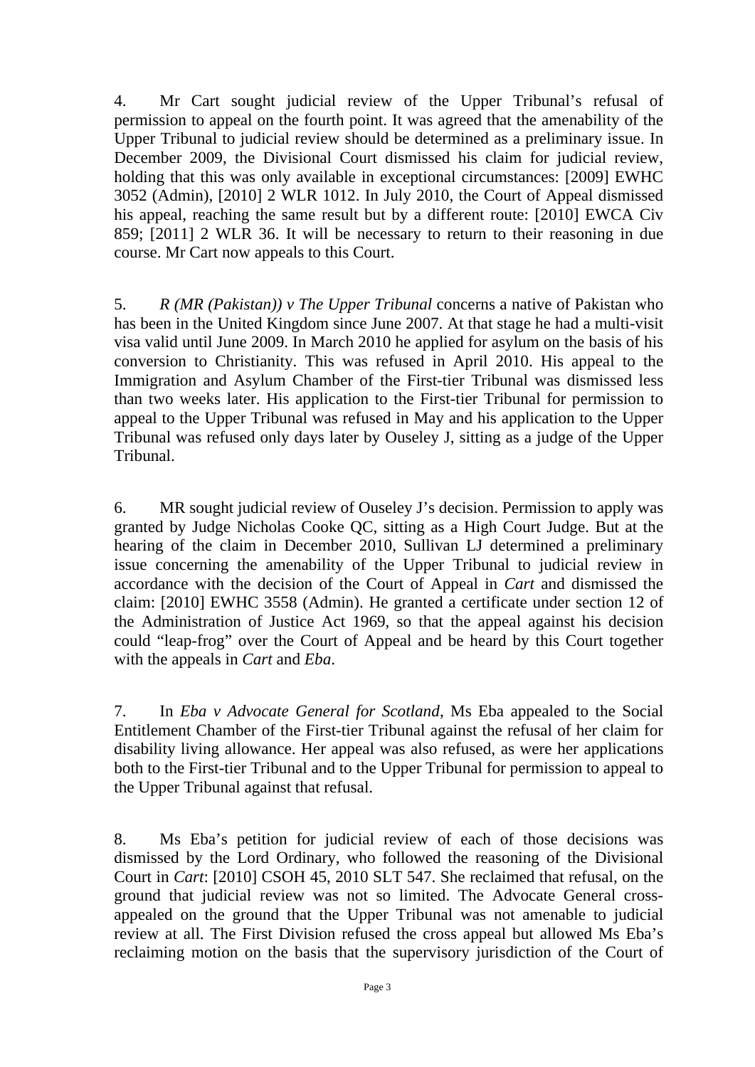4. Mr Cart sought judicial review of the Upper Tribunal's refusal of permission to appeal on the fourth point. It was agreed that the amenability of the Upper Tribunal to judicial review should be determined as a preliminary issue. In December 2009, the Divisional Court dismissed his claim for judicial review, holding that this was only available in exceptional circumstances: [2009] EWHC 3052 (Admin), [2010] 2 WLR 1012. In July 2010, the Court of Appeal dismissed his appeal, reaching the same result but by a different route: [2010] EWCA Civ 859; [2011] 2 WLR 36. It will be necessary to return to their reasoning in due course. Mr Cart now appeals to this Court.

5. *R (MR (Pakistan)) v The Upper Tribunal* concerns a native of Pakistan who has been in the United Kingdom since June 2007. At that stage he had a multi-visit visa valid until June 2009. In March 2010 he applied for asylum on the basis of his conversion to Christianity. This was refused in April 2010. His appeal to the Immigration and Asylum Chamber of the First-tier Tribunal was dismissed less than two weeks later. His application to the First-tier Tribunal for permission to appeal to the Upper Tribunal was refused in May and his application to the Upper Tribunal was refused only days later by Ouseley J, sitting as a judge of the Upper Tribunal.

6. MR sought judicial review of Ouseley J's decision. Permission to apply was granted by Judge Nicholas Cooke QC, sitting as a High Court Judge. But at the hearing of the claim in December 2010, Sullivan LJ determined a preliminary issue concerning the amenability of the Upper Tribunal to judicial review in accordance with the decision of the Court of Appeal in *Cart* and dismissed the claim: [2010] EWHC 3558 (Admin). He granted a certificate under section 12 of the Administration of Justice Act 1969, so that the appeal against his decision could "leap-frog" over the Court of Appeal and be heard by this Court together with the appeals in *Cart* and *Eba*.

7. In *Eba v Advocate General for Scotland*, Ms Eba appealed to the Social Entitlement Chamber of the First-tier Tribunal against the refusal of her claim for disability living allowance. Her appeal was also refused, as were her applications both to the First-tier Tribunal and to the Upper Tribunal for permission to appeal to the Upper Tribunal against that refusal.

8. Ms Eba's petition for judicial review of each of those decisions was dismissed by the Lord Ordinary, who followed the reasoning of the Divisional Court in *Cart*: [2010] CSOH 45, 2010 SLT 547. She reclaimed that refusal, on the ground that judicial review was not so limited. The Advocate General cross-appealed on the ground that the Upper Tribunal was not amenable to judicial review at all. The First Division refused the cross appeal but allowed Ms Eba's reclaiming motion on the basis that the supervisory jurisdiction of the Court of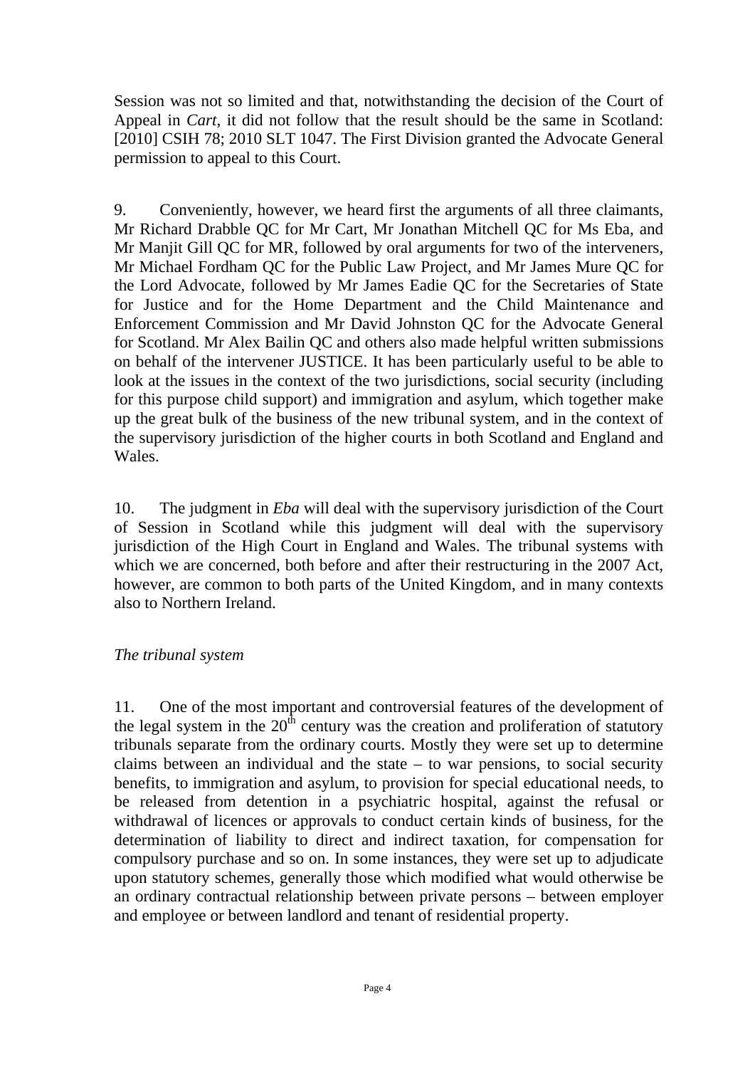Session was not so limited and that, notwithstanding the decision of the Court of Appeal in *Cart*, it did not follow that the result should be the same in Scotland: [2010] CSIH 78; 2010 SLT 1047. The First Division granted the Advocate General permission to appeal to this Court.

9. Conveniently, however, we heard first the arguments of all three claimants, Mr Richard Drabble QC for Mr Cart, Mr Jonathan Mitchell QC for Ms Eba, and Mr Manjit Gill QC for MR, followed by oral arguments for two of the interveners, Mr Michael Fordham QC for the Public Law Project, and Mr James Mure QC for the Lord Advocate, followed by Mr James Eadie QC for the Secretaries of State for Justice and for the Home Department and the Child Maintenance and Enforcement Commission and Mr David Johnston QC for the Advocate General for Scotland. Mr Alex Bailin QC and others also made helpful written submissions on behalf of the intervener JUSTICE. It has been particularly useful to be able to look at the issues in the context of the two jurisdictions, social security (including for this purpose child support) and immigration and asylum, which together make up the great bulk of the business of the new tribunal system, and in the context of the supervisory jurisdiction of the higher courts in both Scotland and England and Wales.

10. The judgment in *Eba* will deal with the supervisory jurisdiction of the Court of Session in Scotland while this judgment will deal with the supervisory jurisdiction of the High Court in England and Wales. The tribunal systems with which we are concerned, both before and after their restructuring in the 2007 Act, however, are common to both parts of the United Kingdom, and in many contexts also to Northern Ireland.

*The tribunal system*

11. One of the most important and controversial features of the development of the legal system in the 20th century was the creation and proliferation of statutory tribunals separate from the ordinary courts. Mostly they were set up to determine claims between an individual and the state – to war pensions, to social security benefits, to immigration and asylum, to provision for special educational needs, to be released from detention in a psychiatric hospital, against the refusal or withdrawal of licences or approvals to conduct certain kinds of business, for the determination of liability to direct and indirect taxation, for compensation for compulsory purchase and so on. In some instances, they were set up to adjudicate upon statutory schemes, generally those which modified what would otherwise be an ordinary contractual relationship between private persons – between employer and employee or between landlord and tenant of residential property.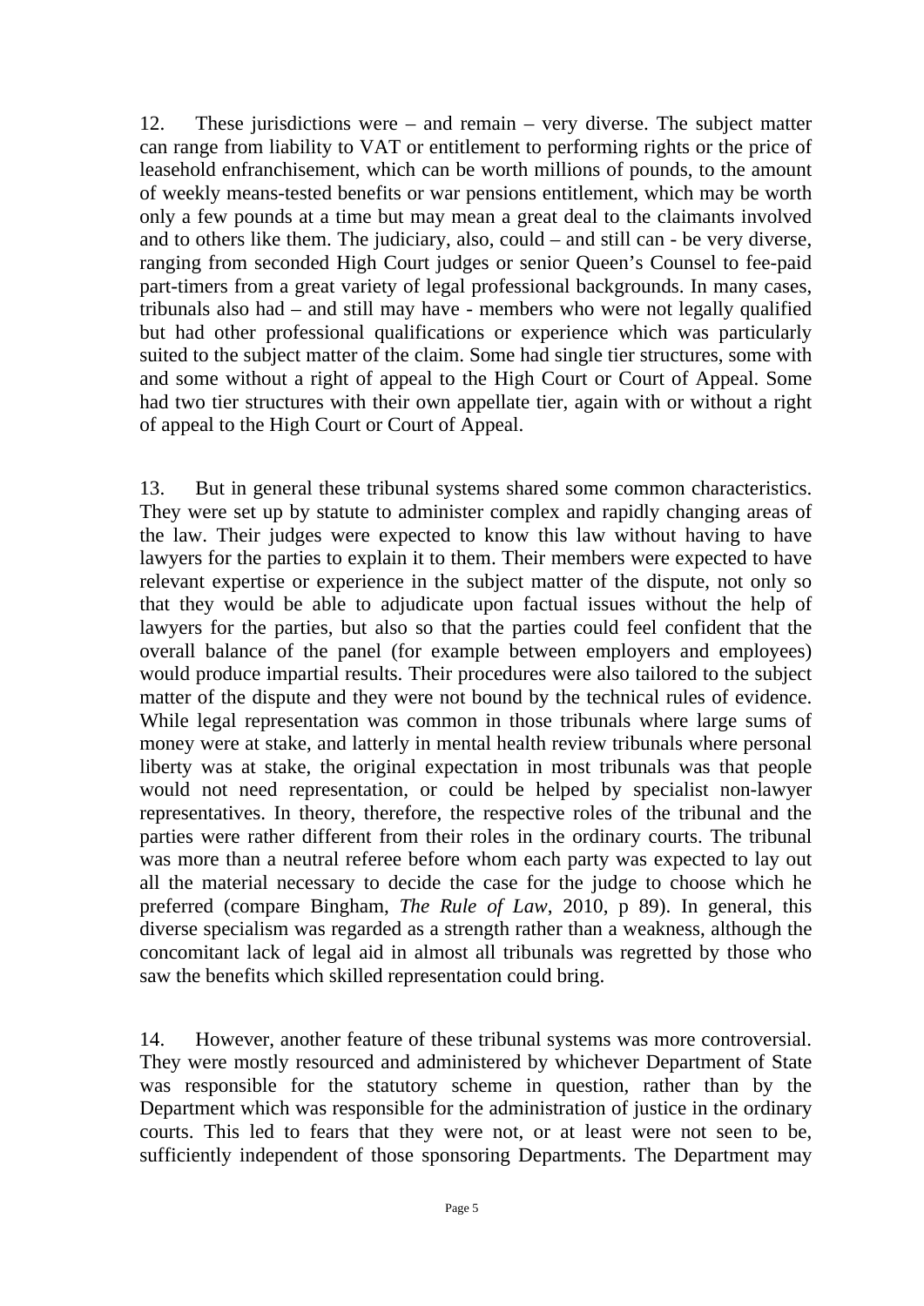12. These jurisdictions were – and remain – very diverse. The subject matter can range from liability to VAT or entitlement to performing rights or the price of leasehold enfranchisement, which can be worth millions of pounds, to the amount of weekly means-tested benefits or war pensions entitlement, which may be worth only a few pounds at a time but may mean a great deal to the claimants involved and to others like them. The judiciary, also, could – and still can - be very diverse, ranging from seconded High Court judges or senior Queen's Counsel to fee-paid part-timers from a great variety of legal professional backgrounds. In many cases, tribunals also had – and still may have - members who were not legally qualified but had other professional qualifications or experience which was particularly suited to the subject matter of the claim. Some had single tier structures, some with and some without a right of appeal to the High Court or Court of Appeal. Some had two tier structures with their own appellate tier, again with or without a right of appeal to the High Court or Court of Appeal.

13. But in general these tribunal systems shared some common characteristics. They were set up by statute to administer complex and rapidly changing areas of the law. Their judges were expected to know this law without having to have lawyers for the parties to explain it to them. Their members were expected to have relevant expertise or experience in the subject matter of the dispute, not only so that they would be able to adjudicate upon factual issues without the help of lawyers for the parties, but also so that the parties could feel confident that the overall balance of the panel (for example between employers and employees) would produce impartial results. Their procedures were also tailored to the subject matter of the dispute and they were not bound by the technical rules of evidence. While legal representation was common in those tribunals where large sums of money were at stake, and latterly in mental health review tribunals where personal liberty was at stake, the original expectation in most tribunals was that people would not need representation, or could be helped by specialist non-lawyer representatives. In theory, therefore, the respective roles of the tribunal and the parties were rather different from their roles in the ordinary courts. The tribunal was more than a neutral referee before whom each party was expected to lay out all the material necessary to decide the case for the judge to choose which he preferred (compare Bingham, *The Rule of Law*, 2010, p 89). In general, this diverse specialism was regarded as a strength rather than a weakness, although the concomitant lack of legal aid in almost all tribunals was regretted by those who saw the benefits which skilled representation could bring.

14. However, another feature of these tribunal systems was more controversial. They were mostly resourced and administered by whichever Department of State was responsible for the statutory scheme in question, rather than by the Department which was responsible for the administration of justice in the ordinary courts. This led to fears that they were not, or at least were not seen to be, sufficiently independent of those sponsoring Departments. The Department may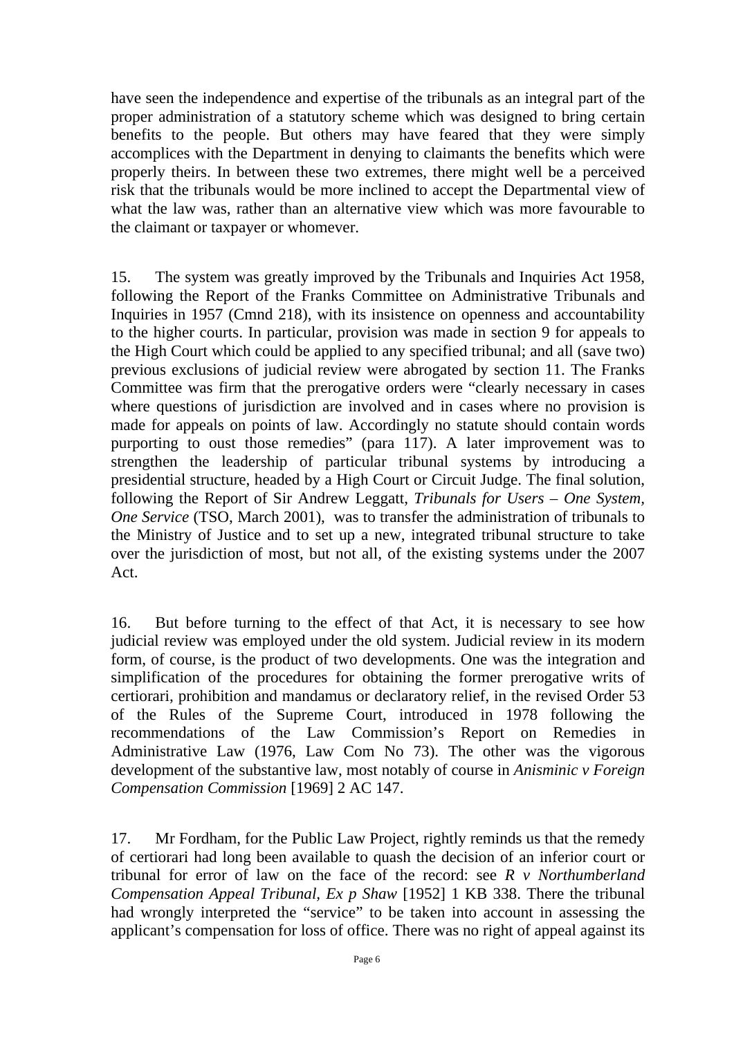have seen the independence and expertise of the tribunals as an integral part of the proper administration of a statutory scheme which was designed to bring certain benefits to the people. But others may have feared that they were simply accomplices with the Department in denying to claimants the benefits which were properly theirs. In between these two extremes, there might well be a perceived risk that the tribunals would be more inclined to accept the Departmental view of what the law was, rather than an alternative view which was more favourable to the claimant or taxpayer or whomever.

15. The system was greatly improved by the Tribunals and Inquiries Act 1958, following the Report of the Franks Committee on Administrative Tribunals and Inquiries in 1957 (Cmnd 218), with its insistence on openness and accountability to the higher courts. In particular, provision was made in section 9 for appeals to the High Court which could be applied to any specified tribunal; and all (save two) previous exclusions of judicial review were abrogated by section 11. The Franks Committee was firm that the prerogative orders were "clearly necessary in cases where questions of jurisdiction are involved and in cases where no provision is made for appeals on points of law. Accordingly no statute should contain words purporting to oust those remedies" (para 117). A later improvement was to strengthen the leadership of particular tribunal systems by introducing a presidential structure, headed by a High Court or Circuit Judge. The final solution, following the Report of Sir Andrew Leggatt, *Tribunals for Users – One System, One Service* (TSO, March 2001), was to transfer the administration of tribunals to the Ministry of Justice and to set up a new, integrated tribunal structure to take over the jurisdiction of most, but not all, of the existing systems under the 2007 Act.

16. But before turning to the effect of that Act, it is necessary to see how judicial review was employed under the old system. Judicial review in its modern form, of course, is the product of two developments. One was the integration and simplification of the procedures for obtaining the former prerogative writs of certiorari, prohibition and mandamus or declaratory relief, in the revised Order 53 of the Rules of the Supreme Court, introduced in 1978 following the recommendations of the Law Commission's Report on Remedies in Administrative Law (1976, Law Com No 73). The other was the vigorous development of the substantive law, most notably of course in *Anisminic v Foreign Compensation Commission* [1969] 2 AC 147.

17. Mr Fordham, for the Public Law Project, rightly reminds us that the remedy of certiorari had long been available to quash the decision of an inferior court or tribunal for error of law on the face of the record: see *R v Northumberland Compensation Appeal Tribunal, Ex p Shaw* [1952] 1 KB 338. There the tribunal had wrongly interpreted the "service" to be taken into account in assessing the applicant's compensation for loss of office. There was no right of appeal against its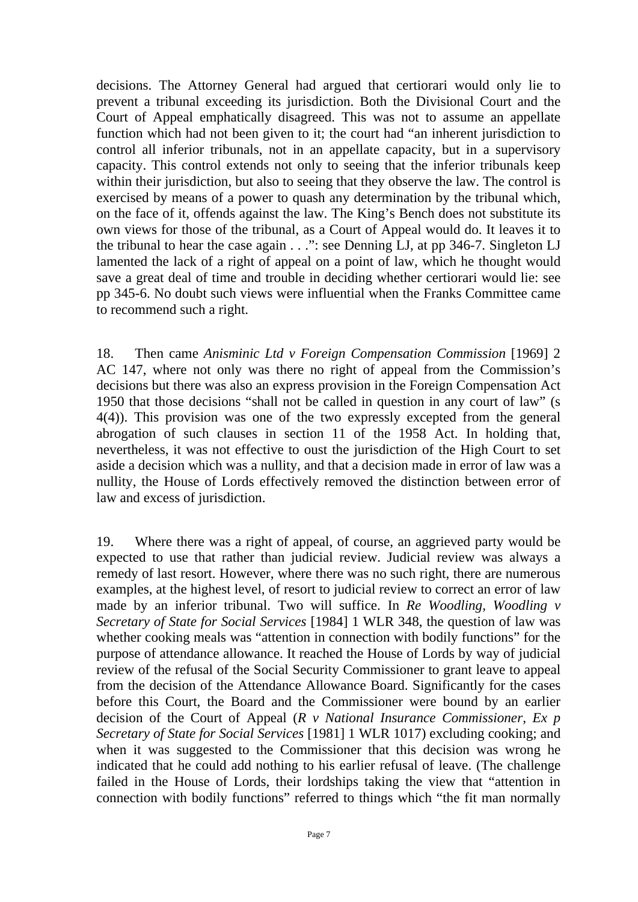decisions. The Attorney General had argued that certiorari would only lie to prevent a tribunal exceeding its jurisdiction. Both the Divisional Court and the Court of Appeal emphatically disagreed. This was not to assume an appellate function which had not been given to it; the court had "an inherent jurisdiction to control all inferior tribunals, not in an appellate capacity, but in a supervisory capacity. This control extends not only to seeing that the inferior tribunals keep within their jurisdiction, but also to seeing that they observe the law. The control is exercised by means of a power to quash any determination by the tribunal which, on the face of it, offends against the law. The King's Bench does not substitute its own views for those of the tribunal, as a Court of Appeal would do. It leaves it to the tribunal to hear the case again . . .": see Denning LJ, at pp 346-7. Singleton LJ lamented the lack of a right of appeal on a point of law, which he thought would save a great deal of time and trouble in deciding whether certiorari would lie: see pp 345-6. No doubt such views were influential when the Franks Committee came to recommend such a right.

18. Then came *Anisminic Ltd v Foreign Compensation Commission* [1969] 2 AC 147, where not only was there no right of appeal from the Commission's decisions but there was also an express provision in the Foreign Compensation Act 1950 that those decisions "shall not be called in question in any court of law" (s 4(4)). This provision was one of the two expressly excepted from the general abrogation of such clauses in section 11 of the 1958 Act. In holding that, nevertheless, it was not effective to oust the jurisdiction of the High Court to set aside a decision which was a nullity, and that a decision made in error of law was a nullity, the House of Lords effectively removed the distinction between error of law and excess of jurisdiction.

19. Where there was a right of appeal, of course, an aggrieved party would be expected to use that rather than judicial review. Judicial review was always a remedy of last resort. However, where there was no such right, there are numerous examples, at the highest level, of resort to judicial review to correct an error of law made by an inferior tribunal. Two will suffice. In *Re Woodling, Woodling v Secretary of State for Social Services* [1984] 1 WLR 348, the question of law was whether cooking meals was "attention in connection with bodily functions" for the purpose of attendance allowance. It reached the House of Lords by way of judicial review of the refusal of the Social Security Commissioner to grant leave to appeal from the decision of the Attendance Allowance Board. Significantly for the cases before this Court, the Board and the Commissioner were bound by an earlier decision of the Court of Appeal (*R v National Insurance Commissioner, Ex p Secretary of State for Social Services* [1981] 1 WLR 1017) excluding cooking; and when it was suggested to the Commissioner that this decision was wrong he indicated that he could add nothing to his earlier refusal of leave. (The challenge failed in the House of Lords, their lordships taking the view that "attention in connection with bodily functions" referred to things which "the fit man normally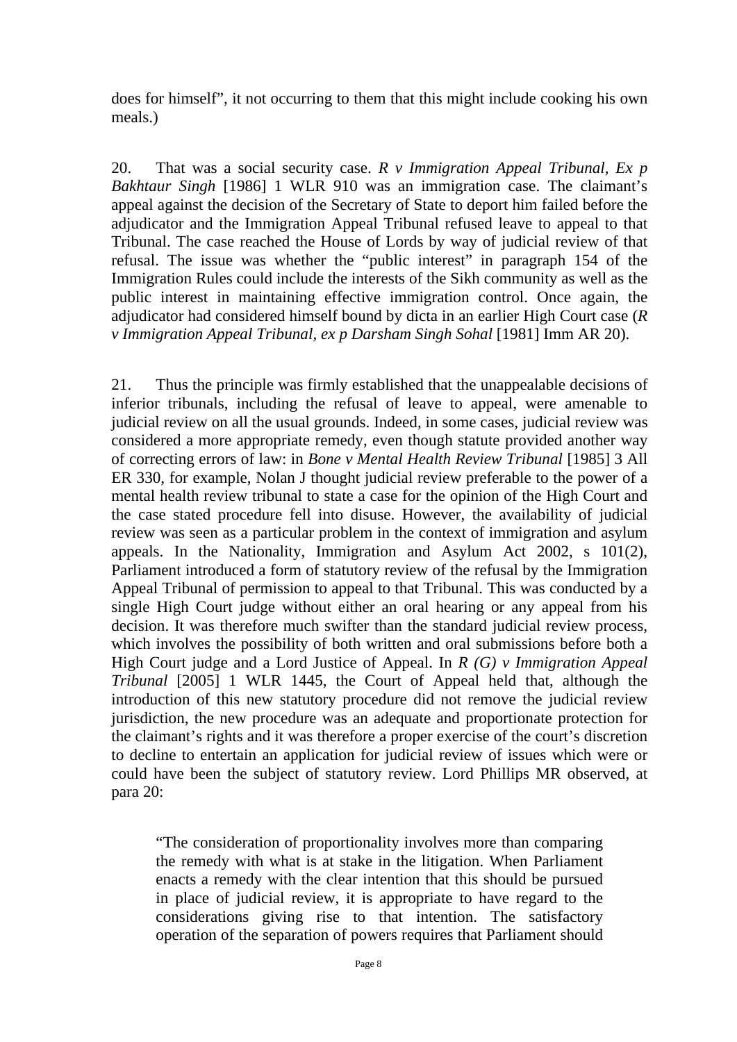does for himself", it not occurring to them that this might include cooking his own meals.)

20. That was a social security case. *R v Immigration Appeal Tribunal, Ex p Bakhtaur Singh* [1986] 1 WLR 910 was an immigration case. The claimant's appeal against the decision of the Secretary of State to deport him failed before the adjudicator and the Immigration Appeal Tribunal refused leave to appeal to that Tribunal. The case reached the House of Lords by way of judicial review of that refusal. The issue was whether the "public interest" in paragraph 154 of the Immigration Rules could include the interests of the Sikh community as well as the public interest in maintaining effective immigration control. Once again, the adjudicator had considered himself bound by dicta in an earlier High Court case (*R v Immigration Appeal Tribunal, ex p Darsham Singh Sohal* [1981] Imm AR 20).

21. Thus the principle was firmly established that the unappealable decisions of inferior tribunals, including the refusal of leave to appeal, were amenable to judicial review on all the usual grounds. Indeed, in some cases, judicial review was considered a more appropriate remedy, even though statute provided another way of correcting errors of law: in *Bone v Mental Health Review Tribunal* [1985] 3 All ER 330, for example, Nolan J thought judicial review preferable to the power of a mental health review tribunal to state a case for the opinion of the High Court and the case stated procedure fell into disuse. However, the availability of judicial review was seen as a particular problem in the context of immigration and asylum appeals. In the Nationality, Immigration and Asylum Act 2002, s 101(2), Parliament introduced a form of statutory review of the refusal by the Immigration Appeal Tribunal of permission to appeal to that Tribunal. This was conducted by a single High Court judge without either an oral hearing or any appeal from his decision. It was therefore much swifter than the standard judicial review process, which involves the possibility of both written and oral submissions before both a High Court judge and a Lord Justice of Appeal. In *R (G) v Immigration Appeal Tribunal* [2005] 1 WLR 1445, the Court of Appeal held that, although the introduction of this new statutory procedure did not remove the judicial review jurisdiction, the new procedure was an adequate and proportionate protection for the claimant's rights and it was therefore a proper exercise of the court's discretion to decline to entertain an application for judicial review of issues which were or could have been the subject of statutory review. Lord Phillips MR observed, at para 20:

> "The consideration of proportionality involves more than comparing the remedy with what is at stake in the litigation. When Parliament enacts a remedy with the clear intention that this should be pursued in place of judicial review, it is appropriate to have regard to the considerations giving rise to that intention. The satisfactory operation of the separation of powers requires that Parliament should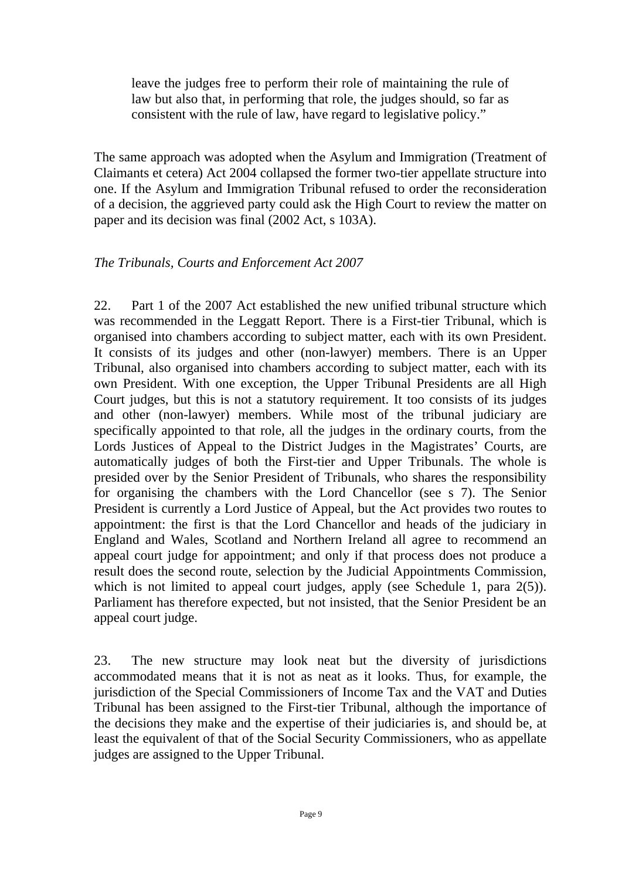> leave the judges free to perform their role of maintaining the rule of law but also that, in performing that role, the judges should, so far as consistent with the rule of law, have regard to legislative policy."

The same approach was adopted when the Asylum and Immigration (Treatment of Claimants et cetera) Act 2004 collapsed the former two-tier appellate structure into one. If the Asylum and Immigration Tribunal refused to order the reconsideration of a decision, the aggrieved party could ask the High Court to review the matter on paper and its decision was final (2002 Act, s 103A).

*The Tribunals, Courts and Enforcement Act 2007*

22. Part 1 of the 2007 Act established the new unified tribunal structure which was recommended in the Leggatt Report. There is a First-tier Tribunal, which is organised into chambers according to subject matter, each with its own President. It consists of its judges and other (non-lawyer) members. There is an Upper Tribunal, also organised into chambers according to subject matter, each with its own President. With one exception, the Upper Tribunal Presidents are all High Court judges, but this is not a statutory requirement. It too consists of its judges and other (non-lawyer) members. While most of the tribunal judiciary are specifically appointed to that role, all the judges in the ordinary courts, from the Lords Justices of Appeal to the District Judges in the Magistrates' Courts, are automatically judges of both the First-tier and Upper Tribunals. The whole is presided over by the Senior President of Tribunals, who shares the responsibility for organising the chambers with the Lord Chancellor (see s 7). The Senior President is currently a Lord Justice of Appeal, but the Act provides two routes to appointment: the first is that the Lord Chancellor and heads of the judiciary in England and Wales, Scotland and Northern Ireland all agree to recommend an appeal court judge for appointment; and only if that process does not produce a result does the second route, selection by the Judicial Appointments Commission, which is not limited to appeal court judges, apply (see Schedule 1, para 2(5)). Parliament has therefore expected, but not insisted, that the Senior President be an appeal court judge.

23. The new structure may look neat but the diversity of jurisdictions accommodated means that it is not as neat as it looks. Thus, for example, the jurisdiction of the Special Commissioners of Income Tax and the VAT and Duties Tribunal has been assigned to the First-tier Tribunal, although the importance of the decisions they make and the expertise of their judiciaries is, and should be, at least the equivalent of that of the Social Security Commissioners, who as appellate judges are assigned to the Upper Tribunal.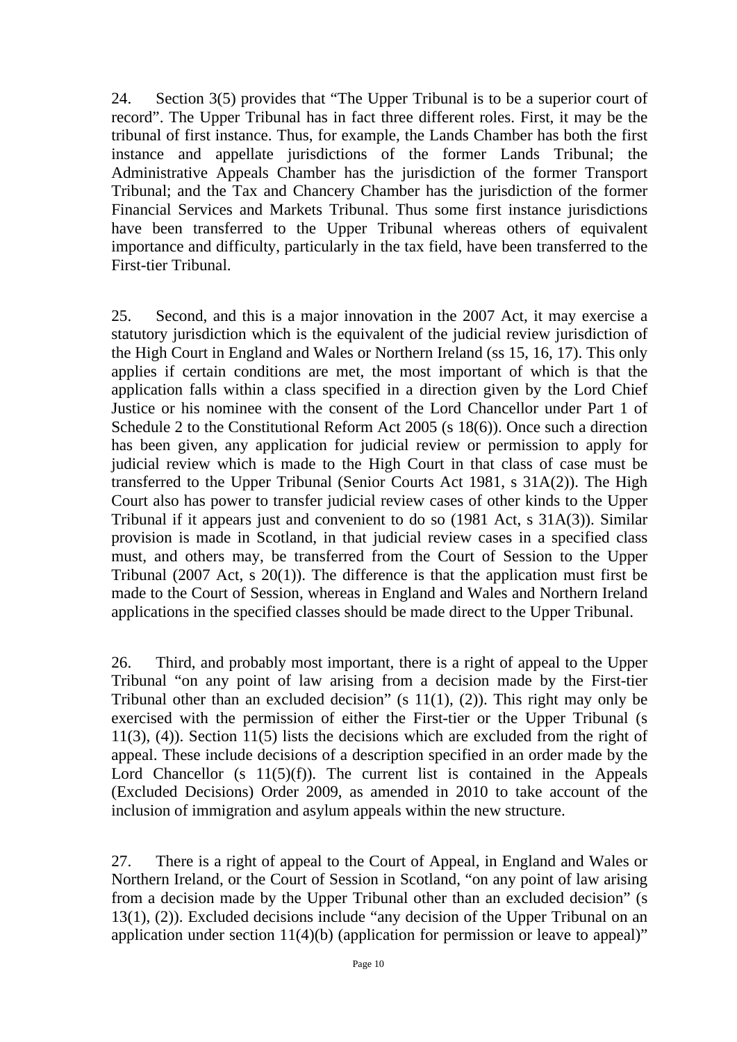24. Section 3(5) provides that "The Upper Tribunal is to be a superior court of record". The Upper Tribunal has in fact three different roles. First, it may be the tribunal of first instance. Thus, for example, the Lands Chamber has both the first instance and appellate jurisdictions of the former Lands Tribunal; the Administrative Appeals Chamber has the jurisdiction of the former Transport Tribunal; and the Tax and Chancery Chamber has the jurisdiction of the former Financial Services and Markets Tribunal. Thus some first instance jurisdictions have been transferred to the Upper Tribunal whereas others of equivalent importance and difficulty, particularly in the tax field, have been transferred to the First-tier Tribunal.

25. Second, and this is a major innovation in the 2007 Act, it may exercise a statutory jurisdiction which is the equivalent of the judicial review jurisdiction of the High Court in England and Wales or Northern Ireland (ss 15, 16, 17). This only applies if certain conditions are met, the most important of which is that the application falls within a class specified in a direction given by the Lord Chief Justice or his nominee with the consent of the Lord Chancellor under Part 1 of Schedule 2 to the Constitutional Reform Act 2005 (s 18(6)). Once such a direction has been given, any application for judicial review or permission to apply for judicial review which is made to the High Court in that class of case must be transferred to the Upper Tribunal (Senior Courts Act 1981, s 31A(2)). The High Court also has power to transfer judicial review cases of other kinds to the Upper Tribunal if it appears just and convenient to do so (1981 Act, s 31A(3)). Similar provision is made in Scotland, in that judicial review cases in a specified class must, and others may, be transferred from the Court of Session to the Upper Tribunal (2007 Act, s 20(1)). The difference is that the application must first be made to the Court of Session, whereas in England and Wales and Northern Ireland applications in the specified classes should be made direct to the Upper Tribunal.

26. Third, and probably most important, there is a right of appeal to the Upper Tribunal "on any point of law arising from a decision made by the First-tier Tribunal other than an excluded decision" (s 11(1), (2)). This right may only be exercised with the permission of either the First-tier or the Upper Tribunal (s 11(3), (4)). Section 11(5) lists the decisions which are excluded from the right of appeal. These include decisions of a description specified in an order made by the Lord Chancellor (s 11(5)(f)). The current list is contained in the Appeals (Excluded Decisions) Order 2009, as amended in 2010 to take account of the inclusion of immigration and asylum appeals within the new structure.

27. There is a right of appeal to the Court of Appeal, in England and Wales or Northern Ireland, or the Court of Session in Scotland, "on any point of law arising from a decision made by the Upper Tribunal other than an excluded decision" (s 13(1), (2)). Excluded decisions include "any decision of the Upper Tribunal on an application under section 11(4)(b) (application for permission or leave to appeal)"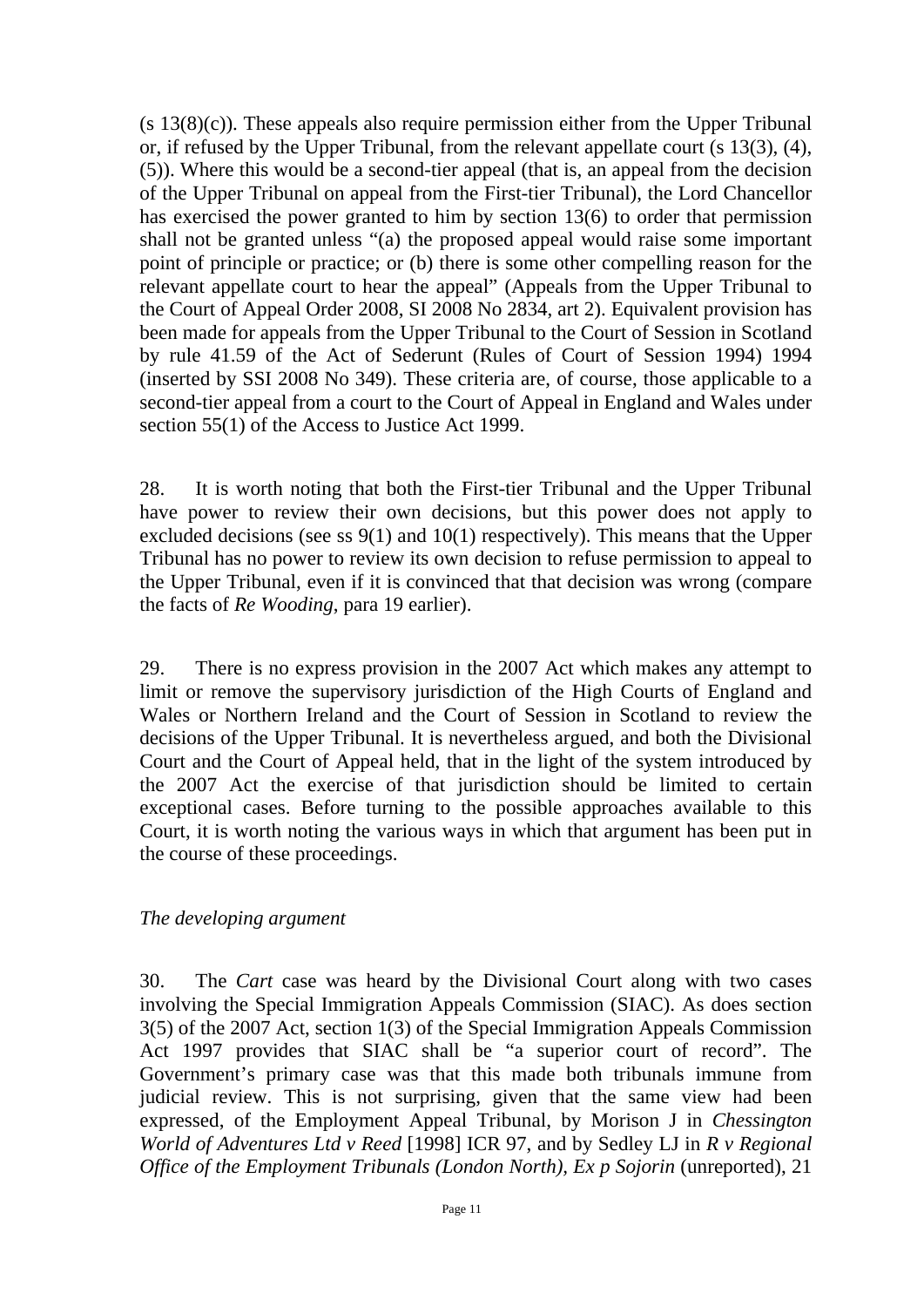(s 13(8)(c)). These appeals also require permission either from the Upper Tribunal or, if refused by the Upper Tribunal, from the relevant appellate court (s 13(3), (4), (5)). Where this would be a second-tier appeal (that is, an appeal from the decision of the Upper Tribunal on appeal from the First-tier Tribunal), the Lord Chancellor has exercised the power granted to him by section 13(6) to order that permission shall not be granted unless "(a) the proposed appeal would raise some important point of principle or practice; or (b) there is some other compelling reason for the relevant appellate court to hear the appeal" (Appeals from the Upper Tribunal to the Court of Appeal Order 2008, SI 2008 No 2834, art 2). Equivalent provision has been made for appeals from the Upper Tribunal to the Court of Session in Scotland by rule 41.59 of the Act of Sederunt (Rules of Court of Session 1994) 1994 (inserted by SSI 2008 No 349). These criteria are, of course, those applicable to a second-tier appeal from a court to the Court of Appeal in England and Wales under section 55(1) of the Access to Justice Act 1999.

28. It is worth noting that both the First-tier Tribunal and the Upper Tribunal have power to review their own decisions, but this power does not apply to excluded decisions (see ss 9(1) and 10(1) respectively). This means that the Upper Tribunal has no power to review its own decision to refuse permission to appeal to the Upper Tribunal, even if it is convinced that that decision was wrong (compare the facts of *Re Wooding*, para 19 earlier).

29. There is no express provision in the 2007 Act which makes any attempt to limit or remove the supervisory jurisdiction of the High Courts of England and Wales or Northern Ireland and the Court of Session in Scotland to review the decisions of the Upper Tribunal. It is nevertheless argued, and both the Divisional Court and the Court of Appeal held, that in the light of the system introduced by the 2007 Act the exercise of that jurisdiction should be limited to certain exceptional cases. Before turning to the possible approaches available to this Court, it is worth noting the various ways in which that argument has been put in the course of these proceedings.

*The developing argument*

30. The *Cart* case was heard by the Divisional Court along with two cases involving the Special Immigration Appeals Commission (SIAC). As does section 3(5) of the 2007 Act, section 1(3) of the Special Immigration Appeals Commission Act 1997 provides that SIAC shall be "a superior court of record". The Government's primary case was that this made both tribunals immune from judicial review. This is not surprising, given that the same view had been expressed, of the Employment Appeal Tribunal, by Morison J in *Chessington World of Adventures Ltd v Reed* [1998] ICR 97, and by Sedley LJ in *R v Regional Office of the Employment Tribunals (London North), Ex p Sojorin* (unreported), 21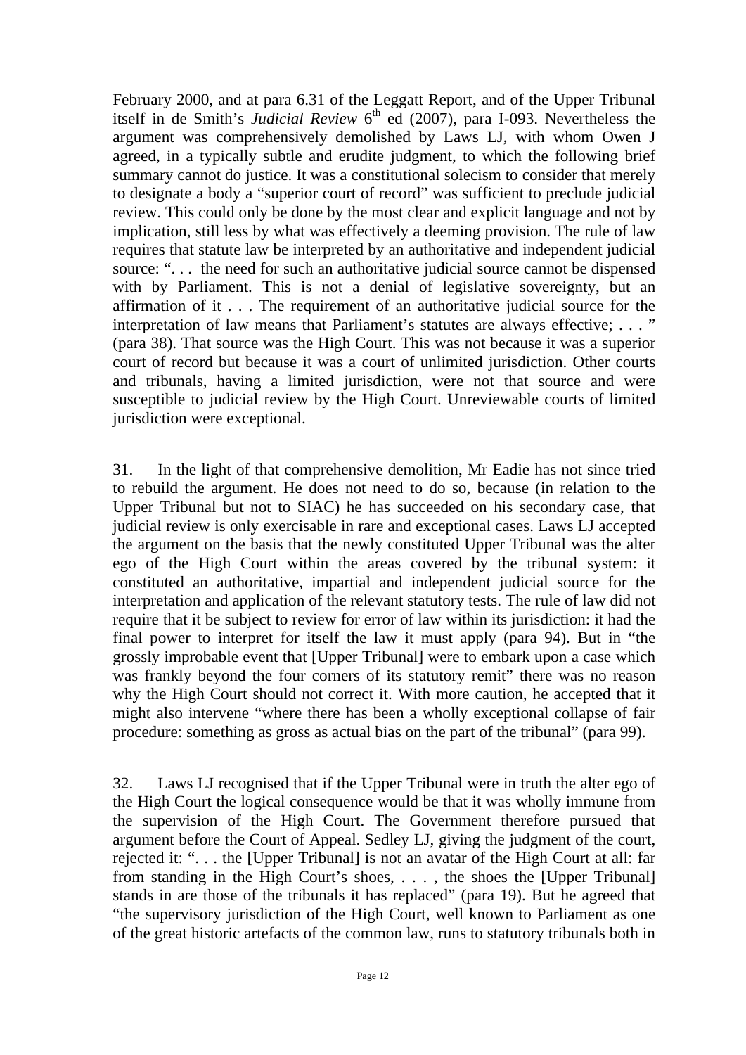February 2000, and at para 6.31 of the Leggatt Report, and of the Upper Tribunal itself in de Smith's *Judicial Review* 6th ed (2007), para I-093. Nevertheless the argument was comprehensively demolished by Laws LJ, with whom Owen J agreed, in a typically subtle and erudite judgment, to which the following brief summary cannot do justice. It was a constitutional solecism to consider that merely to designate a body a "superior court of record" was sufficient to preclude judicial review. This could only be done by the most clear and explicit language and not by implication, still less by what was effectively a deeming provision. The rule of law requires that statute law be interpreted by an authoritative and independent judicial source: ". . . the need for such an authoritative judicial source cannot be dispensed with by Parliament. This is not a denial of legislative sovereignty, but an affirmation of it . . . The requirement of an authoritative judicial source for the interpretation of law means that Parliament's statutes are always effective; . . . " (para 38). That source was the High Court. This was not because it was a superior court of record but because it was a court of unlimited jurisdiction. Other courts and tribunals, having a limited jurisdiction, were not that source and were susceptible to judicial review by the High Court. Unreviewable courts of limited jurisdiction were exceptional.

31. In the light of that comprehensive demolition, Mr Eadie has not since tried to rebuild the argument. He does not need to do so, because (in relation to the Upper Tribunal but not to SIAC) he has succeeded on his secondary case, that judicial review is only exercisable in rare and exceptional cases. Laws LJ accepted the argument on the basis that the newly constituted Upper Tribunal was the alter ego of the High Court within the areas covered by the tribunal system: it constituted an authoritative, impartial and independent judicial source for the interpretation and application of the relevant statutory tests. The rule of law did not require that it be subject to review for error of law within its jurisdiction: it had the final power to interpret for itself the law it must apply (para 94). But in "the grossly improbable event that [Upper Tribunal] were to embark upon a case which was frankly beyond the four corners of its statutory remit" there was no reason why the High Court should not correct it. With more caution, he accepted that it might also intervene "where there has been a wholly exceptional collapse of fair procedure: something as gross as actual bias on the part of the tribunal" (para 99).

32. Laws LJ recognised that if the Upper Tribunal were in truth the alter ego of the High Court the logical consequence would be that it was wholly immune from the supervision of the High Court. The Government therefore pursued that argument before the Court of Appeal. Sedley LJ, giving the judgment of the court, rejected it: ". . . the [Upper Tribunal] is not an avatar of the High Court at all: far from standing in the High Court's shoes, . . . , the shoes the [Upper Tribunal] stands in are those of the tribunals it has replaced" (para 19). But he agreed that "the supervisory jurisdiction of the High Court, well known to Parliament as one of the great historic artefacts of the common law, runs to statutory tribunals both in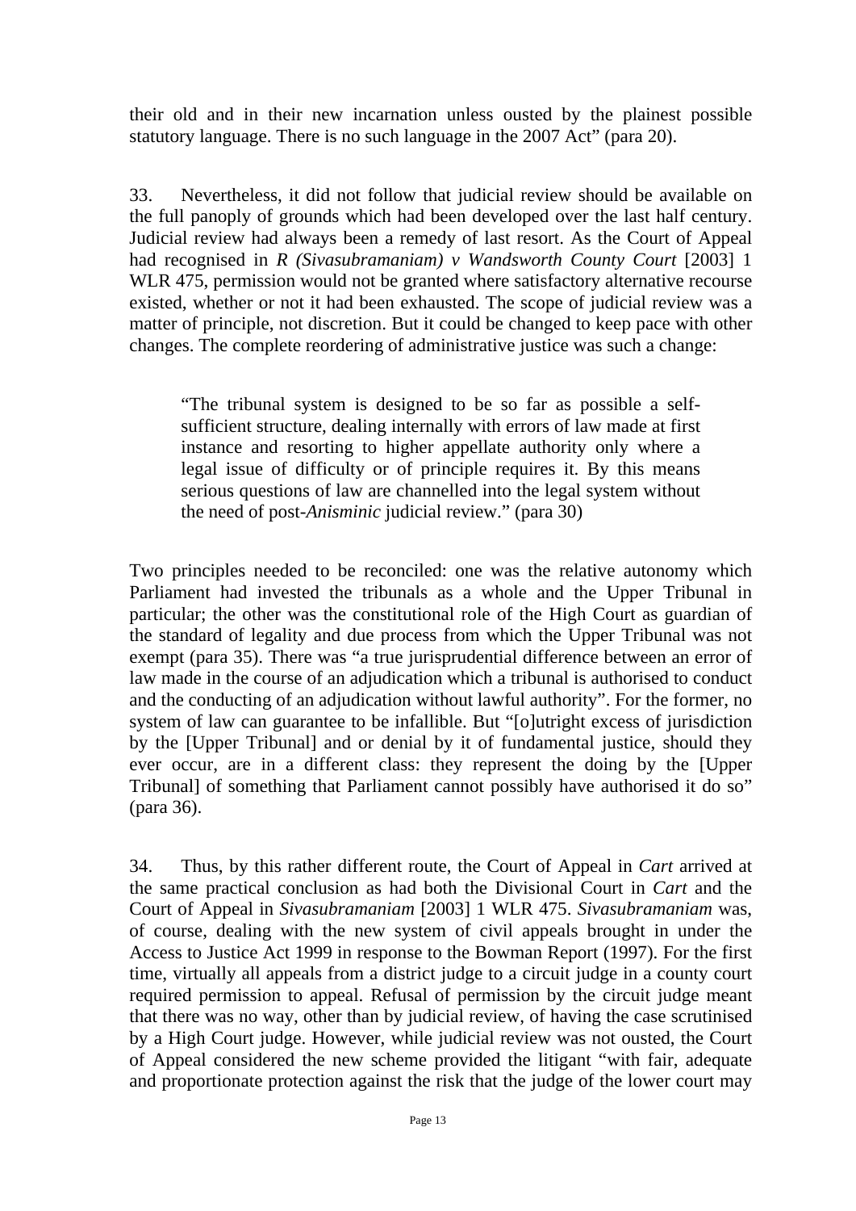their old and in their new incarnation unless ousted by the plainest possible statutory language. There is no such language in the 2007 Act" (para 20).

33. Nevertheless, it did not follow that judicial review should be available on the full panoply of grounds which had been developed over the last half century. Judicial review had always been a remedy of last resort. As the Court of Appeal had recognised in *R (Sivasubramaniam) v Wandsworth County Court* [2003] 1 WLR 475, permission would not be granted where satisfactory alternative recourse existed, whether or not it had been exhausted. The scope of judicial review was a matter of principle, not discretion. But it could be changed to keep pace with other changes. The complete reordering of administrative justice was such a change:

> "The tribunal system is designed to be so far as possible a self-sufficient structure, dealing internally with errors of law made at first instance and resorting to higher appellate authority only where a legal issue of difficulty or of principle requires it. By this means serious questions of law are channelled into the legal system without the need of post-*Anisminic* judicial review." (para 30)

Two principles needed to be reconciled: one was the relative autonomy which Parliament had invested the tribunals as a whole and the Upper Tribunal in particular; the other was the constitutional role of the High Court as guardian of the standard of legality and due process from which the Upper Tribunal was not exempt (para 35). There was "a true jurisprudential difference between an error of law made in the course of an adjudication which a tribunal is authorised to conduct and the conducting of an adjudication without lawful authority". For the former, no system of law can guarantee to be infallible. But "[o]utright excess of jurisdiction by the [Upper Tribunal] and or denial by it of fundamental justice, should they ever occur, are in a different class: they represent the doing by the [Upper Tribunal] of something that Parliament cannot possibly have authorised it do so" (para 36).

34. Thus, by this rather different route, the Court of Appeal in *Cart* arrived at the same practical conclusion as had both the Divisional Court in *Cart* and the Court of Appeal in *Sivasubramaniam* [2003] 1 WLR 475. *Sivasubramaniam* was, of course, dealing with the new system of civil appeals brought in under the Access to Justice Act 1999 in response to the Bowman Report (1997). For the first time, virtually all appeals from a district judge to a circuit judge in a county court required permission to appeal. Refusal of permission by the circuit judge meant that there was no way, other than by judicial review, of having the case scrutinised by a High Court judge. However, while judicial review was not ousted, the Court of Appeal considered the new scheme provided the litigant "with fair, adequate and proportionate protection against the risk that the judge of the lower court may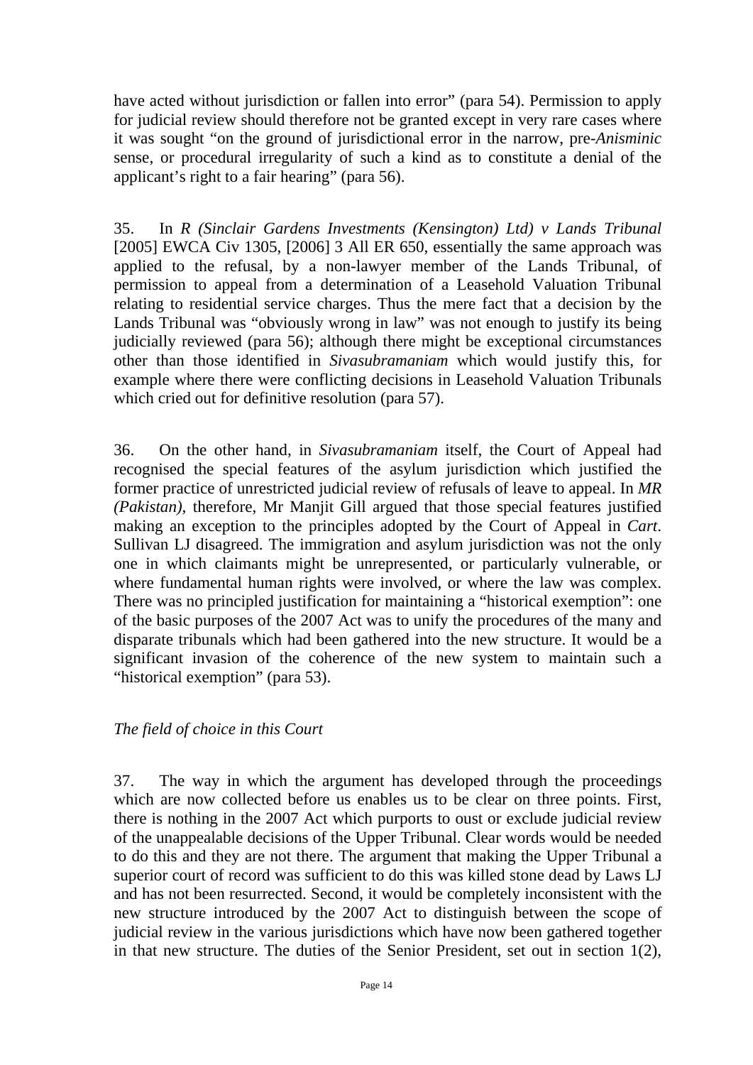have acted without jurisdiction or fallen into error" (para 54). Permission to apply for judicial review should therefore not be granted except in very rare cases where it was sought "on the ground of jurisdictional error in the narrow, pre-*Anisminic* sense, or procedural irregularity of such a kind as to constitute a denial of the applicant's right to a fair hearing" (para 56).

35. In *R (Sinclair Gardens Investments (Kensington) Ltd) v Lands Tribunal* [2005] EWCA Civ 1305, [2006] 3 All ER 650, essentially the same approach was applied to the refusal, by a non-lawyer member of the Lands Tribunal, of permission to appeal from a determination of a Leasehold Valuation Tribunal relating to residential service charges. Thus the mere fact that a decision by the Lands Tribunal was "obviously wrong in law" was not enough to justify its being judicially reviewed (para 56); although there might be exceptional circumstances other than those identified in *Sivasubramaniam* which would justify this, for example where there were conflicting decisions in Leasehold Valuation Tribunals which cried out for definitive resolution (para 57).

36. On the other hand, in *Sivasubramaniam* itself, the Court of Appeal had recognised the special features of the asylum jurisdiction which justified the former practice of unrestricted judicial review of refusals of leave to appeal. In *MR (Pakistan)*, therefore, Mr Manjit Gill argued that those special features justified making an exception to the principles adopted by the Court of Appeal in *Cart*. Sullivan LJ disagreed. The immigration and asylum jurisdiction was not the only one in which claimants might be unrepresented, or particularly vulnerable, or where fundamental human rights were involved, or where the law was complex. There was no principled justification for maintaining a "historical exemption": one of the basic purposes of the 2007 Act was to unify the procedures of the many and disparate tribunals which had been gathered into the new structure. It would be a significant invasion of the coherence of the new system to maintain such a "historical exemption" (para 53).

*The field of choice in this Court*

37. The way in which the argument has developed through the proceedings which are now collected before us enables us to be clear on three points. First, there is nothing in the 2007 Act which purports to oust or exclude judicial review of the unappealable decisions of the Upper Tribunal. Clear words would be needed to do this and they are not there. The argument that making the Upper Tribunal a superior court of record was sufficient to do this was killed stone dead by Laws LJ and has not been resurrected. Second, it would be completely inconsistent with the new structure introduced by the 2007 Act to distinguish between the scope of judicial review in the various jurisdictions which have now been gathered together in that new structure. The duties of the Senior President, set out in section 1(2),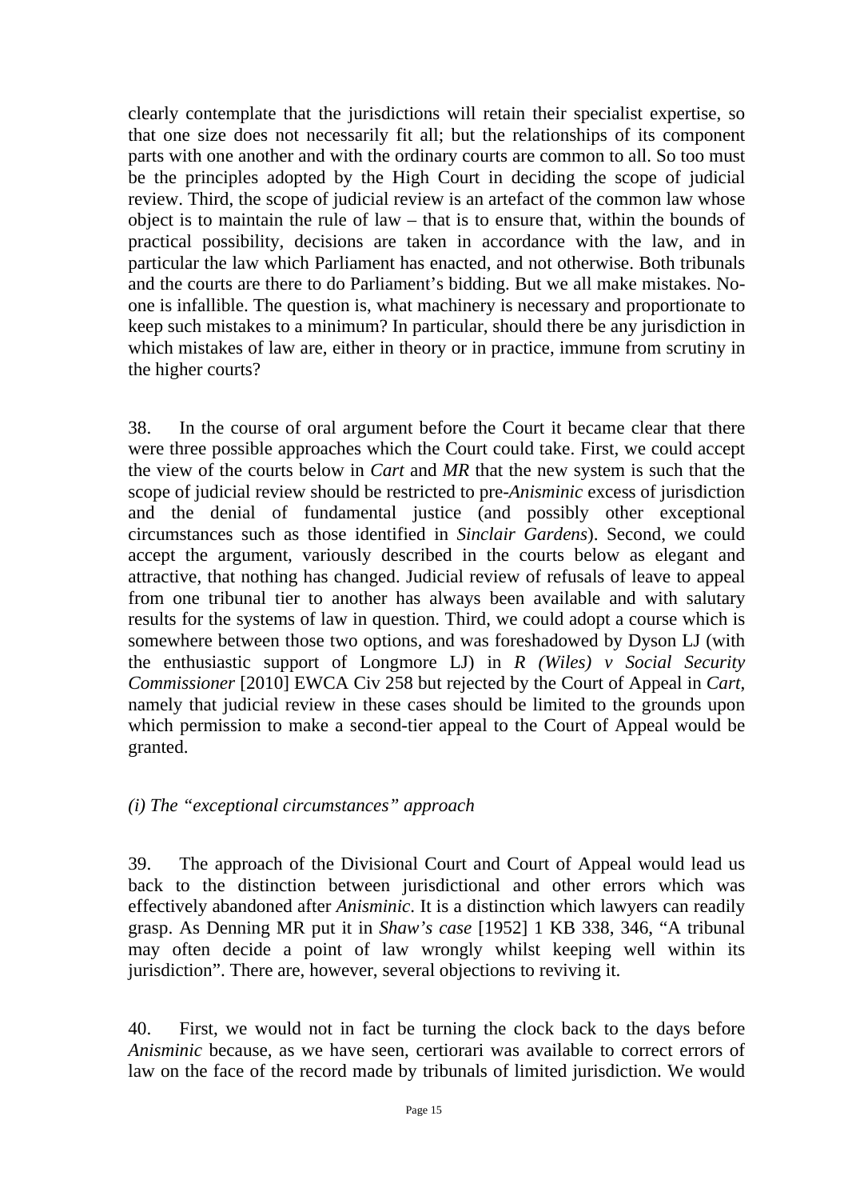clearly contemplate that the jurisdictions will retain their specialist expertise, so that one size does not necessarily fit all; but the relationships of its component parts with one another and with the ordinary courts are common to all. So too must be the principles adopted by the High Court in deciding the scope of judicial review. Third, the scope of judicial review is an artefact of the common law whose object is to maintain the rule of law – that is to ensure that, within the bounds of practical possibility, decisions are taken in accordance with the law, and in particular the law which Parliament has enacted, and not otherwise. Both tribunals and the courts are there to do Parliament's bidding. But we all make mistakes. No-one is infallible. The question is, what machinery is necessary and proportionate to keep such mistakes to a minimum? In particular, should there be any jurisdiction in which mistakes of law are, either in theory or in practice, immune from scrutiny in the higher courts?

38. In the course of oral argument before the Court it became clear that there were three possible approaches which the Court could take. First, we could accept the view of the courts below in *Cart* and *MR* that the new system is such that the scope of judicial review should be restricted to pre-*Anisminic* excess of jurisdiction and the denial of fundamental justice (and possibly other exceptional circumstances such as those identified in *Sinclair Gardens*). Second, we could accept the argument, variously described in the courts below as elegant and attractive, that nothing has changed. Judicial review of refusals of leave to appeal from one tribunal tier to another has always been available and with salutary results for the systems of law in question. Third, we could adopt a course which is somewhere between those two options, and was foreshadowed by Dyson LJ (with the enthusiastic support of Longmore LJ) in *R (Wiles) v Social Security Commissioner* [2010] EWCA Civ 258 but rejected by the Court of Appeal in *Cart*, namely that judicial review in these cases should be limited to the grounds upon which permission to make a second-tier appeal to the Court of Appeal would be granted.

*(i) The "exceptional circumstances" approach*

39. The approach of the Divisional Court and Court of Appeal would lead us back to the distinction between jurisdictional and other errors which was effectively abandoned after *Anisminic*. It is a distinction which lawyers can readily grasp. As Denning MR put it in *Shaw's case* [1952] 1 KB 338, 346, "A tribunal may often decide a point of law wrongly whilst keeping well within its jurisdiction". There are, however, several objections to reviving it.

40. First, we would not in fact be turning the clock back to the days before *Anisminic* because, as we have seen, certiorari was available to correct errors of law on the face of the record made by tribunals of limited jurisdiction. We would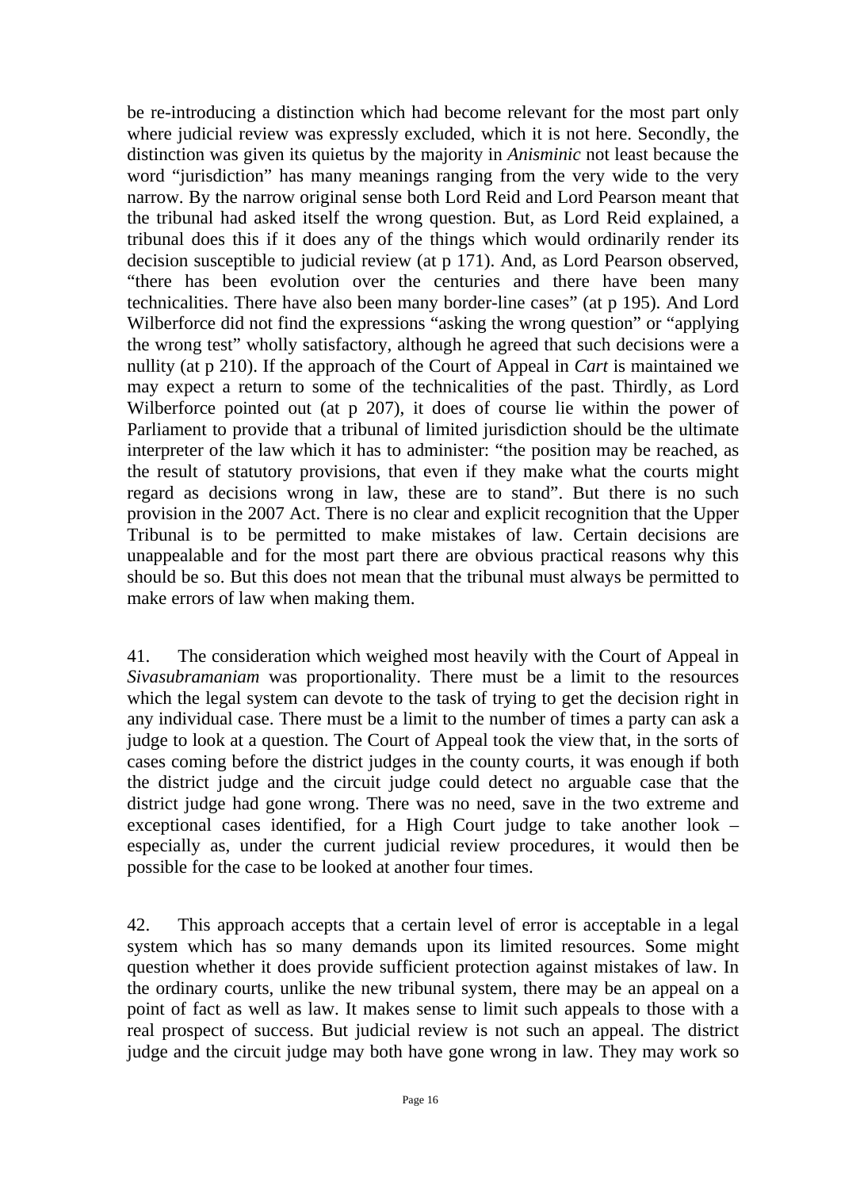be re-introducing a distinction which had become relevant for the most part only where judicial review was expressly excluded, which it is not here. Secondly, the distinction was given its quietus by the majority in *Anisminic* not least because the word "jurisdiction" has many meanings ranging from the very wide to the very narrow. By the narrow original sense both Lord Reid and Lord Pearson meant that the tribunal had asked itself the wrong question. But, as Lord Reid explained, a tribunal does this if it does any of the things which would ordinarily render its decision susceptible to judicial review (at p 171). And, as Lord Pearson observed, "there has been evolution over the centuries and there have been many technicalities. There have also been many border-line cases" (at p 195). And Lord Wilberforce did not find the expressions "asking the wrong question" or "applying the wrong test" wholly satisfactory, although he agreed that such decisions were a nullity (at p 210). If the approach of the Court of Appeal in *Cart* is maintained we may expect a return to some of the technicalities of the past. Thirdly, as Lord Wilberforce pointed out (at p 207), it does of course lie within the power of Parliament to provide that a tribunal of limited jurisdiction should be the ultimate interpreter of the law which it has to administer: "the position may be reached, as the result of statutory provisions, that even if they make what the courts might regard as decisions wrong in law, these are to stand". But there is no such provision in the 2007 Act. There is no clear and explicit recognition that the Upper Tribunal is to be permitted to make mistakes of law. Certain decisions are unappealable and for the most part there are obvious practical reasons why this should be so. But this does not mean that the tribunal must always be permitted to make errors of law when making them.

41. The consideration which weighed most heavily with the Court of Appeal in *Sivasubramaniam* was proportionality. There must be a limit to the resources which the legal system can devote to the task of trying to get the decision right in any individual case. There must be a limit to the number of times a party can ask a judge to look at a question. The Court of Appeal took the view that, in the sorts of cases coming before the district judges in the county courts, it was enough if both the district judge and the circuit judge could detect no arguable case that the district judge had gone wrong. There was no need, save in the two extreme and exceptional cases identified, for a High Court judge to take another look – especially as, under the current judicial review procedures, it would then be possible for the case to be looked at another four times.

42. This approach accepts that a certain level of error is acceptable in a legal system which has so many demands upon its limited resources. Some might question whether it does provide sufficient protection against mistakes of law. In the ordinary courts, unlike the new tribunal system, there may be an appeal on a point of fact as well as law. It makes sense to limit such appeals to those with a real prospect of success. But judicial review is not such an appeal. The district judge and the circuit judge may both have gone wrong in law. They may work so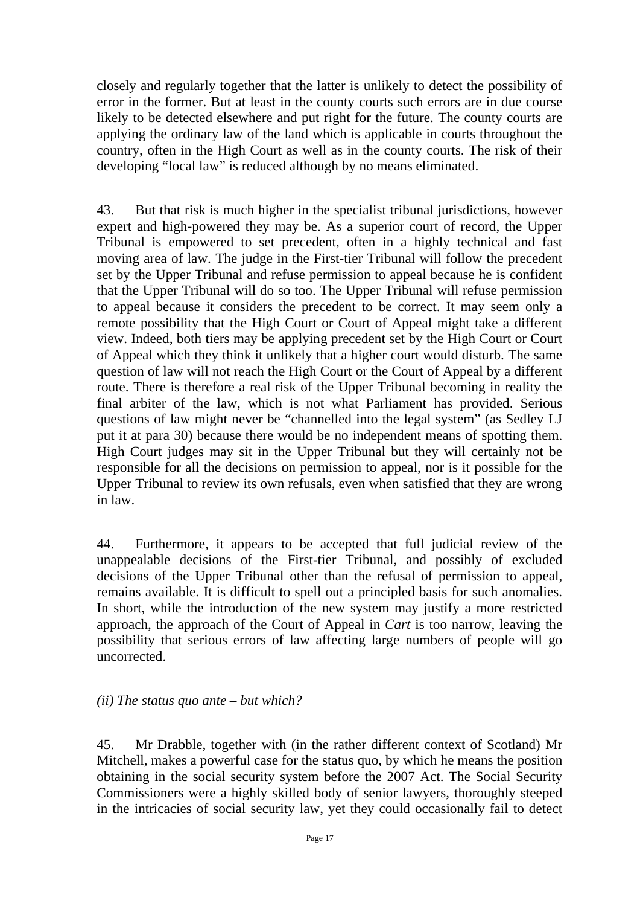closely and regularly together that the latter is unlikely to detect the possibility of error in the former. But at least in the county courts such errors are in due course likely to be detected elsewhere and put right for the future. The county courts are applying the ordinary law of the land which is applicable in courts throughout the country, often in the High Court as well as in the county courts. The risk of their developing "local law" is reduced although by no means eliminated.

43. But that risk is much higher in the specialist tribunal jurisdictions, however expert and high-powered they may be. As a superior court of record, the Upper Tribunal is empowered to set precedent, often in a highly technical and fast moving area of law. The judge in the First-tier Tribunal will follow the precedent set by the Upper Tribunal and refuse permission to appeal because he is confident that the Upper Tribunal will do so too. The Upper Tribunal will refuse permission to appeal because it considers the precedent to be correct. It may seem only a remote possibility that the High Court or Court of Appeal might take a different view. Indeed, both tiers may be applying precedent set by the High Court or Court of Appeal which they think it unlikely that a higher court would disturb. The same question of law will not reach the High Court or the Court of Appeal by a different route. There is therefore a real risk of the Upper Tribunal becoming in reality the final arbiter of the law, which is not what Parliament has provided. Serious questions of law might never be "channelled into the legal system" (as Sedley LJ put it at para 30) because there would be no independent means of spotting them. High Court judges may sit in the Upper Tribunal but they will certainly not be responsible for all the decisions on permission to appeal, nor is it possible for the Upper Tribunal to review its own refusals, even when satisfied that they are wrong in law.

44. Furthermore, it appears to be accepted that full judicial review of the unappealable decisions of the First-tier Tribunal, and possibly of excluded decisions of the Upper Tribunal other than the refusal of permission to appeal, remains available. It is difficult to spell out a principled basis for such anomalies. In short, while the introduction of the new system may justify a more restricted approach, the approach of the Court of Appeal in *Cart* is too narrow, leaving the possibility that serious errors of law affecting large numbers of people will go uncorrected.

*(ii) The status quo ante – but which?*

45. Mr Drabble, together with (in the rather different context of Scotland) Mr Mitchell, makes a powerful case for the status quo, by which he means the position obtaining in the social security system before the 2007 Act. The Social Security Commissioners were a highly skilled body of senior lawyers, thoroughly steeped in the intricacies of social security law, yet they could occasionally fail to detect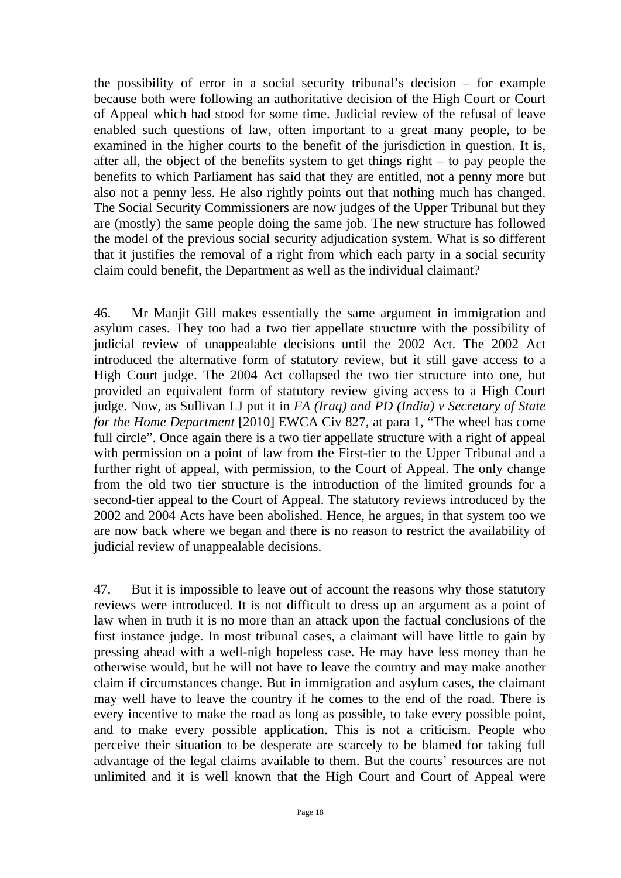the possibility of error in a social security tribunal's decision – for example because both were following an authoritative decision of the High Court or Court of Appeal which had stood for some time. Judicial review of the refusal of leave enabled such questions of law, often important to a great many people, to be examined in the higher courts to the benefit of the jurisdiction in question. It is, after all, the object of the benefits system to get things right – to pay people the benefits to which Parliament has said that they are entitled, not a penny more but also not a penny less. He also rightly points out that nothing much has changed. The Social Security Commissioners are now judges of the Upper Tribunal but they are (mostly) the same people doing the same job. The new structure has followed the model of the previous social security adjudication system. What is so different that it justifies the removal of a right from which each party in a social security claim could benefit, the Department as well as the individual claimant?

46. Mr Manjit Gill makes essentially the same argument in immigration and asylum cases. They too had a two tier appellate structure with the possibility of judicial review of unappealable decisions until the 2002 Act. The 2002 Act introduced the alternative form of statutory review, but it still gave access to a High Court judge. The 2004 Act collapsed the two tier structure into one, but provided an equivalent form of statutory review giving access to a High Court judge. Now, as Sullivan LJ put it in *FA (Iraq) and PD (India) v Secretary of State for the Home Department* [2010] EWCA Civ 827, at para 1, "The wheel has come full circle". Once again there is a two tier appellate structure with a right of appeal with permission on a point of law from the First-tier to the Upper Tribunal and a further right of appeal, with permission, to the Court of Appeal. The only change from the old two tier structure is the introduction of the limited grounds for a second-tier appeal to the Court of Appeal. The statutory reviews introduced by the 2002 and 2004 Acts have been abolished. Hence, he argues, in that system too we are now back where we began and there is no reason to restrict the availability of judicial review of unappealable decisions.

47. But it is impossible to leave out of account the reasons why those statutory reviews were introduced. It is not difficult to dress up an argument as a point of law when in truth it is no more than an attack upon the factual conclusions of the first instance judge. In most tribunal cases, a claimant will have little to gain by pressing ahead with a well-nigh hopeless case. He may have less money than he otherwise would, but he will not have to leave the country and may make another claim if circumstances change. But in immigration and asylum cases, the claimant may well have to leave the country if he comes to the end of the road. There is every incentive to make the road as long as possible, to take every possible point, and to make every possible application. This is not a criticism. People who perceive their situation to be desperate are scarcely to be blamed for taking full advantage of the legal claims available to them. But the courts' resources are not unlimited and it is well known that the High Court and Court of Appeal were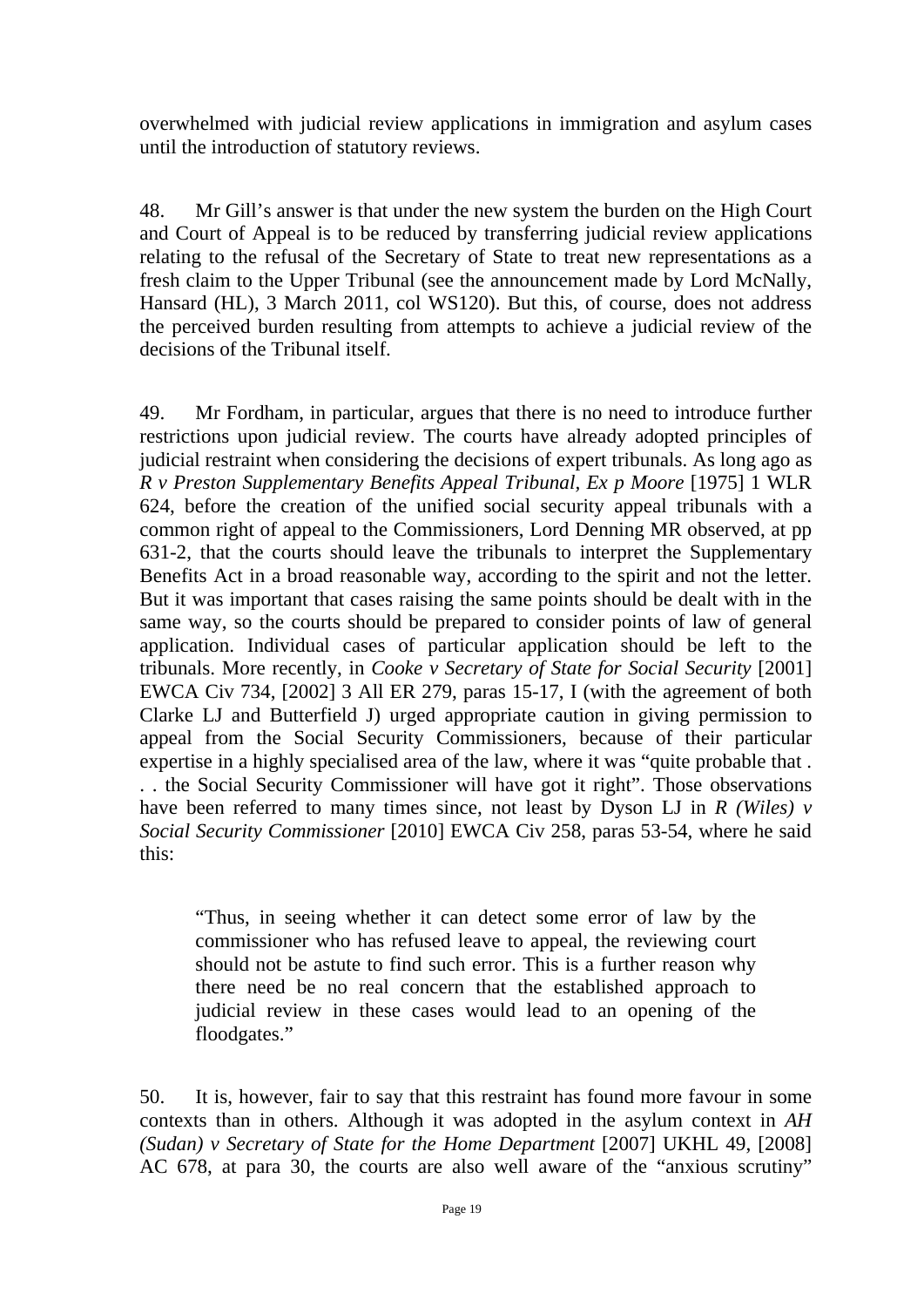overwhelmed with judicial review applications in immigration and asylum cases until the introduction of statutory reviews.

48. Mr Gill's answer is that under the new system the burden on the High Court and Court of Appeal is to be reduced by transferring judicial review applications relating to the refusal of the Secretary of State to treat new representations as a fresh claim to the Upper Tribunal (see the announcement made by Lord McNally, Hansard (HL), 3 March 2011, col WS120). But this, of course, does not address the perceived burden resulting from attempts to achieve a judicial review of the decisions of the Tribunal itself.

49. Mr Fordham, in particular, argues that there is no need to introduce further restrictions upon judicial review. The courts have already adopted principles of judicial restraint when considering the decisions of expert tribunals. As long ago as *R v Preston Supplementary Benefits Appeal Tribunal, Ex p Moore* [1975] 1 WLR 624, before the creation of the unified social security appeal tribunals with a common right of appeal to the Commissioners, Lord Denning MR observed, at pp 631-2, that the courts should leave the tribunals to interpret the Supplementary Benefits Act in a broad reasonable way, according to the spirit and not the letter. But it was important that cases raising the same points should be dealt with in the same way, so the courts should be prepared to consider points of law of general application. Individual cases of particular application should be left to the tribunals. More recently, in *Cooke v Secretary of State for Social Security* [2001] EWCA Civ 734, [2002] 3 All ER 279, paras 15-17, I (with the agreement of both Clarke LJ and Butterfield J) urged appropriate caution in giving permission to appeal from the Social Security Commissioners, because of their particular expertise in a highly specialised area of the law, where it was "quite probable that . . . the Social Security Commissioner will have got it right". Those observations have been referred to many times since, not least by Dyson LJ in *R (Wiles) v Social Security Commissioner* [2010] EWCA Civ 258, paras 53-54, where he said this:

> "Thus, in seeing whether it can detect some error of law by the commissioner who has refused leave to appeal, the reviewing court should not be astute to find such error. This is a further reason why there need be no real concern that the established approach to judicial review in these cases would lead to an opening of the floodgates."

50. It is, however, fair to say that this restraint has found more favour in some contexts than in others. Although it was adopted in the asylum context in *AH (Sudan) v Secretary of State for the Home Department* [2007] UKHL 49, [2008] AC 678, at para 30, the courts are also well aware of the "anxious scrutiny"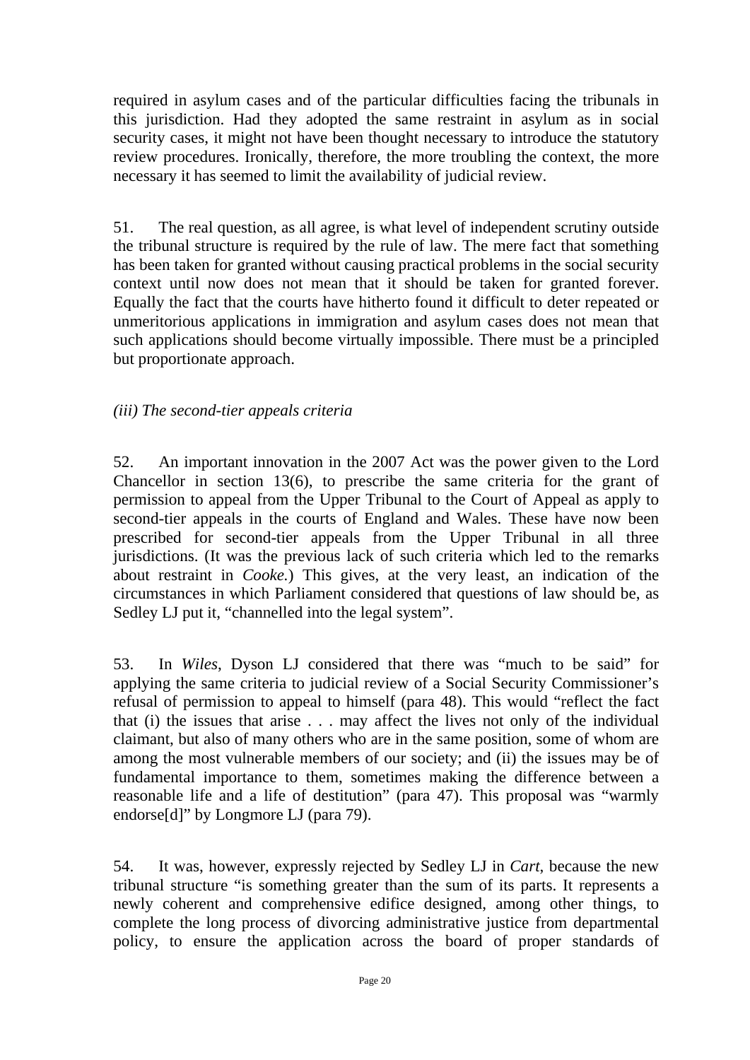required in asylum cases and of the particular difficulties facing the tribunals in this jurisdiction. Had they adopted the same restraint in asylum as in social security cases, it might not have been thought necessary to introduce the statutory review procedures. Ironically, therefore, the more troubling the context, the more necessary it has seemed to limit the availability of judicial review.

51. The real question, as all agree, is what level of independent scrutiny outside the tribunal structure is required by the rule of law. The mere fact that something has been taken for granted without causing practical problems in the social security context until now does not mean that it should be taken for granted forever. Equally the fact that the courts have hitherto found it difficult to deter repeated or unmeritorious applications in immigration and asylum cases does not mean that such applications should become virtually impossible. There must be a principled but proportionate approach.

*(iii) The second-tier appeals criteria*

52. An important innovation in the 2007 Act was the power given to the Lord Chancellor in section 13(6), to prescribe the same criteria for the grant of permission to appeal from the Upper Tribunal to the Court of Appeal as apply to second-tier appeals in the courts of England and Wales. These have now been prescribed for second-tier appeals from the Upper Tribunal in all three jurisdictions. (It was the previous lack of such criteria which led to the remarks about restraint in *Cooke.*) This gives, at the very least, an indication of the circumstances in which Parliament considered that questions of law should be, as Sedley LJ put it, "channelled into the legal system".

53. In *Wiles*, Dyson LJ considered that there was "much to be said" for applying the same criteria to judicial review of a Social Security Commissioner's refusal of permission to appeal to himself (para 48). This would "reflect the fact that (i) the issues that arise . . . may affect the lives not only of the individual claimant, but also of many others who are in the same position, some of whom are among the most vulnerable members of our society; and (ii) the issues may be of fundamental importance to them, sometimes making the difference between a reasonable life and a life of destitution" (para 47). This proposal was "warmly endorse[d]" by Longmore LJ (para 79).

54. It was, however, expressly rejected by Sedley LJ in *Cart*, because the new tribunal structure "is something greater than the sum of its parts. It represents a newly coherent and comprehensive edifice designed, among other things, to complete the long process of divorcing administrative justice from departmental policy, to ensure the application across the board of proper standards of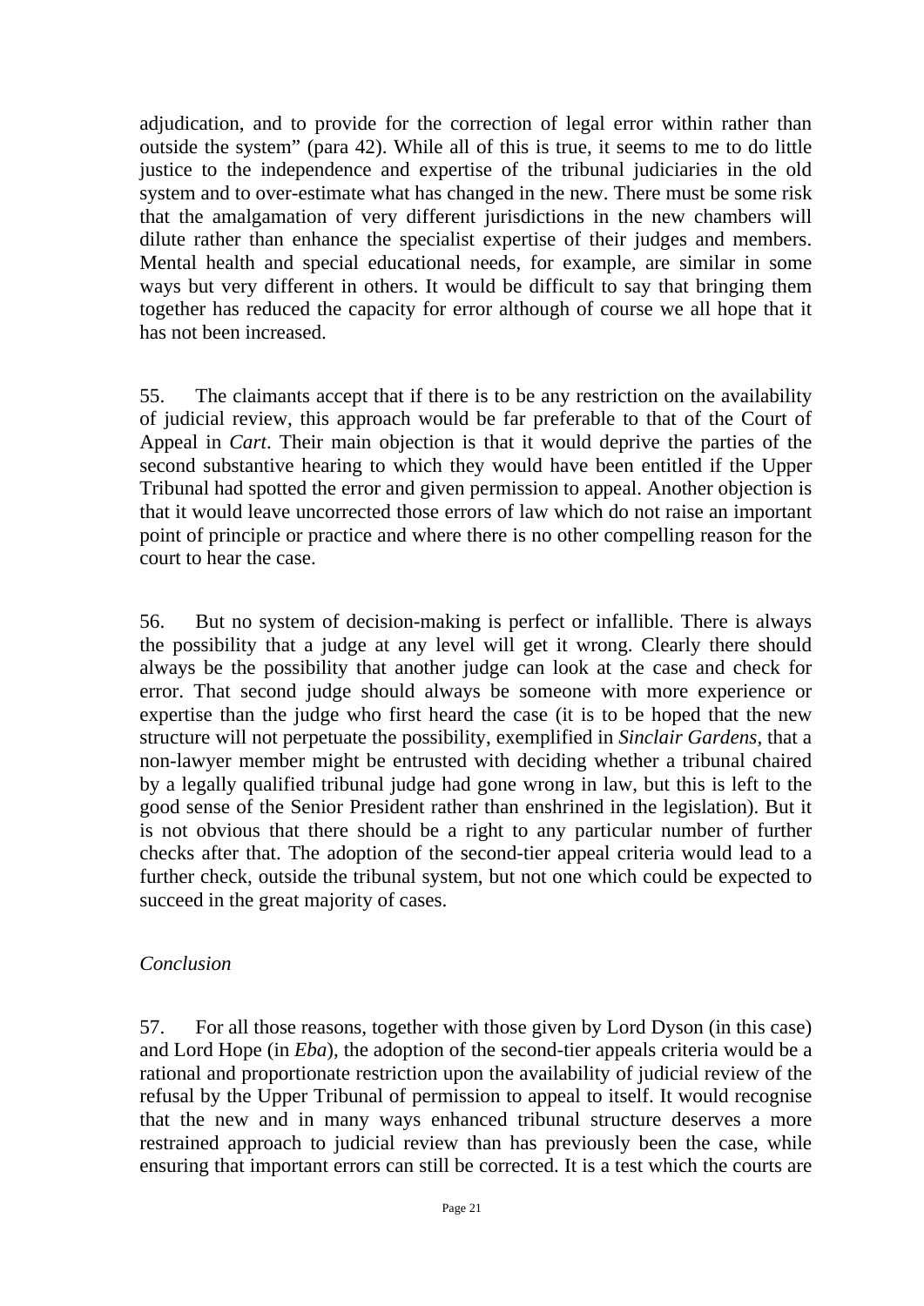adjudication, and to provide for the correction of legal error within rather than outside the system" (para 42). While all of this is true, it seems to me to do little justice to the independence and expertise of the tribunal judiciaries in the old system and to over-estimate what has changed in the new. There must be some risk that the amalgamation of very different jurisdictions in the new chambers will dilute rather than enhance the specialist expertise of their judges and members. Mental health and special educational needs, for example, are similar in some ways but very different in others. It would be difficult to say that bringing them together has reduced the capacity for error although of course we all hope that it has not been increased.

55. The claimants accept that if there is to be any restriction on the availability of judicial review, this approach would be far preferable to that of the Court of Appeal in *Cart*. Their main objection is that it would deprive the parties of the second substantive hearing to which they would have been entitled if the Upper Tribunal had spotted the error and given permission to appeal. Another objection is that it would leave uncorrected those errors of law which do not raise an important point of principle or practice and where there is no other compelling reason for the court to hear the case.

56. But no system of decision-making is perfect or infallible. There is always the possibility that a judge at any level will get it wrong. Clearly there should always be the possibility that another judge can look at the case and check for error. That second judge should always be someone with more experience or expertise than the judge who first heard the case (it is to be hoped that the new structure will not perpetuate the possibility, exemplified in *Sinclair Gardens*, that a non-lawyer member might be entrusted with deciding whether a tribunal chaired by a legally qualified tribunal judge had gone wrong in law, but this is left to the good sense of the Senior President rather than enshrined in the legislation). But it is not obvious that there should be a right to any particular number of further checks after that. The adoption of the second-tier appeal criteria would lead to a further check, outside the tribunal system, but not one which could be expected to succeed in the great majority of cases.

*Conclusion*

57. For all those reasons, together with those given by Lord Dyson (in this case) and Lord Hope (in *Eba*), the adoption of the second-tier appeals criteria would be a rational and proportionate restriction upon the availability of judicial review of the refusal by the Upper Tribunal of permission to appeal to itself. It would recognise that the new and in many ways enhanced tribunal structure deserves a more restrained approach to judicial review than has previously been the case, while ensuring that important errors can still be corrected. It is a test which the courts are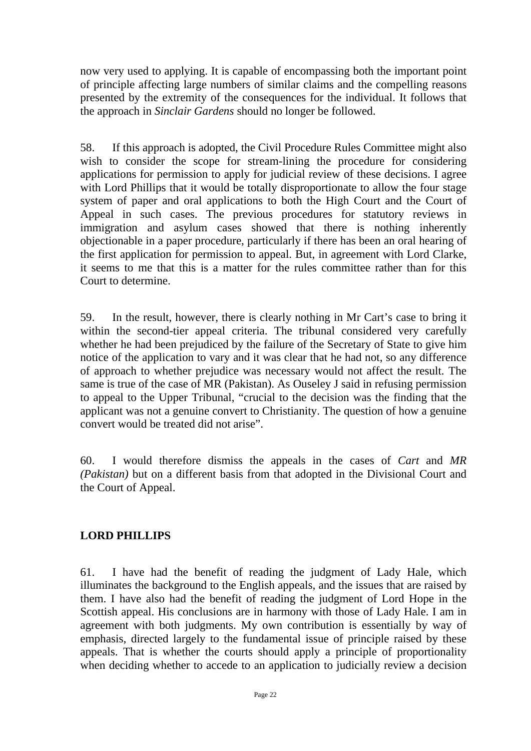now very used to applying. It is capable of encompassing both the important point of principle affecting large numbers of similar claims and the compelling reasons presented by the extremity of the consequences for the individual. It follows that the approach in *Sinclair Gardens* should no longer be followed.

58. If this approach is adopted, the Civil Procedure Rules Committee might also wish to consider the scope for stream-lining the procedure for considering applications for permission to apply for judicial review of these decisions. I agree with Lord Phillips that it would be totally disproportionate to allow the four stage system of paper and oral applications to both the High Court and the Court of Appeal in such cases. The previous procedures for statutory reviews in immigration and asylum cases showed that there is nothing inherently objectionable in a paper procedure, particularly if there has been an oral hearing of the first application for permission to appeal. But, in agreement with Lord Clarke, it seems to me that this is a matter for the rules committee rather than for this Court to determine.

59. In the result, however, there is clearly nothing in Mr Cart's case to bring it within the second-tier appeal criteria. The tribunal considered very carefully whether he had been prejudiced by the failure of the Secretary of State to give him notice of the application to vary and it was clear that he had not, so any difference of approach to whether prejudice was necessary would not affect the result. The same is true of the case of MR (Pakistan). As Ouseley J said in refusing permission to appeal to the Upper Tribunal, "crucial to the decision was the finding that the applicant was not a genuine convert to Christianity. The question of how a genuine convert would be treated did not arise".

60. I would therefore dismiss the appeals in the cases of *Cart* and *MR (Pakistan)* but on a different basis from that adopted in the Divisional Court and the Court of Appeal.

**LORD PHILLIPS**

61. I have had the benefit of reading the judgment of Lady Hale, which illuminates the background to the English appeals, and the issues that are raised by them. I have also had the benefit of reading the judgment of Lord Hope in the Scottish appeal. His conclusions are in harmony with those of Lady Hale. I am in agreement with both judgments. My own contribution is essentially by way of emphasis, directed largely to the fundamental issue of principle raised by these appeals. That is whether the courts should apply a principle of proportionality when deciding whether to accede to an application to judicially review a decision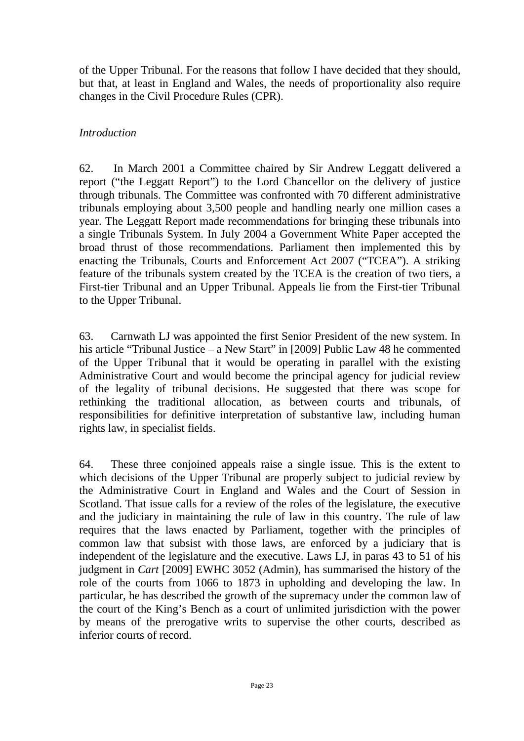of the Upper Tribunal. For the reasons that follow I have decided that they should, but that, at least in England and Wales, the needs of proportionality also require changes in the Civil Procedure Rules (CPR).

*Introduction*

62. In March 2001 a Committee chaired by Sir Andrew Leggatt delivered a report ("the Leggatt Report") to the Lord Chancellor on the delivery of justice through tribunals. The Committee was confronted with 70 different administrative tribunals employing about 3,500 people and handling nearly one million cases a year. The Leggatt Report made recommendations for bringing these tribunals into a single Tribunals System. In July 2004 a Government White Paper accepted the broad thrust of those recommendations. Parliament then implemented this by enacting the Tribunals, Courts and Enforcement Act 2007 ("TCEA"). A striking feature of the tribunals system created by the TCEA is the creation of two tiers, a First-tier Tribunal and an Upper Tribunal. Appeals lie from the First-tier Tribunal to the Upper Tribunal.

63. Carnwath LJ was appointed the first Senior President of the new system. In his article "Tribunal Justice – a New Start" in [2009] Public Law 48 he commented of the Upper Tribunal that it would be operating in parallel with the existing Administrative Court and would become the principal agency for judicial review of the legality of tribunal decisions. He suggested that there was scope for rethinking the traditional allocation, as between courts and tribunals, of responsibilities for definitive interpretation of substantive law, including human rights law, in specialist fields.

64. These three conjoined appeals raise a single issue. This is the extent to which decisions of the Upper Tribunal are properly subject to judicial review by the Administrative Court in England and Wales and the Court of Session in Scotland. That issue calls for a review of the roles of the legislature, the executive and the judiciary in maintaining the rule of law in this country. The rule of law requires that the laws enacted by Parliament, together with the principles of common law that subsist with those laws, are enforced by a judiciary that is independent of the legislature and the executive. Laws LJ, in paras 43 to 51 of his judgment in *Cart* [2009] EWHC 3052 (Admin), has summarised the history of the role of the courts from 1066 to 1873 in upholding and developing the law. In particular, he has described the growth of the supremacy under the common law of the court of the King's Bench as a court of unlimited jurisdiction with the power by means of the prerogative writs to supervise the other courts, described as inferior courts of record.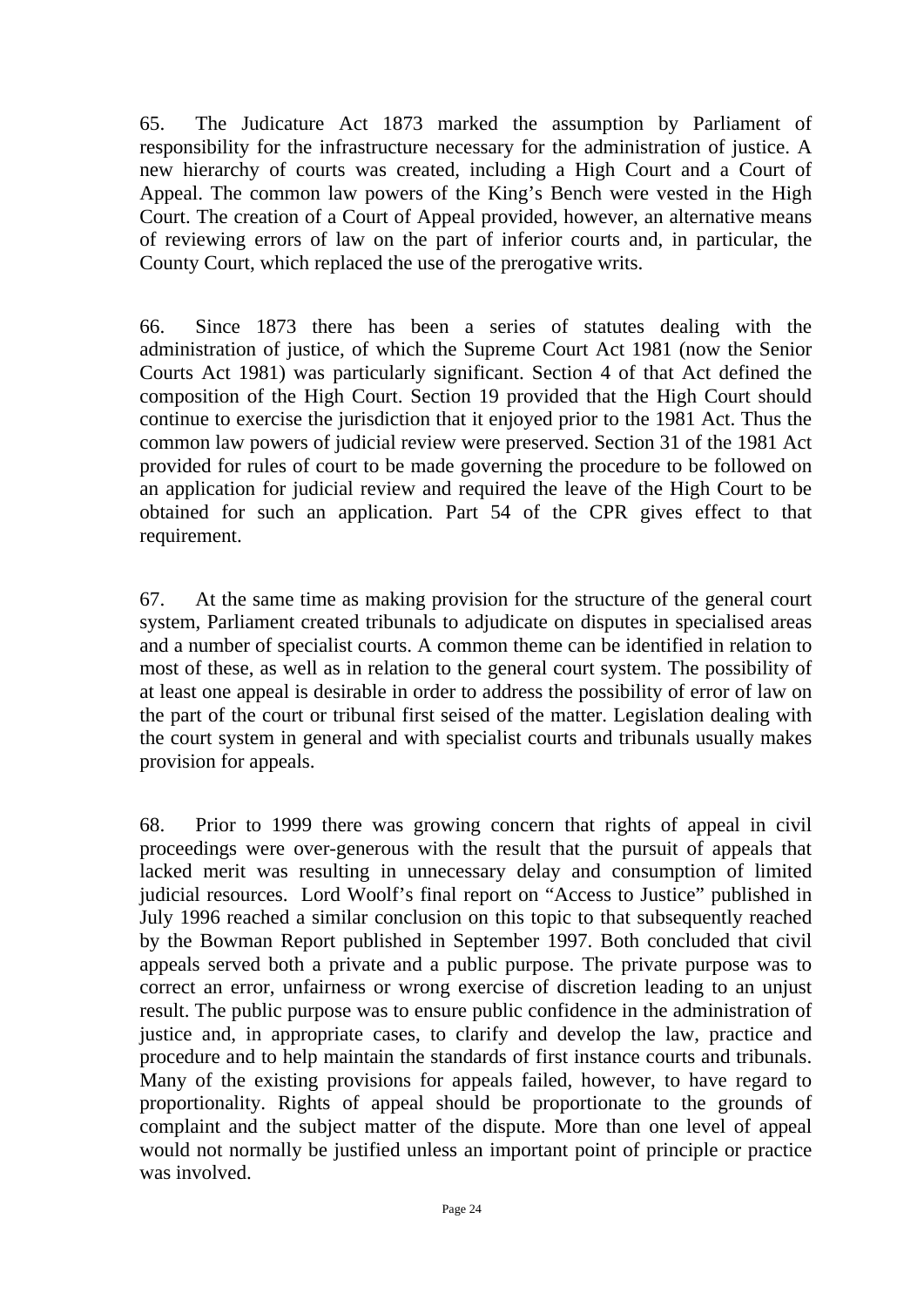65. The Judicature Act 1873 marked the assumption by Parliament of responsibility for the infrastructure necessary for the administration of justice. A new hierarchy of courts was created, including a High Court and a Court of Appeal. The common law powers of the King's Bench were vested in the High Court. The creation of a Court of Appeal provided, however, an alternative means of reviewing errors of law on the part of inferior courts and, in particular, the County Court, which replaced the use of the prerogative writs.

66. Since 1873 there has been a series of statutes dealing with the administration of justice, of which the Supreme Court Act 1981 (now the Senior Courts Act 1981) was particularly significant. Section 4 of that Act defined the composition of the High Court. Section 19 provided that the High Court should continue to exercise the jurisdiction that it enjoyed prior to the 1981 Act. Thus the common law powers of judicial review were preserved. Section 31 of the 1981 Act provided for rules of court to be made governing the procedure to be followed on an application for judicial review and required the leave of the High Court to be obtained for such an application. Part 54 of the CPR gives effect to that requirement.

67. At the same time as making provision for the structure of the general court system, Parliament created tribunals to adjudicate on disputes in specialised areas and a number of specialist courts. A common theme can be identified in relation to most of these, as well as in relation to the general court system. The possibility of at least one appeal is desirable in order to address the possibility of error of law on the part of the court or tribunal first seised of the matter. Legislation dealing with the court system in general and with specialist courts and tribunals usually makes provision for appeals.

68. Prior to 1999 there was growing concern that rights of appeal in civil proceedings were over-generous with the result that the pursuit of appeals that lacked merit was resulting in unnecessary delay and consumption of limited judicial resources. Lord Woolf's final report on "Access to Justice" published in July 1996 reached a similar conclusion on this topic to that subsequently reached by the Bowman Report published in September 1997. Both concluded that civil appeals served both a private and a public purpose. The private purpose was to correct an error, unfairness or wrong exercise of discretion leading to an unjust result. The public purpose was to ensure public confidence in the administration of justice and, in appropriate cases, to clarify and develop the law, practice and procedure and to help maintain the standards of first instance courts and tribunals. Many of the existing provisions for appeals failed, however, to have regard to proportionality. Rights of appeal should be proportionate to the grounds of complaint and the subject matter of the dispute. More than one level of appeal would not normally be justified unless an important point of principle or practice was involved.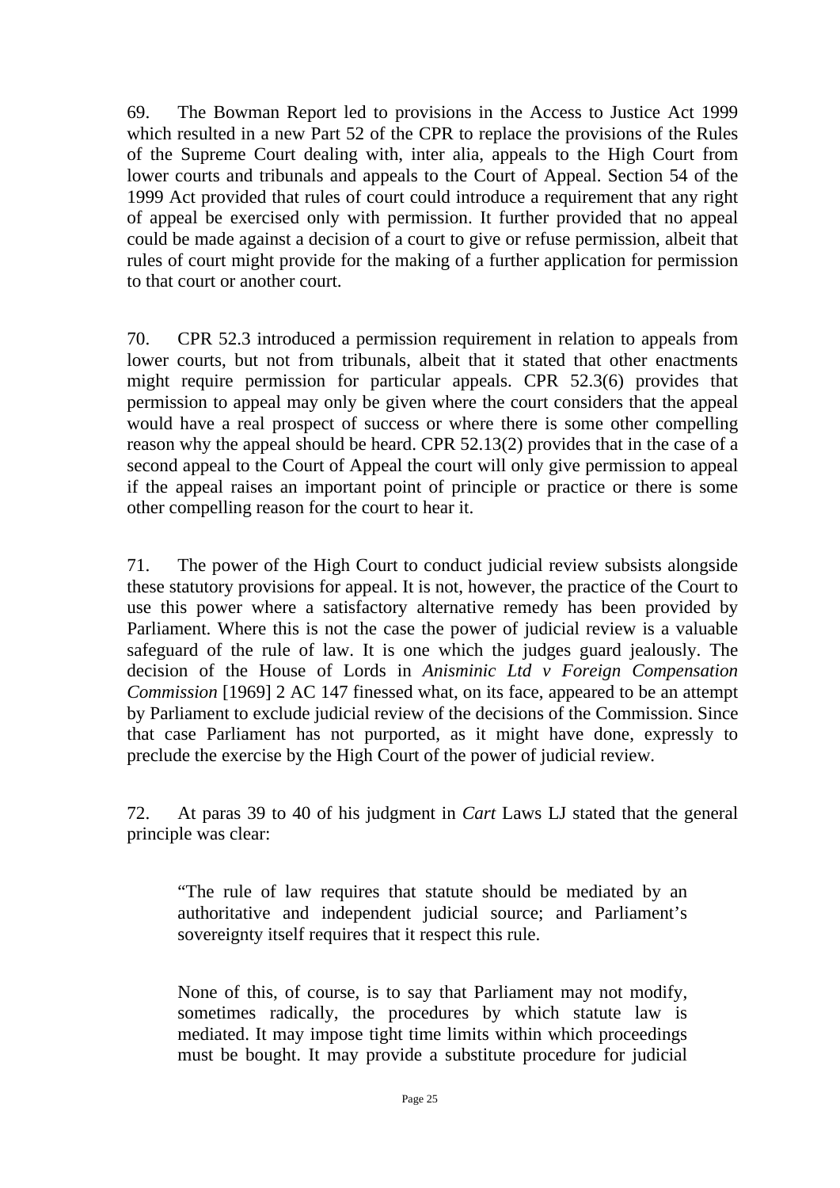69. The Bowman Report led to provisions in the Access to Justice Act 1999 which resulted in a new Part 52 of the CPR to replace the provisions of the Rules of the Supreme Court dealing with, inter alia, appeals to the High Court from lower courts and tribunals and appeals to the Court of Appeal. Section 54 of the 1999 Act provided that rules of court could introduce a requirement that any right of appeal be exercised only with permission. It further provided that no appeal could be made against a decision of a court to give or refuse permission, albeit that rules of court might provide for the making of a further application for permission to that court or another court.

70. CPR 52.3 introduced a permission requirement in relation to appeals from lower courts, but not from tribunals, albeit that it stated that other enactments might require permission for particular appeals. CPR 52.3(6) provides that permission to appeal may only be given where the court considers that the appeal would have a real prospect of success or where there is some other compelling reason why the appeal should be heard. CPR 52.13(2) provides that in the case of a second appeal to the Court of Appeal the court will only give permission to appeal if the appeal raises an important point of principle or practice or there is some other compelling reason for the court to hear it.

71. The power of the High Court to conduct judicial review subsists alongside these statutory provisions for appeal. It is not, however, the practice of the Court to use this power where a satisfactory alternative remedy has been provided by Parliament. Where this is not the case the power of judicial review is a valuable safeguard of the rule of law. It is one which the judges guard jealously. The decision of the House of Lords in *Anisminic Ltd v Foreign Compensation Commission* [1969] 2 AC 147 finessed what, on its face, appeared to be an attempt by Parliament to exclude judicial review of the decisions of the Commission. Since that case Parliament has not purported, as it might have done, expressly to preclude the exercise by the High Court of the power of judicial review.

72. At paras 39 to 40 of his judgment in *Cart* Laws LJ stated that the general principle was clear:

> "The rule of law requires that statute should be mediated by an authoritative and independent judicial source; and Parliament's sovereignty itself requires that it respect this rule.
>
> None of this, of course, is to say that Parliament may not modify, sometimes radically, the procedures by which statute law is mediated. It may impose tight time limits within which proceedings must be bought. It may provide a substitute procedure for judicial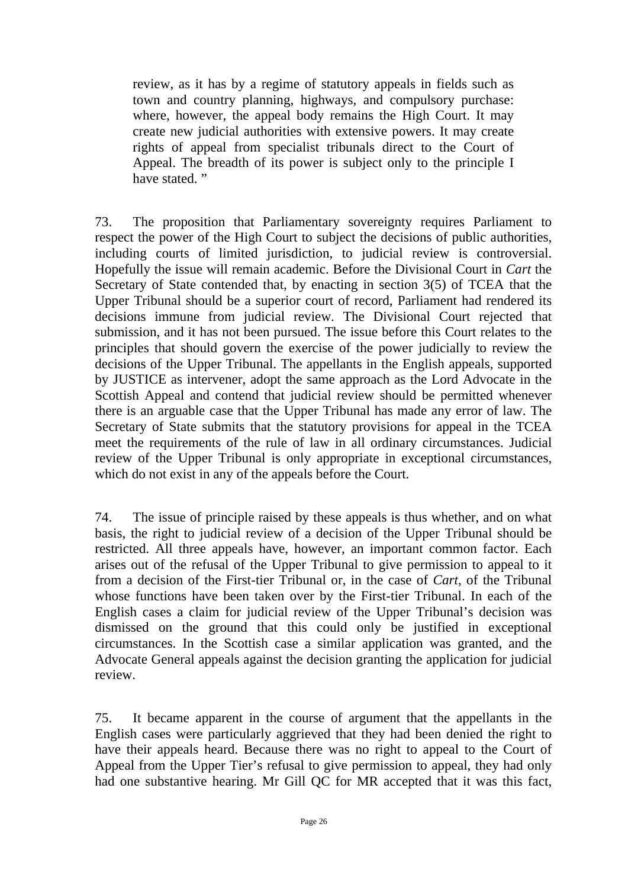> review, as it has by a regime of statutory appeals in fields such as town and country planning, highways, and compulsory purchase: where, however, the appeal body remains the High Court. It may create new judicial authorities with extensive powers. It may create rights of appeal from specialist tribunals direct to the Court of Appeal. The breadth of its power is subject only to the principle I have stated. "

73. The proposition that Parliamentary sovereignty requires Parliament to respect the power of the High Court to subject the decisions of public authorities, including courts of limited jurisdiction, to judicial review is controversial. Hopefully the issue will remain academic. Before the Divisional Court in *Cart* the Secretary of State contended that, by enacting in section 3(5) of TCEA that the Upper Tribunal should be a superior court of record, Parliament had rendered its decisions immune from judicial review. The Divisional Court rejected that submission, and it has not been pursued. The issue before this Court relates to the principles that should govern the exercise of the power judicially to review the decisions of the Upper Tribunal. The appellants in the English appeals, supported by JUSTICE as intervener, adopt the same approach as the Lord Advocate in the Scottish Appeal and contend that judicial review should be permitted whenever there is an arguable case that the Upper Tribunal has made any error of law. The Secretary of State submits that the statutory provisions for appeal in the TCEA meet the requirements of the rule of law in all ordinary circumstances. Judicial review of the Upper Tribunal is only appropriate in exceptional circumstances, which do not exist in any of the appeals before the Court.

74. The issue of principle raised by these appeals is thus whether, and on what basis, the right to judicial review of a decision of the Upper Tribunal should be restricted. All three appeals have, however, an important common factor. Each arises out of the refusal of the Upper Tribunal to give permission to appeal to it from a decision of the First-tier Tribunal or, in the case of *Cart*, of the Tribunal whose functions have been taken over by the First-tier Tribunal. In each of the English cases a claim for judicial review of the Upper Tribunal's decision was dismissed on the ground that this could only be justified in exceptional circumstances. In the Scottish case a similar application was granted, and the Advocate General appeals against the decision granting the application for judicial review.

75. It became apparent in the course of argument that the appellants in the English cases were particularly aggrieved that they had been denied the right to have their appeals heard. Because there was no right to appeal to the Court of Appeal from the Upper Tier's refusal to give permission to appeal, they had only had one substantive hearing. Mr Gill QC for MR accepted that it was this fact,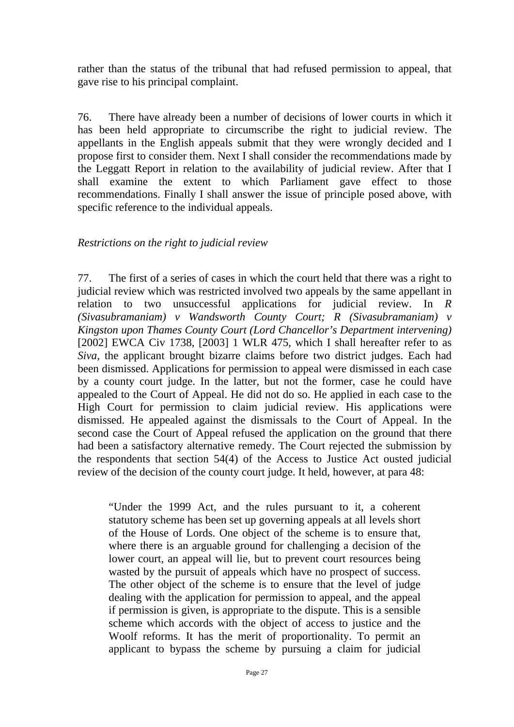rather than the status of the tribunal that had refused permission to appeal, that gave rise to his principal complaint.

76. There have already been a number of decisions of lower courts in which it has been held appropriate to circumscribe the right to judicial review. The appellants in the English appeals submit that they were wrongly decided and I propose first to consider them. Next I shall consider the recommendations made by the Leggatt Report in relation to the availability of judicial review. After that I shall examine the extent to which Parliament gave effect to those recommendations. Finally I shall answer the issue of principle posed above, with specific reference to the individual appeals.

*Restrictions on the right to judicial review*

77. The first of a series of cases in which the court held that there was a right to judicial review which was restricted involved two appeals by the same appellant in relation to two unsuccessful applications for judicial review. In *R (Sivasubramaniam) v Wandsworth County Court; R (Sivasubramaniam) v Kingston upon Thames County Court (Lord Chancellor's Department intervening)* [2002] EWCA Civ 1738, [2003] 1 WLR 475, which I shall hereafter refer to as *Siva*, the applicant brought bizarre claims before two district judges. Each had been dismissed. Applications for permission to appeal were dismissed in each case by a county court judge. In the latter, but not the former, case he could have appealed to the Court of Appeal. He did not do so. He applied in each case to the High Court for permission to claim judicial review. His applications were dismissed. He appealed against the dismissals to the Court of Appeal. In the second case the Court of Appeal refused the application on the ground that there had been a satisfactory alternative remedy. The Court rejected the submission by the respondents that section 54(4) of the Access to Justice Act ousted judicial review of the decision of the county court judge. It held, however, at para 48:

> "Under the 1999 Act, and the rules pursuant to it, a coherent statutory scheme has been set up governing appeals at all levels short of the House of Lords. One object of the scheme is to ensure that, where there is an arguable ground for challenging a decision of the lower court, an appeal will lie, but to prevent court resources being wasted by the pursuit of appeals which have no prospect of success. The other object of the scheme is to ensure that the level of judge dealing with the application for permission to appeal, and the appeal if permission is given, is appropriate to the dispute. This is a sensible scheme which accords with the object of access to justice and the Woolf reforms. It has the merit of proportionality. To permit an applicant to bypass the scheme by pursuing a claim for judicial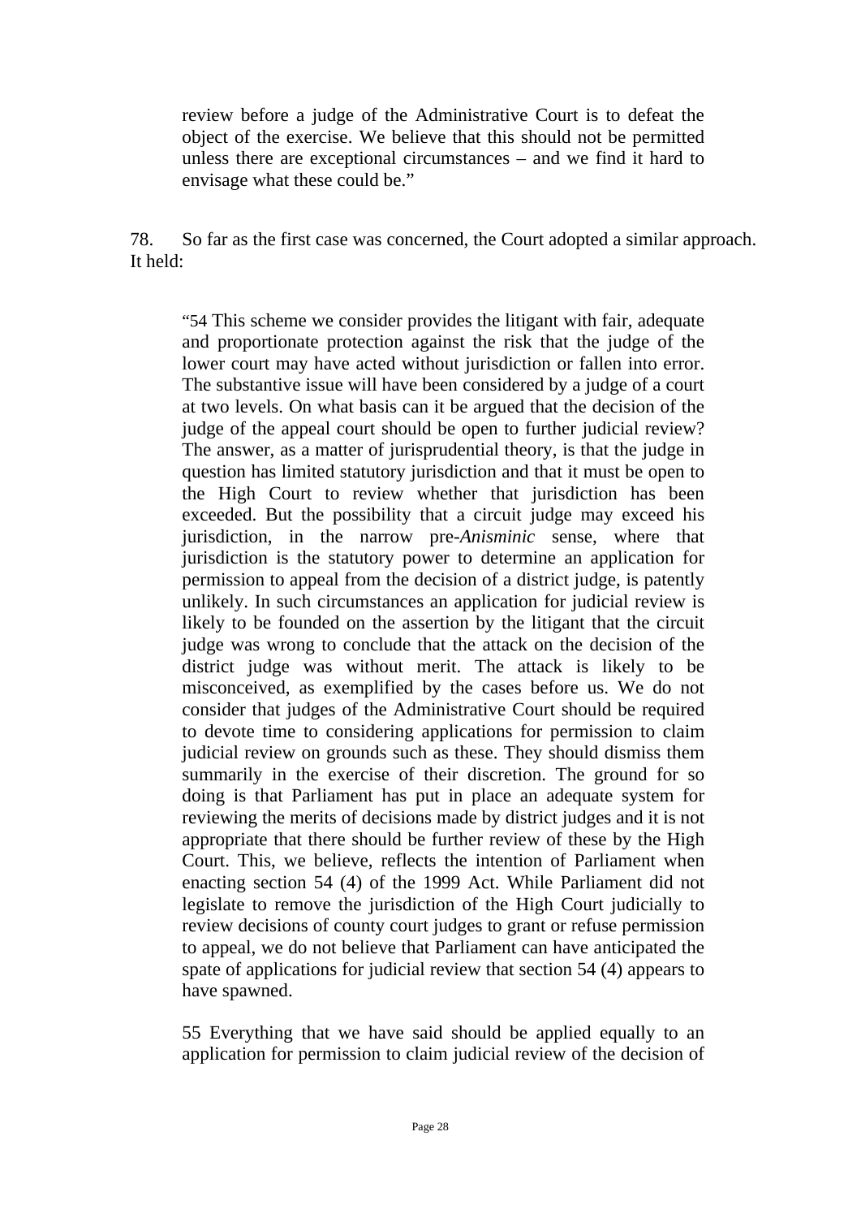> review before a judge of the Administrative Court is to defeat the object of the exercise. We believe that this should not be permitted unless there are exceptional circumstances – and we find it hard to envisage what these could be."

78. So far as the first case was concerned, the Court adopted a similar approach. It held:

> "54 This scheme we consider provides the litigant with fair, adequate and proportionate protection against the risk that the judge of the lower court may have acted without jurisdiction or fallen into error. The substantive issue will have been considered by a judge of a court at two levels. On what basis can it be argued that the decision of the judge of the appeal court should be open to further judicial review? The answer, as a matter of jurisprudential theory, is that the judge in question has limited statutory jurisdiction and that it must be open to the High Court to review whether that jurisdiction has been exceeded. But the possibility that a circuit judge may exceed his jurisdiction, in the narrow pre-*Anisminic* sense, where that jurisdiction is the statutory power to determine an application for permission to appeal from the decision of a district judge, is patently unlikely. In such circumstances an application for judicial review is likely to be founded on the assertion by the litigant that the circuit judge was wrong to conclude that the attack on the decision of the district judge was without merit. The attack is likely to be misconceived, as exemplified by the cases before us. We do not consider that judges of the Administrative Court should be required to devote time to considering applications for permission to claim judicial review on grounds such as these. They should dismiss them summarily in the exercise of their discretion. The ground for so doing is that Parliament has put in place an adequate system for reviewing the merits of decisions made by district judges and it is not appropriate that there should be further review of these by the High Court. This, we believe, reflects the intention of Parliament when enacting section 54 (4) of the 1999 Act. While Parliament did not legislate to remove the jurisdiction of the High Court judicially to review decisions of county court judges to grant or refuse permission to appeal, we do not believe that Parliament can have anticipated the spate of applications for judicial review that section 54 (4) appears to have spawned.
>
> 55 Everything that we have said should be applied equally to an application for permission to claim judicial review of the decision of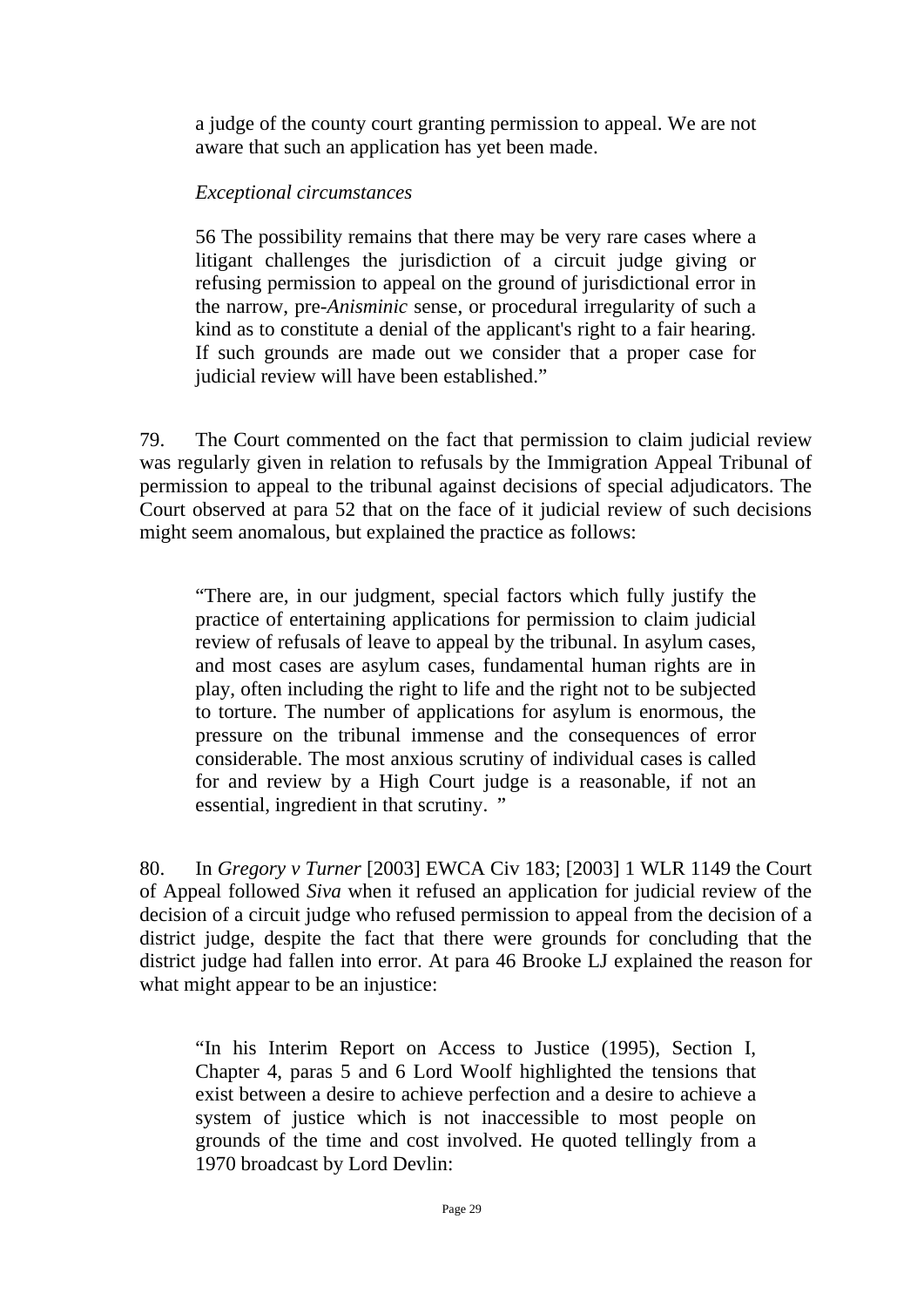> a judge of the county court granting permission to appeal. We are not aware that such an application has yet been made.
>
> *Exceptional circumstances*
>
> 56 The possibility remains that there may be very rare cases where a litigant challenges the jurisdiction of a circuit judge giving or refusing permission to appeal on the ground of jurisdictional error in the narrow, pre-*Anisminic* sense, or procedural irregularity of such a kind as to constitute a denial of the applicant's right to a fair hearing. If such grounds are made out we consider that a proper case for judicial review will have been established."

79. The Court commented on the fact that permission to claim judicial review was regularly given in relation to refusals by the Immigration Appeal Tribunal of permission to appeal to the tribunal against decisions of special adjudicators. The Court observed at para 52 that on the face of it judicial review of such decisions might seem anomalous, but explained the practice as follows:

> "There are, in our judgment, special factors which fully justify the practice of entertaining applications for permission to claim judicial review of refusals of leave to appeal by the tribunal. In asylum cases, and most cases are asylum cases, fundamental human rights are in play, often including the right to life and the right not to be subjected to torture. The number of applications for asylum is enormous, the pressure on the tribunal immense and the consequences of error considerable. The most anxious scrutiny of individual cases is called for and review by a High Court judge is a reasonable, if not an essential, ingredient in that scrutiny. "

80. In *Gregory v Turner* [2003] EWCA Civ 183; [2003] 1 WLR 1149 the Court of Appeal followed *Siva* when it refused an application for judicial review of the decision of a circuit judge who refused permission to appeal from the decision of a district judge, despite the fact that there were grounds for concluding that the district judge had fallen into error. At para 46 Brooke LJ explained the reason for what might appear to be an injustice:

> "In his Interim Report on Access to Justice (1995), Section I, Chapter 4, paras 5 and 6 Lord Woolf highlighted the tensions that exist between a desire to achieve perfection and a desire to achieve a system of justice which is not inaccessible to most people on grounds of the time and cost involved. He quoted tellingly from a 1970 broadcast by Lord Devlin: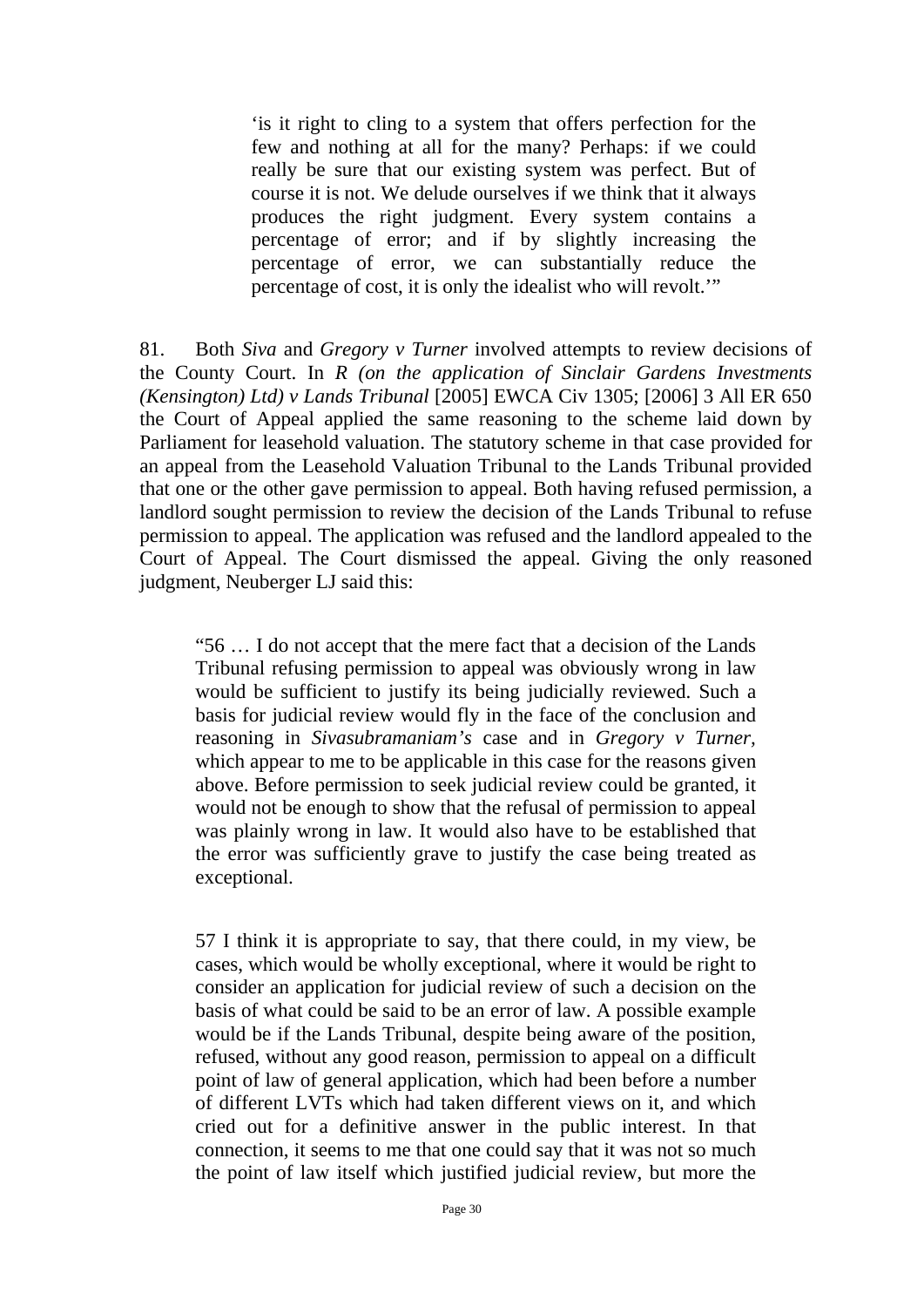> 'is it right to cling to a system that offers perfection for the few and nothing at all for the many? Perhaps: if we could really be sure that our existing system was perfect. But of course it is not. We delude ourselves if we think that it always produces the right judgment. Every system contains a percentage of error; and if by slightly increasing the percentage of error, we can substantially reduce the percentage of cost, it is only the idealist who will revolt.'"

81. Both *Siva* and *Gregory v Turner* involved attempts to review decisions of the County Court. In *R (on the application of Sinclair Gardens Investments (Kensington) Ltd) v Lands Tribunal* [2005] EWCA Civ 1305; [2006] 3 All ER 650 the Court of Appeal applied the same reasoning to the scheme laid down by Parliament for leasehold valuation. The statutory scheme in that case provided for an appeal from the Leasehold Valuation Tribunal to the Lands Tribunal provided that one or the other gave permission to appeal. Both having refused permission, a landlord sought permission to review the decision of the Lands Tribunal to refuse permission to appeal. The application was refused and the landlord appealed to the Court of Appeal. The Court dismissed the appeal. Giving the only reasoned judgment, Neuberger LJ said this:

> "56 … I do not accept that the mere fact that a decision of the Lands Tribunal refusing permission to appeal was obviously wrong in law would be sufficient to justify its being judicially reviewed. Such a basis for judicial review would fly in the face of the conclusion and reasoning in *Sivasubramaniam's* case and in *Gregory v Turner*, which appear to me to be applicable in this case for the reasons given above. Before permission to seek judicial review could be granted, it would not be enough to show that the refusal of permission to appeal was plainly wrong in law. It would also have to be established that the error was sufficiently grave to justify the case being treated as exceptional.
>
> 57 I think it is appropriate to say, that there could, in my view, be cases, which would be wholly exceptional, where it would be right to consider an application for judicial review of such a decision on the basis of what could be said to be an error of law. A possible example would be if the Lands Tribunal, despite being aware of the position, refused, without any good reason, permission to appeal on a difficult point of law of general application, which had been before a number of different LVTs which had taken different views on it, and which cried out for a definitive answer in the public interest. In that connection, it seems to me that one could say that it was not so much the point of law itself which justified judicial review, but more the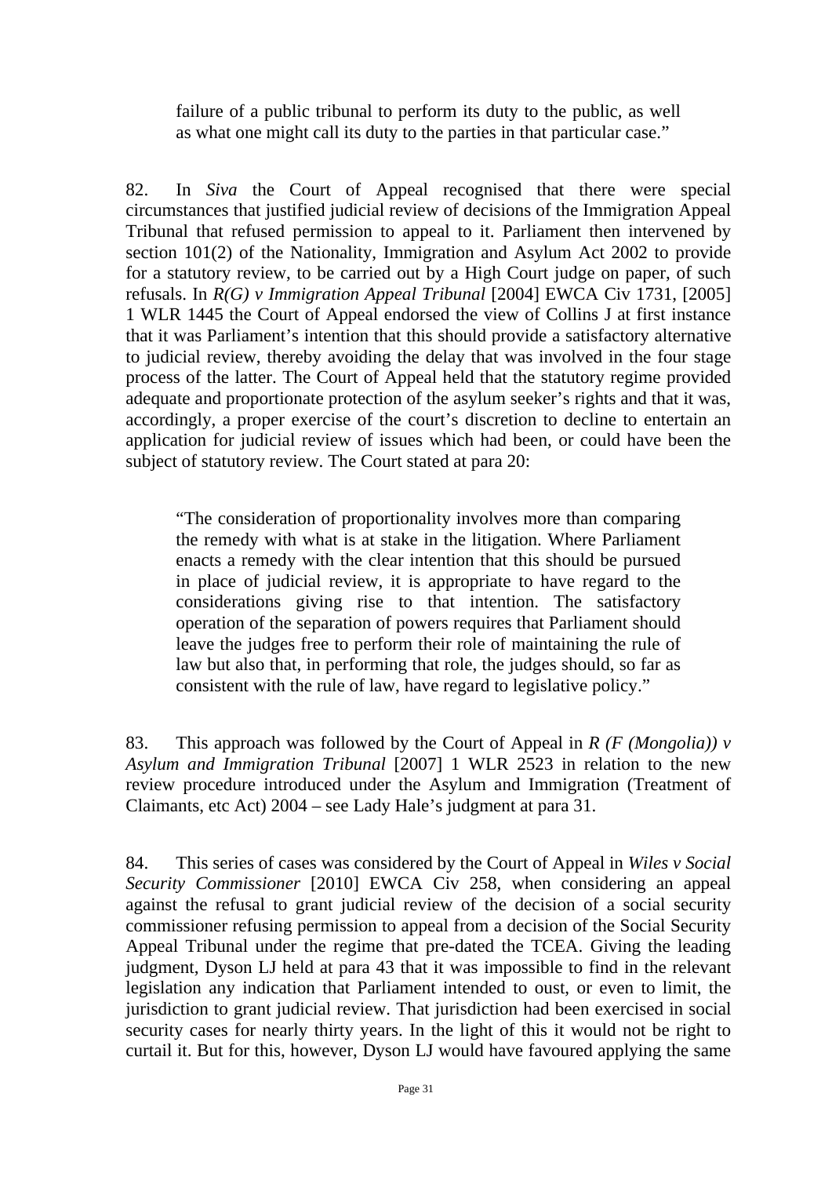failure of a public tribunal to perform its duty to the public, as well as what one might call its duty to the parties in that particular case."

82. In *Siva* the Court of Appeal recognised that there were special circumstances that justified judicial review of decisions of the Immigration Appeal Tribunal that refused permission to appeal to it. Parliament then intervened by section 101(2) of the Nationality, Immigration and Asylum Act 2002 to provide for a statutory review, to be carried out by a High Court judge on paper, of such refusals. In *R(G) v Immigration Appeal Tribunal* [2004] EWCA Civ 1731, [2005] 1 WLR 1445 the Court of Appeal endorsed the view of Collins J at first instance that it was Parliament's intention that this should provide a satisfactory alternative to judicial review, thereby avoiding the delay that was involved in the four stage process of the latter. The Court of Appeal held that the statutory regime provided adequate and proportionate protection of the asylum seeker's rights and that it was, accordingly, a proper exercise of the court's discretion to decline to entertain an application for judicial review of issues which had been, or could have been the subject of statutory review. The Court stated at para 20:

> "The consideration of proportionality involves more than comparing the remedy with what is at stake in the litigation. Where Parliament enacts a remedy with the clear intention that this should be pursued in place of judicial review, it is appropriate to have regard to the considerations giving rise to that intention. The satisfactory operation of the separation of powers requires that Parliament should leave the judges free to perform their role of maintaining the rule of law but also that, in performing that role, the judges should, so far as consistent with the rule of law, have regard to legislative policy."

83. This approach was followed by the Court of Appeal in *R (F (Mongolia)) v Asylum and Immigration Tribunal* [2007] 1 WLR 2523 in relation to the new review procedure introduced under the Asylum and Immigration (Treatment of Claimants, etc Act) 2004 – see Lady Hale's judgment at para 31.

84. This series of cases was considered by the Court of Appeal in *Wiles v Social Security Commissioner* [2010] EWCA Civ 258, when considering an appeal against the refusal to grant judicial review of the decision of a social security commissioner refusing permission to appeal from a decision of the Social Security Appeal Tribunal under the regime that pre-dated the TCEA. Giving the leading judgment, Dyson LJ held at para 43 that it was impossible to find in the relevant legislation any indication that Parliament intended to oust, or even to limit, the jurisdiction to grant judicial review. That jurisdiction had been exercised in social security cases for nearly thirty years. In the light of this it would not be right to curtail it. But for this, however, Dyson LJ would have favoured applying the same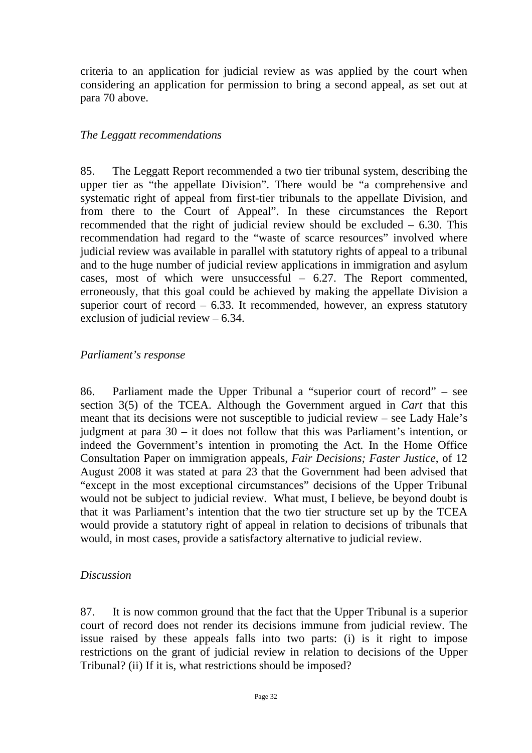criteria to an application for judicial review as was applied by the court when considering an application for permission to bring a second appeal, as set out at para 70 above.

*The Leggatt recommendations*

85. The Leggatt Report recommended a two tier tribunal system, describing the upper tier as "the appellate Division". There would be "a comprehensive and systematic right of appeal from first-tier tribunals to the appellate Division, and from there to the Court of Appeal". In these circumstances the Report recommended that the right of judicial review should be excluded – 6.30. This recommendation had regard to the "waste of scarce resources" involved where judicial review was available in parallel with statutory rights of appeal to a tribunal and to the huge number of judicial review applications in immigration and asylum cases, most of which were unsuccessful – 6.27. The Report commented, erroneously, that this goal could be achieved by making the appellate Division a superior court of record – 6.33. It recommended, however, an express statutory exclusion of judicial review – 6.34.

*Parliament's response*

86. Parliament made the Upper Tribunal a "superior court of record" – see section 3(5) of the TCEA. Although the Government argued in *Cart* that this meant that its decisions were not susceptible to judicial review – see Lady Hale's judgment at para 30 – it does not follow that this was Parliament's intention, or indeed the Government's intention in promoting the Act. In the Home Office Consultation Paper on immigration appeals, *Fair Decisions; Faster Justice*, of 12 August 2008 it was stated at para 23 that the Government had been advised that "except in the most exceptional circumstances" decisions of the Upper Tribunal would not be subject to judicial review. What must, I believe, be beyond doubt is that it was Parliament's intention that the two tier structure set up by the TCEA would provide a statutory right of appeal in relation to decisions of tribunals that would, in most cases, provide a satisfactory alternative to judicial review.

*Discussion*

87. It is now common ground that the fact that the Upper Tribunal is a superior court of record does not render its decisions immune from judicial review. The issue raised by these appeals falls into two parts: (i) is it right to impose restrictions on the grant of judicial review in relation to decisions of the Upper Tribunal? (ii) If it is, what restrictions should be imposed?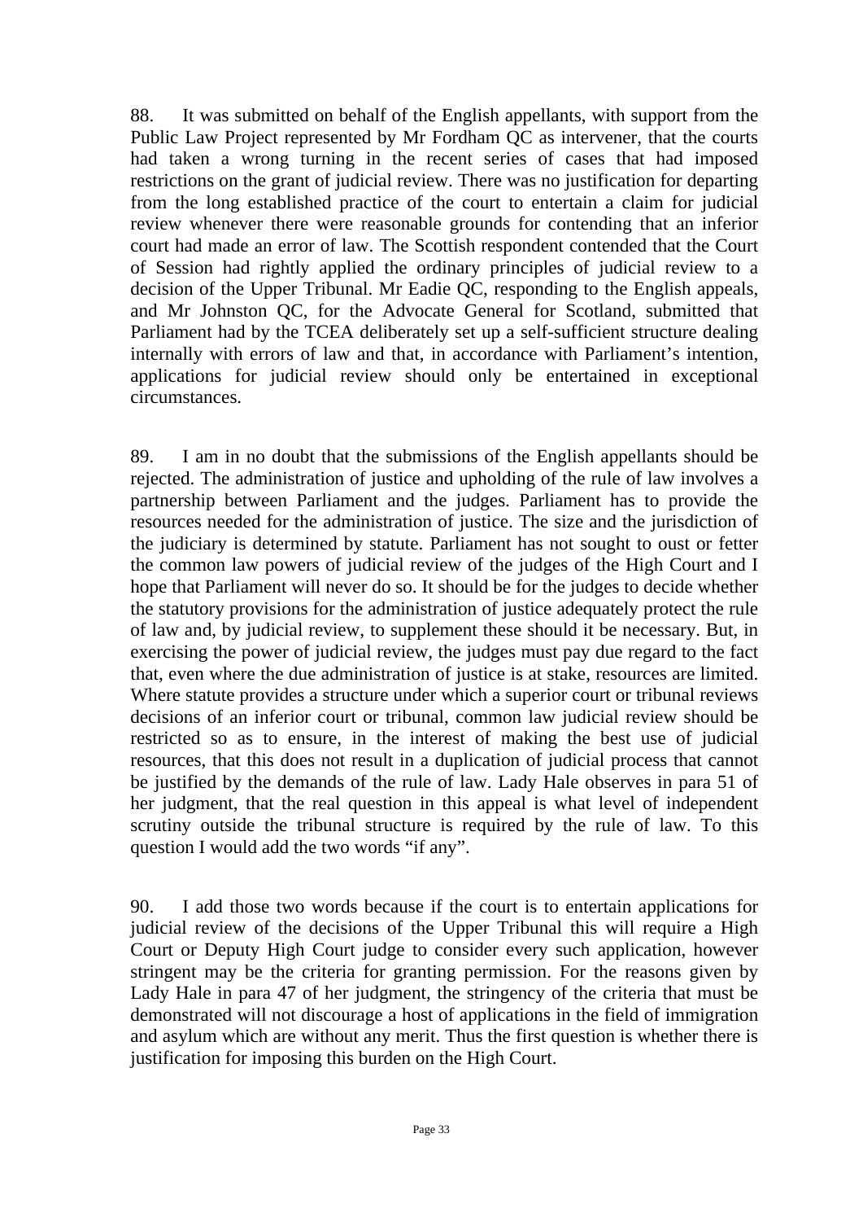88. It was submitted on behalf of the English appellants, with support from the Public Law Project represented by Mr Fordham QC as intervener, that the courts had taken a wrong turning in the recent series of cases that had imposed restrictions on the grant of judicial review. There was no justification for departing from the long established practice of the court to entertain a claim for judicial review whenever there were reasonable grounds for contending that an inferior court had made an error of law. The Scottish respondent contended that the Court of Session had rightly applied the ordinary principles of judicial review to a decision of the Upper Tribunal. Mr Eadie QC, responding to the English appeals, and Mr Johnston QC, for the Advocate General for Scotland, submitted that Parliament had by the TCEA deliberately set up a self-sufficient structure dealing internally with errors of law and that, in accordance with Parliament's intention, applications for judicial review should only be entertained in exceptional circumstances.

89. I am in no doubt that the submissions of the English appellants should be rejected. The administration of justice and upholding of the rule of law involves a partnership between Parliament and the judges. Parliament has to provide the resources needed for the administration of justice. The size and the jurisdiction of the judiciary is determined by statute. Parliament has not sought to oust or fetter the common law powers of judicial review of the judges of the High Court and I hope that Parliament will never do so. It should be for the judges to decide whether the statutory provisions for the administration of justice adequately protect the rule of law and, by judicial review, to supplement these should it be necessary. But, in exercising the power of judicial review, the judges must pay due regard to the fact that, even where the due administration of justice is at stake, resources are limited. Where statute provides a structure under which a superior court or tribunal reviews decisions of an inferior court or tribunal, common law judicial review should be restricted so as to ensure, in the interest of making the best use of judicial resources, that this does not result in a duplication of judicial process that cannot be justified by the demands of the rule of law. Lady Hale observes in para 51 of her judgment, that the real question in this appeal is what level of independent scrutiny outside the tribunal structure is required by the rule of law. To this question I would add the two words "if any".

90. I add those two words because if the court is to entertain applications for judicial review of the decisions of the Upper Tribunal this will require a High Court or Deputy High Court judge to consider every such application, however stringent may be the criteria for granting permission. For the reasons given by Lady Hale in para 47 of her judgment, the stringency of the criteria that must be demonstrated will not discourage a host of applications in the field of immigration and asylum which are without any merit. Thus the first question is whether there is justification for imposing this burden on the High Court.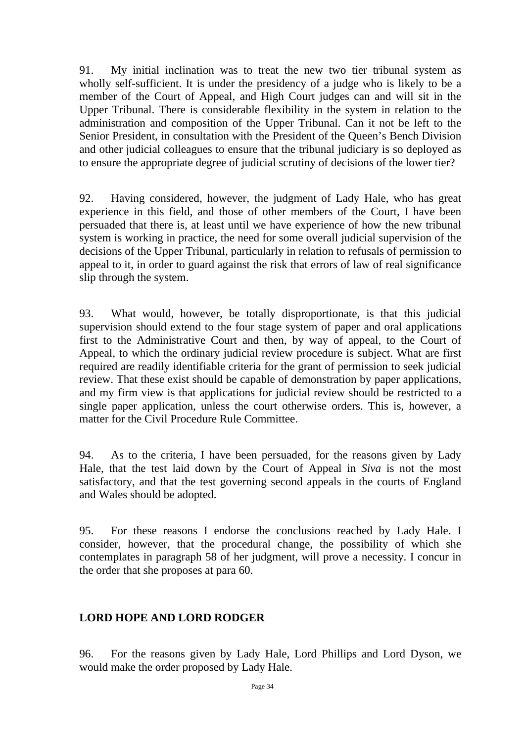91. My initial inclination was to treat the new two tier tribunal system as wholly self-sufficient. It is under the presidency of a judge who is likely to be a member of the Court of Appeal, and High Court judges can and will sit in the Upper Tribunal. There is considerable flexibility in the system in relation to the administration and composition of the Upper Tribunal. Can it not be left to the Senior President, in consultation with the President of the Queen's Bench Division and other judicial colleagues to ensure that the tribunal judiciary is so deployed as to ensure the appropriate degree of judicial scrutiny of decisions of the lower tier?

92. Having considered, however, the judgment of Lady Hale, who has great experience in this field, and those of other members of the Court, I have been persuaded that there is, at least until we have experience of how the new tribunal system is working in practice, the need for some overall judicial supervision of the decisions of the Upper Tribunal, particularly in relation to refusals of permission to appeal to it, in order to guard against the risk that errors of law of real significance slip through the system.

93. What would, however, be totally disproportionate, is that this judicial supervision should extend to the four stage system of paper and oral applications first to the Administrative Court and then, by way of appeal, to the Court of Appeal, to which the ordinary judicial review procedure is subject. What are first required are readily identifiable criteria for the grant of permission to seek judicial review. That these exist should be capable of demonstration by paper applications, and my firm view is that applications for judicial review should be restricted to a single paper application, unless the court otherwise orders. This is, however, a matter for the Civil Procedure Rule Committee.

94. As to the criteria, I have been persuaded, for the reasons given by Lady Hale, that the test laid down by the Court of Appeal in *Siva* is not the most satisfactory, and that the test governing second appeals in the courts of England and Wales should be adopted.

95. For these reasons I endorse the conclusions reached by Lady Hale. I consider, however, that the procedural change, the possibility of which she contemplates in paragraph 58 of her judgment, will prove a necessity. I concur in the order that she proposes at para 60.

**LORD HOPE AND LORD RODGER**

96. For the reasons given by Lady Hale, Lord Phillips and Lord Dyson, we would make the order proposed by Lady Hale.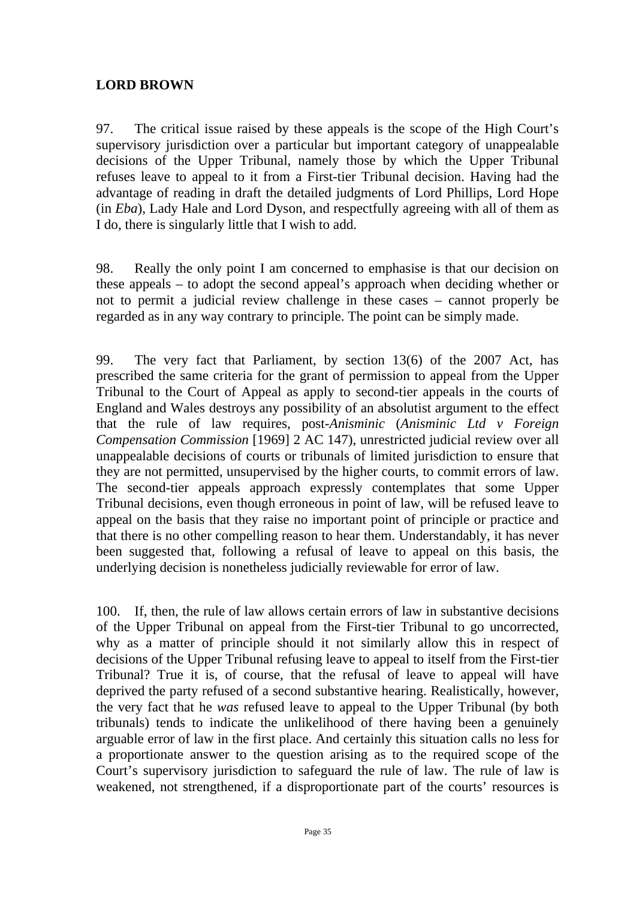## LORD BROWN

97. The critical issue raised by these appeals is the scope of the High Court's supervisory jurisdiction over a particular but important category of unappealable decisions of the Upper Tribunal, namely those by which the Upper Tribunal refuses leave to appeal to it from a First-tier Tribunal decision. Having had the advantage of reading in draft the detailed judgments of Lord Phillips, Lord Hope (in *Eba*), Lady Hale and Lord Dyson, and respectfully agreeing with all of them as I do, there is singularly little that I wish to add.

98. Really the only point I am concerned to emphasise is that our decision on these appeals – to adopt the second appeal's approach when deciding whether or not to permit a judicial review challenge in these cases – cannot properly be regarded as in any way contrary to principle. The point can be simply made.

99. The very fact that Parliament, by section 13(6) of the 2007 Act, has prescribed the same criteria for the grant of permission to appeal from the Upper Tribunal to the Court of Appeal as apply to second-tier appeals in the courts of England and Wales destroys any possibility of an absolutist argument to the effect that the rule of law requires, post-*Anisminic* (*Anisminic Ltd v Foreign Compensation Commission* [1969] 2 AC 147), unrestricted judicial review over all unappealable decisions of courts or tribunals of limited jurisdiction to ensure that they are not permitted, unsupervised by the higher courts, to commit errors of law. The second-tier appeals approach expressly contemplates that some Upper Tribunal decisions, even though erroneous in point of law, will be refused leave to appeal on the basis that they raise no important point of principle or practice and that there is no other compelling reason to hear them. Understandably, it has never been suggested that, following a refusal of leave to appeal on this basis, the underlying decision is nonetheless judicially reviewable for error of law.

100. If, then, the rule of law allows certain errors of law in substantive decisions of the Upper Tribunal on appeal from the First-tier Tribunal to go uncorrected, why as a matter of principle should it not similarly allow this in respect of decisions of the Upper Tribunal refusing leave to appeal to itself from the First-tier Tribunal? True it is, of course, that the refusal of leave to appeal will have deprived the party refused of a second substantive hearing. Realistically, however, the very fact that he *was* refused leave to appeal to the Upper Tribunal (by both tribunals) tends to indicate the unlikelihood of there having been a genuinely arguable error of law in the first place. And certainly this situation calls no less for a proportionate answer to the question arising as to the required scope of the Court's supervisory jurisdiction to safeguard the rule of law. The rule of law is weakened, not strengthened, if a disproportionate part of the courts' resources is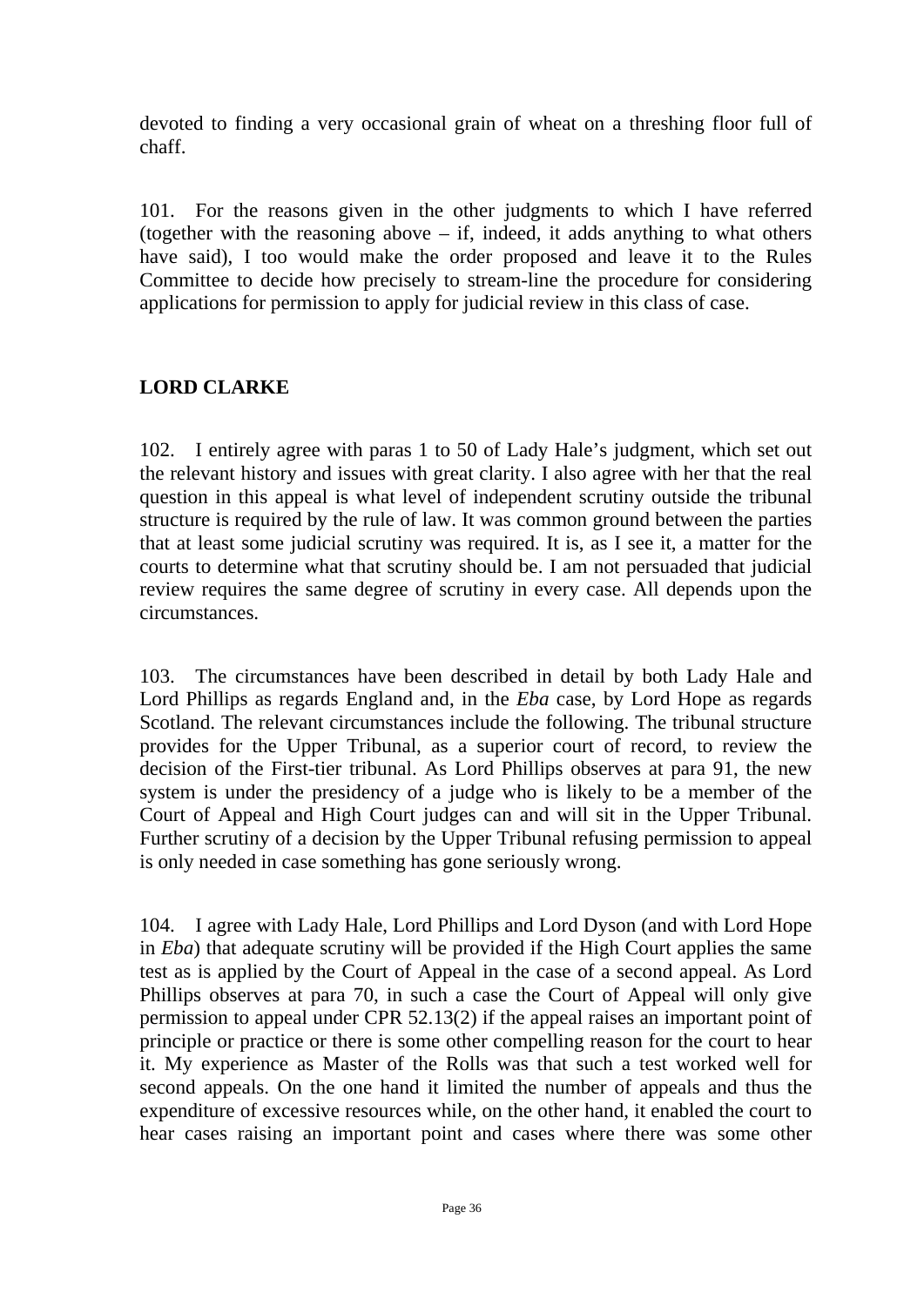devoted to finding a very occasional grain of wheat on a threshing floor full of chaff.

101. For the reasons given in the other judgments to which I have referred (together with the reasoning above – if, indeed, it adds anything to what others have said), I too would make the order proposed and leave it to the Rules Committee to decide how precisely to stream-line the procedure for considering applications for permission to apply for judicial review in this class of case.

**LORD CLARKE**

102. I entirely agree with paras 1 to 50 of Lady Hale's judgment, which set out the relevant history and issues with great clarity. I also agree with her that the real question in this appeal is what level of independent scrutiny outside the tribunal structure is required by the rule of law. It was common ground between the parties that at least some judicial scrutiny was required. It is, as I see it, a matter for the courts to determine what that scrutiny should be. I am not persuaded that judicial review requires the same degree of scrutiny in every case. All depends upon the circumstances.

103. The circumstances have been described in detail by both Lady Hale and Lord Phillips as regards England and, in the *Eba* case, by Lord Hope as regards Scotland. The relevant circumstances include the following. The tribunal structure provides for the Upper Tribunal, as a superior court of record, to review the decision of the First-tier tribunal. As Lord Phillips observes at para 91, the new system is under the presidency of a judge who is likely to be a member of the Court of Appeal and High Court judges can and will sit in the Upper Tribunal. Further scrutiny of a decision by the Upper Tribunal refusing permission to appeal is only needed in case something has gone seriously wrong.

104. I agree with Lady Hale, Lord Phillips and Lord Dyson (and with Lord Hope in *Eba*) that adequate scrutiny will be provided if the High Court applies the same test as is applied by the Court of Appeal in the case of a second appeal. As Lord Phillips observes at para 70, in such a case the Court of Appeal will only give permission to appeal under CPR 52.13(2) if the appeal raises an important point of principle or practice or there is some other compelling reason for the court to hear it. My experience as Master of the Rolls was that such a test worked well for second appeals. On the one hand it limited the number of appeals and thus the expenditure of excessive resources while, on the other hand, it enabled the court to hear cases raising an important point and cases where there was some other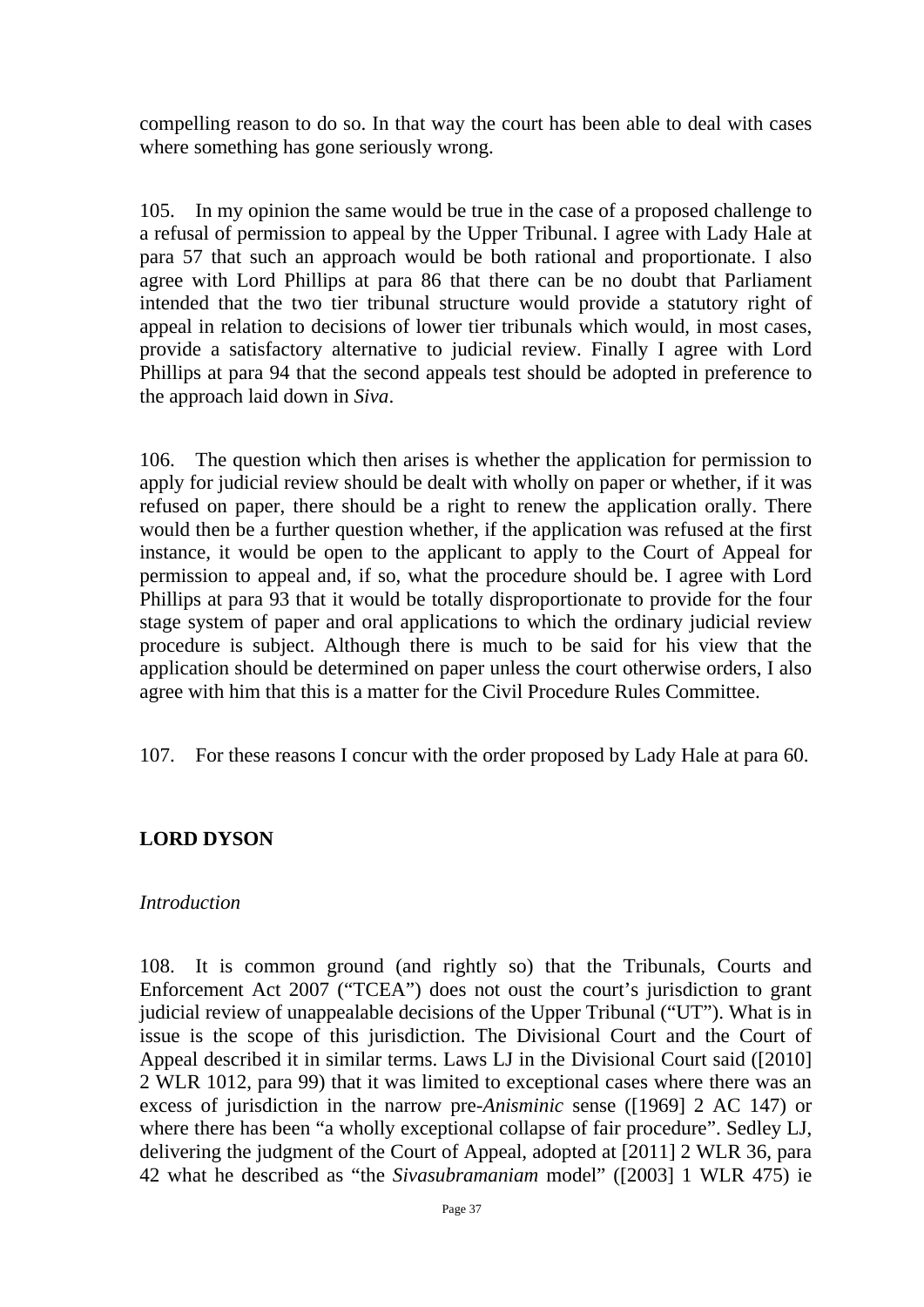compelling reason to do so. In that way the court has been able to deal with cases where something has gone seriously wrong.

105. In my opinion the same would be true in the case of a proposed challenge to a refusal of permission to appeal by the Upper Tribunal. I agree with Lady Hale at para 57 that such an approach would be both rational and proportionate. I also agree with Lord Phillips at para 86 that there can be no doubt that Parliament intended that the two tier tribunal structure would provide a statutory right of appeal in relation to decisions of lower tier tribunals which would, in most cases, provide a satisfactory alternative to judicial review. Finally I agree with Lord Phillips at para 94 that the second appeals test should be adopted in preference to the approach laid down in *Siva*.

106. The question which then arises is whether the application for permission to apply for judicial review should be dealt with wholly on paper or whether, if it was refused on paper, there should be a right to renew the application orally. There would then be a further question whether, if the application was refused at the first instance, it would be open to the applicant to apply to the Court of Appeal for permission to appeal and, if so, what the procedure should be. I agree with Lord Phillips at para 93 that it would be totally disproportionate to provide for the four stage system of paper and oral applications to which the ordinary judicial review procedure is subject. Although there is much to be said for his view that the application should be determined on paper unless the court otherwise orders, I also agree with him that this is a matter for the Civil Procedure Rules Committee.

107. For these reasons I concur with the order proposed by Lady Hale at para 60.

## LORD DYSON

### *Introduction*

108. It is common ground (and rightly so) that the Tribunals, Courts and Enforcement Act 2007 ("TCEA") does not oust the court's jurisdiction to grant judicial review of unappealable decisions of the Upper Tribunal ("UT"). What is in issue is the scope of this jurisdiction. The Divisional Court and the Court of Appeal described it in similar terms. Laws LJ in the Divisional Court said ([2010] 2 WLR 1012, para 99) that it was limited to exceptional cases where there was an excess of jurisdiction in the narrow pre-*Anisminic* sense ([1969] 2 AC 147) or where there has been "a wholly exceptional collapse of fair procedure". Sedley LJ, delivering the judgment of the Court of Appeal, adopted at [2011] 2 WLR 36, para 42 what he described as "the *Sivasubramaniam* model" ([2003] 1 WLR 475) ie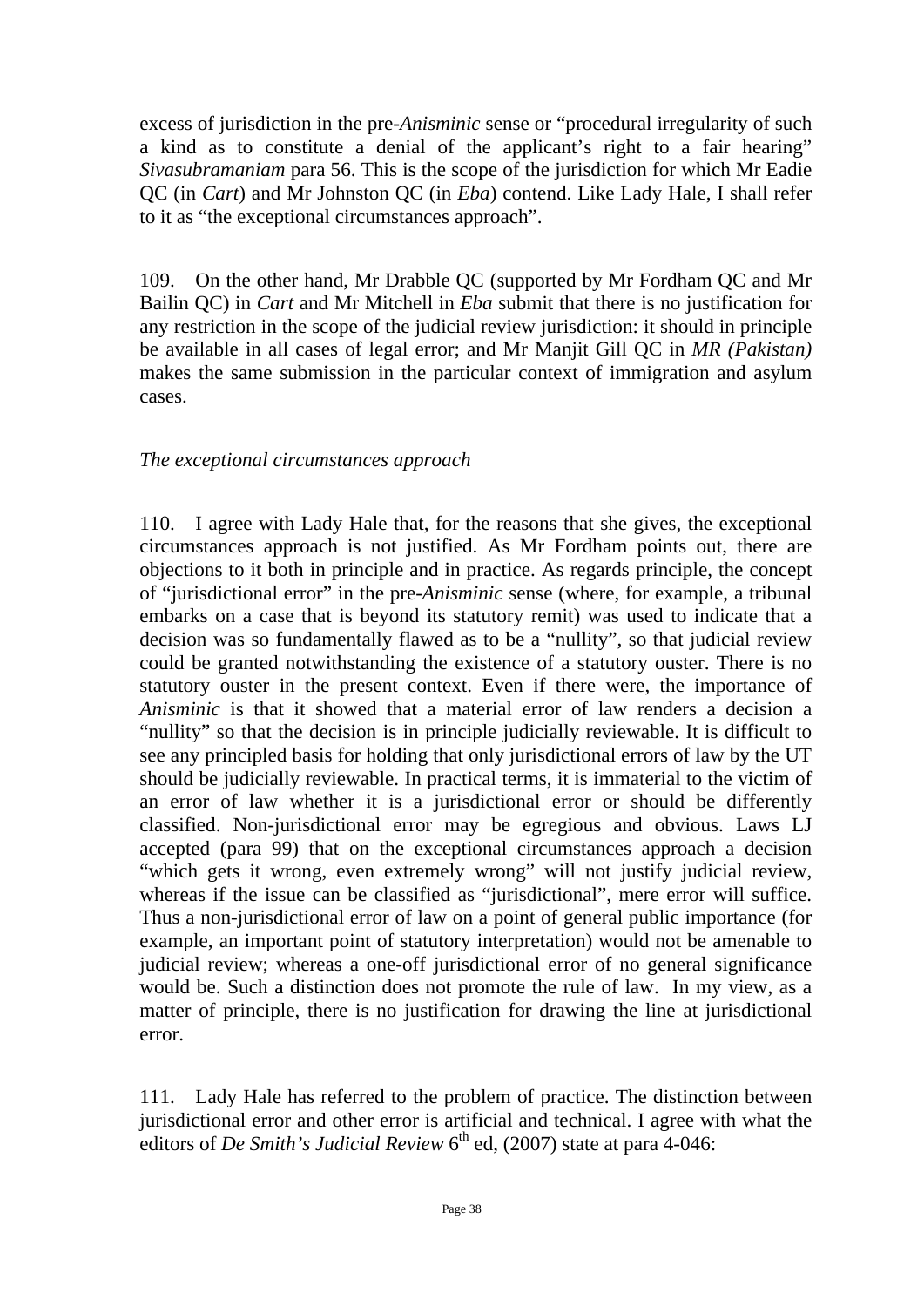excess of jurisdiction in the pre-*Anisminic* sense or "procedural irregularity of such a kind as to constitute a denial of the applicant's right to a fair hearing" *Sivasubramaniam* para 56. This is the scope of the jurisdiction for which Mr Eadie QC (in *Cart*) and Mr Johnston QC (in *Eba*) contend. Like Lady Hale, I shall refer to it as "the exceptional circumstances approach".

109. On the other hand, Mr Drabble QC (supported by Mr Fordham QC and Mr Bailin QC) in *Cart* and Mr Mitchell in *Eba* submit that there is no justification for any restriction in the scope of the judicial review jurisdiction: it should in principle be available in all cases of legal error; and Mr Manjit Gill QC in *MR (Pakistan)* makes the same submission in the particular context of immigration and asylum cases.

*The exceptional circumstances approach*

110. I agree with Lady Hale that, for the reasons that she gives, the exceptional circumstances approach is not justified. As Mr Fordham points out, there are objections to it both in principle and in practice. As regards principle, the concept of "jurisdictional error" in the pre-*Anisminic* sense (where, for example, a tribunal embarks on a case that is beyond its statutory remit) was used to indicate that a decision was so fundamentally flawed as to be a "nullity", so that judicial review could be granted notwithstanding the existence of a statutory ouster. There is no statutory ouster in the present context. Even if there were, the importance of *Anisminic* is that it showed that a material error of law renders a decision a "nullity" so that the decision is in principle judicially reviewable. It is difficult to see any principled basis for holding that only jurisdictional errors of law by the UT should be judicially reviewable. In practical terms, it is immaterial to the victim of an error of law whether it is a jurisdictional error or should be differently classified. Non-jurisdictional error may be egregious and obvious. Laws LJ accepted (para 99) that on the exceptional circumstances approach a decision "which gets it wrong, even extremely wrong" will not justify judicial review, whereas if the issue can be classified as "jurisdictional", mere error will suffice. Thus a non-jurisdictional error of law on a point of general public importance (for example, an important point of statutory interpretation) would not be amenable to judicial review; whereas a one-off jurisdictional error of no general significance would be. Such a distinction does not promote the rule of law. In my view, as a matter of principle, there is no justification for drawing the line at jurisdictional error.

111. Lady Hale has referred to the problem of practice. The distinction between jurisdictional error and other error is artificial and technical. I agree with what the editors of *De Smith's Judicial Review* 6th ed, (2007) state at para 4-046: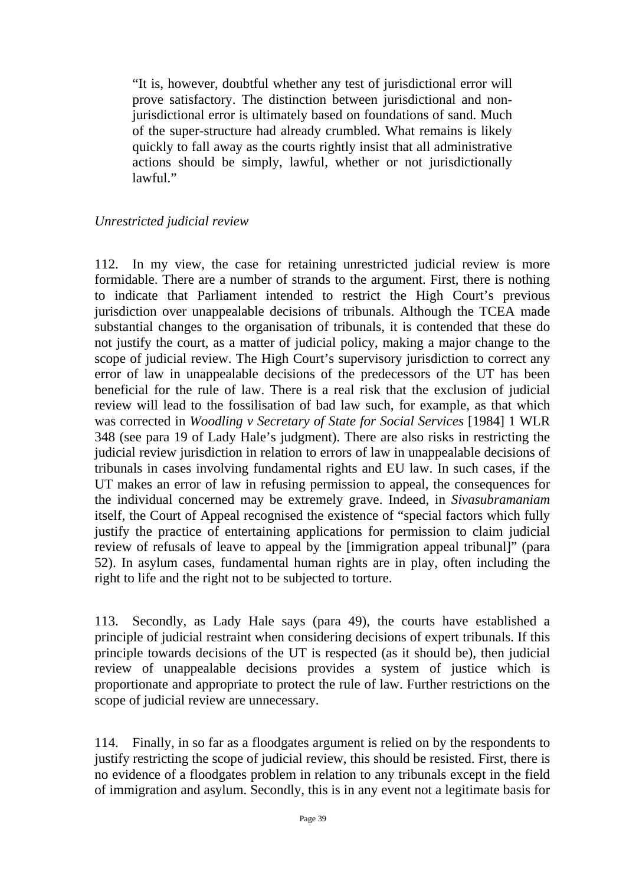> "It is, however, doubtful whether any test of jurisdictional error will prove satisfactory. The distinction between jurisdictional and non-jurisdictional error is ultimately based on foundations of sand. Much of the super-structure had already crumbled. What remains is likely quickly to fall away as the courts rightly insist that all administrative actions should be simply, lawful, whether or not jurisdictionally lawful."

*Unrestricted judicial review*

112. In my view, the case for retaining unrestricted judicial review is more formidable. There are a number of strands to the argument. First, there is nothing to indicate that Parliament intended to restrict the High Court's previous jurisdiction over unappealable decisions of tribunals. Although the TCEA made substantial changes to the organisation of tribunals, it is contended that these do not justify the court, as a matter of judicial policy, making a major change to the scope of judicial review. The High Court's supervisory jurisdiction to correct any error of law in unappealable decisions of the predecessors of the UT has been beneficial for the rule of law. There is a real risk that the exclusion of judicial review will lead to the fossilisation of bad law such, for example, as that which was corrected in *Woodling v Secretary of State for Social Services* [1984] 1 WLR 348 (see para 19 of Lady Hale's judgment). There are also risks in restricting the judicial review jurisdiction in relation to errors of law in unappealable decisions of tribunals in cases involving fundamental rights and EU law. In such cases, if the UT makes an error of law in refusing permission to appeal, the consequences for the individual concerned may be extremely grave. Indeed, in *Sivasubramaniam* itself, the Court of Appeal recognised the existence of "special factors which fully justify the practice of entertaining applications for permission to claim judicial review of refusals of leave to appeal by the [immigration appeal tribunal]" (para 52). In asylum cases, fundamental human rights are in play, often including the right to life and the right not to be subjected to torture.

113. Secondly, as Lady Hale says (para 49), the courts have established a principle of judicial restraint when considering decisions of expert tribunals. If this principle towards decisions of the UT is respected (as it should be), then judicial review of unappealable decisions provides a system of justice which is proportionate and appropriate to protect the rule of law. Further restrictions on the scope of judicial review are unnecessary.

114. Finally, in so far as a floodgates argument is relied on by the respondents to justify restricting the scope of judicial review, this should be resisted. First, there is no evidence of a floodgates problem in relation to any tribunals except in the field of immigration and asylum. Secondly, this is in any event not a legitimate basis for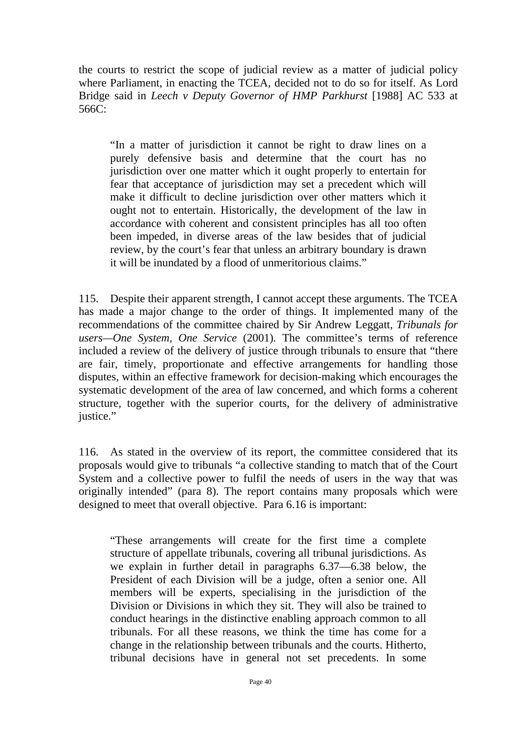the courts to restrict the scope of judicial review as a matter of judicial policy where Parliament, in enacting the TCEA, decided not to do so for itself. As Lord Bridge said in *Leech v Deputy Governor of HMP Parkhurst* [1988] AC 533 at 566C:

> "In a matter of jurisdiction it cannot be right to draw lines on a purely defensive basis and determine that the court has no jurisdiction over one matter which it ought properly to entertain for fear that acceptance of jurisdiction may set a precedent which will make it difficult to decline jurisdiction over other matters which it ought not to entertain. Historically, the development of the law in accordance with coherent and consistent principles has all too often been impeded, in diverse areas of the law besides that of judicial review, by the court's fear that unless an arbitrary boundary is drawn it will be inundated by a flood of unmeritorious claims."

115. Despite their apparent strength, I cannot accept these arguments. The TCEA has made a major change to the order of things. It implemented many of the recommendations of the committee chaired by Sir Andrew Leggatt, *Tribunals for users—One System, One Service* (2001). The committee's terms of reference included a review of the delivery of justice through tribunals to ensure that "there are fair, timely, proportionate and effective arrangements for handling those disputes, within an effective framework for decision-making which encourages the systematic development of the area of law concerned, and which forms a coherent structure, together with the superior courts, for the delivery of administrative justice."

116. As stated in the overview of its report, the committee considered that its proposals would give to tribunals "a collective standing to match that of the Court System and a collective power to fulfil the needs of users in the way that was originally intended" (para 8). The report contains many proposals which were designed to meet that overall objective. Para 6.16 is important:

> "These arrangements will create for the first time a complete structure of appellate tribunals, covering all tribunal jurisdictions. As we explain in further detail in paragraphs 6.37—6.38 below, the President of each Division will be a judge, often a senior one. All members will be experts, specialising in the jurisdiction of the Division or Divisions in which they sit. They will also be trained to conduct hearings in the distinctive enabling approach common to all tribunals. For all these reasons, we think the time has come for a change in the relationship between tribunals and the courts. Hitherto, tribunal decisions have in general not set precedents. In some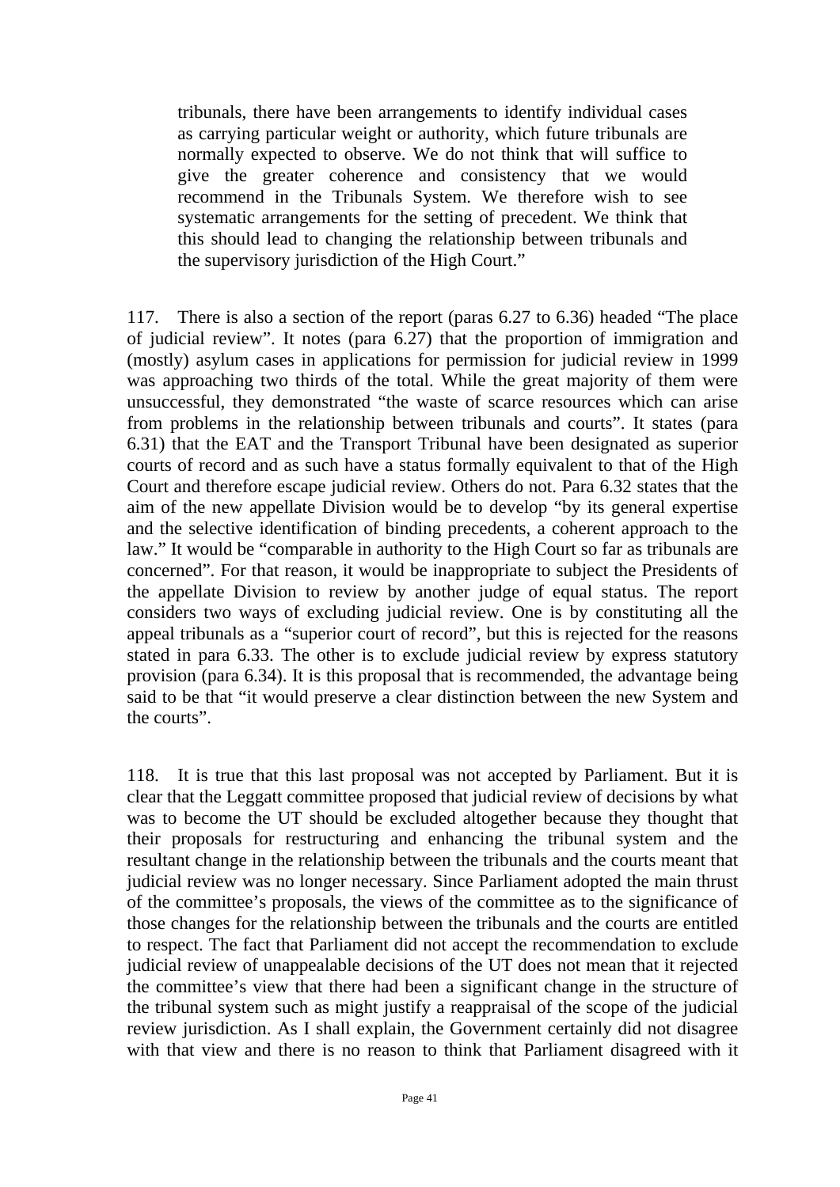> tribunals, there have been arrangements to identify individual cases as carrying particular weight or authority, which future tribunals are normally expected to observe. We do not think that will suffice to give the greater coherence and consistency that we would recommend in the Tribunals System. We therefore wish to see systematic arrangements for the setting of precedent. We think that this should lead to changing the relationship between tribunals and the supervisory jurisdiction of the High Court."

117. There is also a section of the report (paras 6.27 to 6.36) headed "The place of judicial review". It notes (para 6.27) that the proportion of immigration and (mostly) asylum cases in applications for permission for judicial review in 1999 was approaching two thirds of the total. While the great majority of them were unsuccessful, they demonstrated "the waste of scarce resources which can arise from problems in the relationship between tribunals and courts". It states (para 6.31) that the EAT and the Transport Tribunal have been designated as superior courts of record and as such have a status formally equivalent to that of the High Court and therefore escape judicial review. Others do not. Para 6.32 states that the aim of the new appellate Division would be to develop "by its general expertise and the selective identification of binding precedents, a coherent approach to the law." It would be "comparable in authority to the High Court so far as tribunals are concerned". For that reason, it would be inappropriate to subject the Presidents of the appellate Division to review by another judge of equal status. The report considers two ways of excluding judicial review. One is by constituting all the appeal tribunals as a "superior court of record", but this is rejected for the reasons stated in para 6.33. The other is to exclude judicial review by express statutory provision (para 6.34). It is this proposal that is recommended, the advantage being said to be that "it would preserve a clear distinction between the new System and the courts".

118. It is true that this last proposal was not accepted by Parliament. But it is clear that the Leggatt committee proposed that judicial review of decisions by what was to become the UT should be excluded altogether because they thought that their proposals for restructuring and enhancing the tribunal system and the resultant change in the relationship between the tribunals and the courts meant that judicial review was no longer necessary. Since Parliament adopted the main thrust of the committee's proposals, the views of the committee as to the significance of those changes for the relationship between the tribunals and the courts are entitled to respect. The fact that Parliament did not accept the recommendation to exclude judicial review of unappealable decisions of the UT does not mean that it rejected the committee's view that there had been a significant change in the structure of the tribunal system such as might justify a reappraisal of the scope of the judicial review jurisdiction. As I shall explain, the Government certainly did not disagree with that view and there is no reason to think that Parliament disagreed with it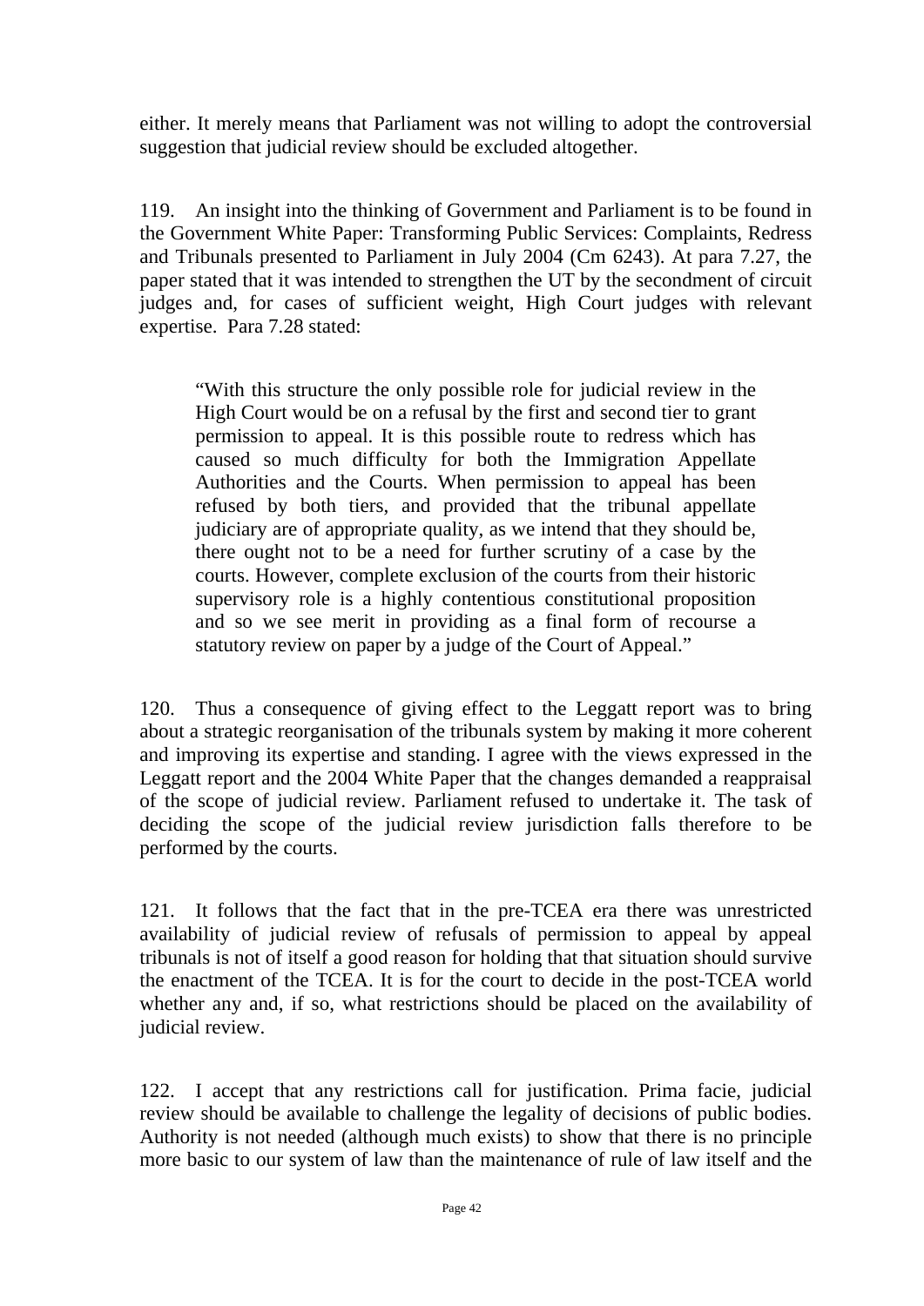either. It merely means that Parliament was not willing to adopt the controversial suggestion that judicial review should be excluded altogether.

119. An insight into the thinking of Government and Parliament is to be found in the Government White Paper: Transforming Public Services: Complaints, Redress and Tribunals presented to Parliament in July 2004 (Cm 6243). At para 7.27, the paper stated that it was intended to strengthen the UT by the secondment of circuit judges and, for cases of sufficient weight, High Court judges with relevant expertise. Para 7.28 stated:

> "With this structure the only possible role for judicial review in the High Court would be on a refusal by the first and second tier to grant permission to appeal. It is this possible route to redress which has caused so much difficulty for both the Immigration Appellate Authorities and the Courts. When permission to appeal has been refused by both tiers, and provided that the tribunal appellate judiciary are of appropriate quality, as we intend that they should be, there ought not to be a need for further scrutiny of a case by the courts. However, complete exclusion of the courts from their historic supervisory role is a highly contentious constitutional proposition and so we see merit in providing as a final form of recourse a statutory review on paper by a judge of the Court of Appeal."

120. Thus a consequence of giving effect to the Leggatt report was to bring about a strategic reorganisation of the tribunals system by making it more coherent and improving its expertise and standing. I agree with the views expressed in the Leggatt report and the 2004 White Paper that the changes demanded a reappraisal of the scope of judicial review. Parliament refused to undertake it. The task of deciding the scope of the judicial review jurisdiction falls therefore to be performed by the courts.

121. It follows that the fact that in the pre-TCEA era there was unrestricted availability of judicial review of refusals of permission to appeal by appeal tribunals is not of itself a good reason for holding that that situation should survive the enactment of the TCEA. It is for the court to decide in the post-TCEA world whether any and, if so, what restrictions should be placed on the availability of judicial review.

122. I accept that any restrictions call for justification. Prima facie, judicial review should be available to challenge the legality of decisions of public bodies. Authority is not needed (although much exists) to show that there is no principle more basic to our system of law than the maintenance of rule of law itself and the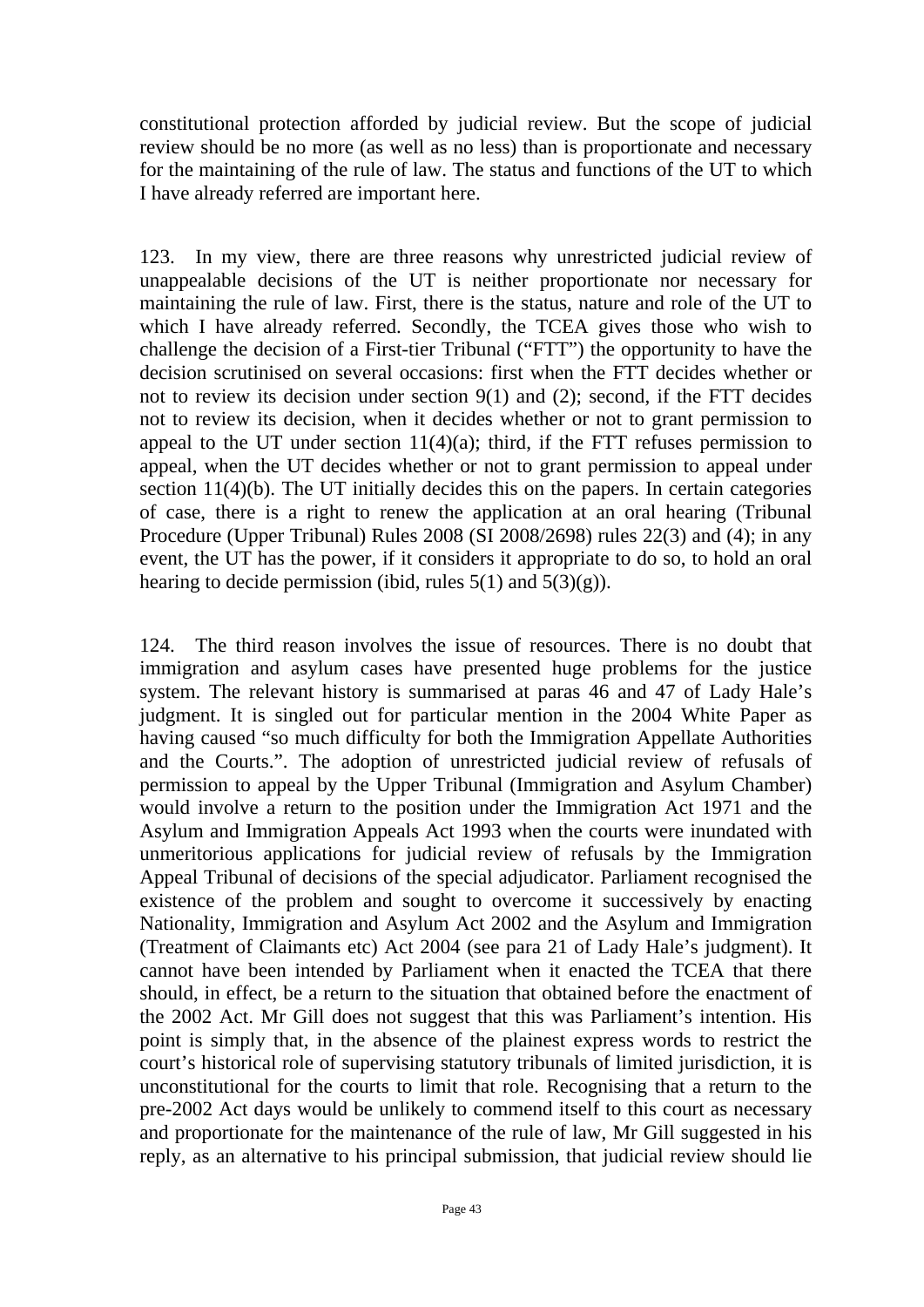constitutional protection afforded by judicial review. But the scope of judicial review should be no more (as well as no less) than is proportionate and necessary for the maintaining of the rule of law. The status and functions of the UT to which I have already referred are important here.

123. In my view, there are three reasons why unrestricted judicial review of unappealable decisions of the UT is neither proportionate nor necessary for maintaining the rule of law. First, there is the status, nature and role of the UT to which I have already referred. Secondly, the TCEA gives those who wish to challenge the decision of a First-tier Tribunal ("FTT") the opportunity to have the decision scrutinised on several occasions: first when the FTT decides whether or not to review its decision under section 9(1) and (2); second, if the FTT decides not to review its decision, when it decides whether or not to grant permission to appeal to the UT under section 11(4)(a); third, if the FTT refuses permission to appeal, when the UT decides whether or not to grant permission to appeal under section 11(4)(b). The UT initially decides this on the papers. In certain categories of case, there is a right to renew the application at an oral hearing (Tribunal Procedure (Upper Tribunal) Rules 2008 (SI 2008/2698) rules 22(3) and (4); in any event, the UT has the power, if it considers it appropriate to do so, to hold an oral hearing to decide permission (ibid, rules 5(1) and 5(3)(g)).

124. The third reason involves the issue of resources. There is no doubt that immigration and asylum cases have presented huge problems for the justice system. The relevant history is summarised at paras 46 and 47 of Lady Hale's judgment. It is singled out for particular mention in the 2004 White Paper as having caused "so much difficulty for both the Immigration Appellate Authorities and the Courts.". The adoption of unrestricted judicial review of refusals of permission to appeal by the Upper Tribunal (Immigration and Asylum Chamber) would involve a return to the position under the Immigration Act 1971 and the Asylum and Immigration Appeals Act 1993 when the courts were inundated with unmeritorious applications for judicial review of refusals by the Immigration Appeal Tribunal of decisions of the special adjudicator. Parliament recognised the existence of the problem and sought to overcome it successively by enacting Nationality, Immigration and Asylum Act 2002 and the Asylum and Immigration (Treatment of Claimants etc) Act 2004 (see para 21 of Lady Hale's judgment). It cannot have been intended by Parliament when it enacted the TCEA that there should, in effect, be a return to the situation that obtained before the enactment of the 2002 Act. Mr Gill does not suggest that this was Parliament's intention. His point is simply that, in the absence of the plainest express words to restrict the court's historical role of supervising statutory tribunals of limited jurisdiction, it is unconstitutional for the courts to limit that role. Recognising that a return to the pre-2002 Act days would be unlikely to commend itself to this court as necessary and proportionate for the maintenance of the rule of law, Mr Gill suggested in his reply, as an alternative to his principal submission, that judicial review should lie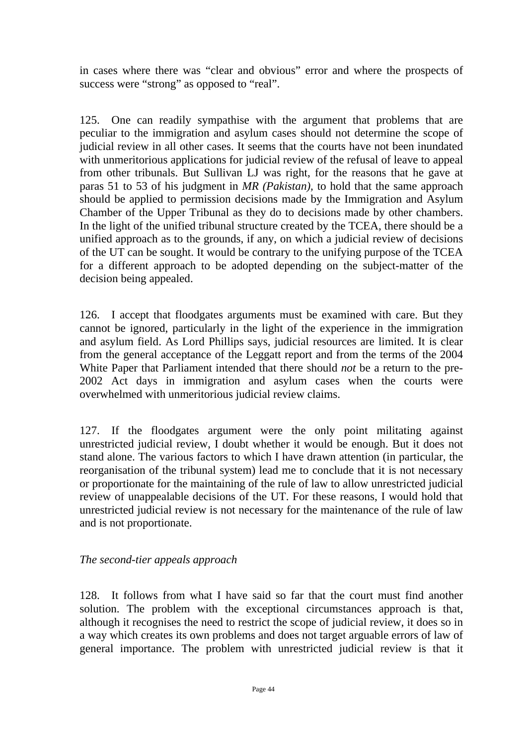in cases where there was "clear and obvious" error and where the prospects of success were "strong" as opposed to "real".

125. One can readily sympathise with the argument that problems that are peculiar to the immigration and asylum cases should not determine the scope of judicial review in all other cases. It seems that the courts have not been inundated with unmeritorious applications for judicial review of the refusal of leave to appeal from other tribunals. But Sullivan LJ was right, for the reasons that he gave at paras 51 to 53 of his judgment in *MR (Pakistan)*, to hold that the same approach should be applied to permission decisions made by the Immigration and Asylum Chamber of the Upper Tribunal as they do to decisions made by other chambers. In the light of the unified tribunal structure created by the TCEA, there should be a unified approach as to the grounds, if any, on which a judicial review of decisions of the UT can be sought. It would be contrary to the unifying purpose of the TCEA for a different approach to be adopted depending on the subject-matter of the decision being appealed.

126. I accept that floodgates arguments must be examined with care. But they cannot be ignored, particularly in the light of the experience in the immigration and asylum field. As Lord Phillips says, judicial resources are limited. It is clear from the general acceptance of the Leggatt report and from the terms of the 2004 White Paper that Parliament intended that there should *not* be a return to the pre-2002 Act days in immigration and asylum cases when the courts were overwhelmed with unmeritorious judicial review claims.

127. If the floodgates argument were the only point militating against unrestricted judicial review, I doubt whether it would be enough. But it does not stand alone. The various factors to which I have drawn attention (in particular, the reorganisation of the tribunal system) lead me to conclude that it is not necessary or proportionate for the maintaining of the rule of law to allow unrestricted judicial review of unappealable decisions of the UT. For these reasons, I would hold that unrestricted judicial review is not necessary for the maintenance of the rule of law and is not proportionate.

*The second-tier appeals approach*

128. It follows from what I have said so far that the court must find another solution. The problem with the exceptional circumstances approach is that, although it recognises the need to restrict the scope of judicial review, it does so in a way which creates its own problems and does not target arguable errors of law of general importance. The problem with unrestricted judicial review is that it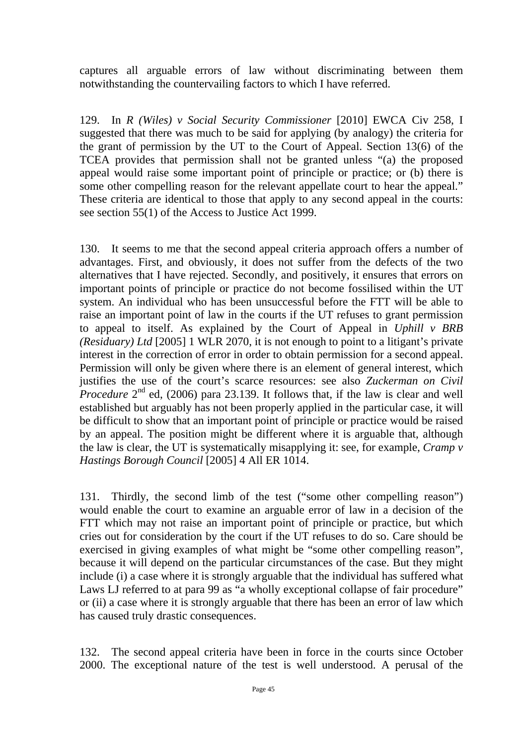captures all arguable errors of law without discriminating between them notwithstanding the countervailing factors to which I have referred.

129. In *R (Wiles) v Social Security Commissioner* [2010] EWCA Civ 258, I suggested that there was much to be said for applying (by analogy) the criteria for the grant of permission by the UT to the Court of Appeal. Section 13(6) of the TCEA provides that permission shall not be granted unless "(a) the proposed appeal would raise some important point of principle or practice; or (b) there is some other compelling reason for the relevant appellate court to hear the appeal." These criteria are identical to those that apply to any second appeal in the courts: see section 55(1) of the Access to Justice Act 1999.

130. It seems to me that the second appeal criteria approach offers a number of advantages. First, and obviously, it does not suffer from the defects of the two alternatives that I have rejected. Secondly, and positively, it ensures that errors on important points of principle or practice do not become fossilised within the UT system. An individual who has been unsuccessful before the FTT will be able to raise an important point of law in the courts if the UT refuses to grant permission to appeal to itself. As explained by the Court of Appeal in *Uphill v BRB (Residuary) Ltd* [2005] 1 WLR 2070, it is not enough to point to a litigant's private interest in the correction of error in order to obtain permission for a second appeal. Permission will only be given where there is an element of general interest, which justifies the use of the court's scarce resources: see also *Zuckerman on Civil Procedure* 2nd ed, (2006) para 23.139. It follows that, if the law is clear and well established but arguably has not been properly applied in the particular case, it will be difficult to show that an important point of principle or practice would be raised by an appeal. The position might be different where it is arguable that, although the law is clear, the UT is systematically misapplying it: see, for example, *Cramp v Hastings Borough Council* [2005] 4 All ER 1014.

131. Thirdly, the second limb of the test ("some other compelling reason") would enable the court to examine an arguable error of law in a decision of the FTT which may not raise an important point of principle or practice, but which cries out for consideration by the court if the UT refuses to do so. Care should be exercised in giving examples of what might be "some other compelling reason", because it will depend on the particular circumstances of the case. But they might include (i) a case where it is strongly arguable that the individual has suffered what Laws LJ referred to at para 99 as "a wholly exceptional collapse of fair procedure" or (ii) a case where it is strongly arguable that there has been an error of law which has caused truly drastic consequences.

132. The second appeal criteria have been in force in the courts since October 2000. The exceptional nature of the test is well understood. A perusal of the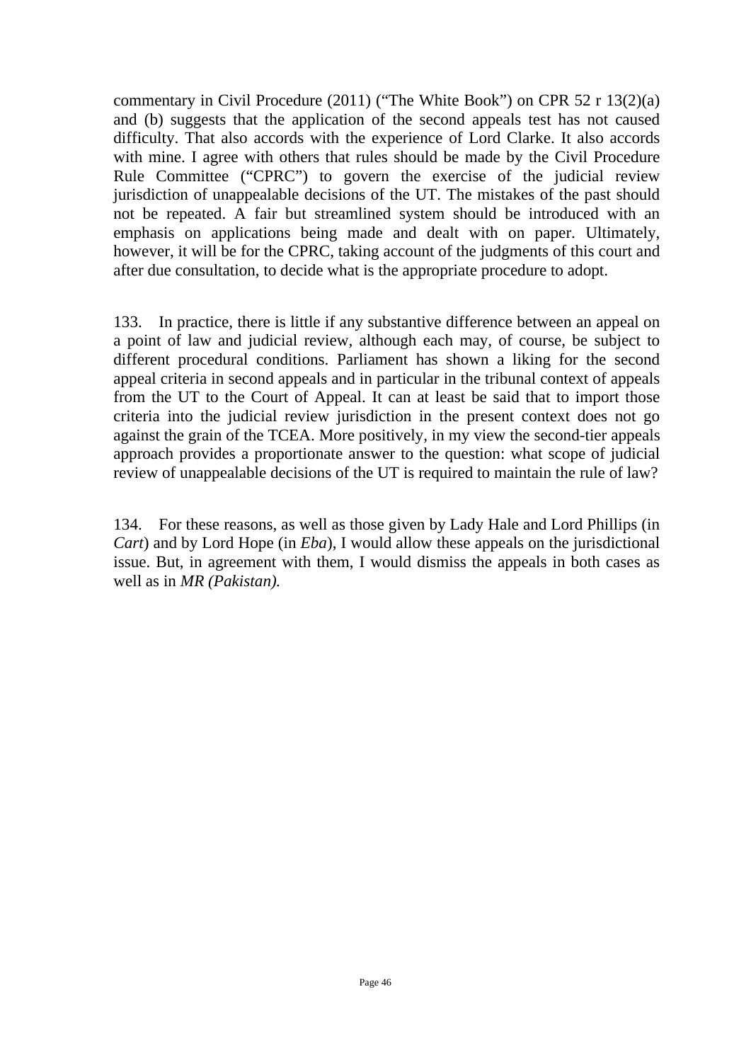commentary in Civil Procedure (2011) (“The White Book”) on CPR 52 r 13(2)(a) and (b) suggests that the application of the second appeals test has not caused difficulty. That also accords with the experience of Lord Clarke. It also accords with mine. I agree with others that rules should be made by the Civil Procedure Rule Committee (“CPRC”) to govern the exercise of the judicial review jurisdiction of unappealable decisions of the UT. The mistakes of the past should not be repeated. A fair but streamlined system should be introduced with an emphasis on applications being made and dealt with on paper. Ultimately, however, it will be for the CPRC, taking account of the judgments of this court and after due consultation, to decide what is the appropriate procedure to adopt.

133. In practice, there is little if any substantive difference between an appeal on a point of law and judicial review, although each may, of course, be subject to different procedural conditions. Parliament has shown a liking for the second appeal criteria in second appeals and in particular in the tribunal context of appeals from the UT to the Court of Appeal. It can at least be said that to import those criteria into the judicial review jurisdiction in the present context does not go against the grain of the TCEA. More positively, in my view the second-tier appeals approach provides a proportionate answer to the question: what scope of judicial review of unappealable decisions of the UT is required to maintain the rule of law?

134. For these reasons, as well as those given by Lady Hale and Lord Phillips (in *Cart*) and by Lord Hope (in *Eba*), I would allow these appeals on the jurisdictional issue. But, in agreement with them, I would dismiss the appeals in both cases as well as in *MR (Pakistan).*